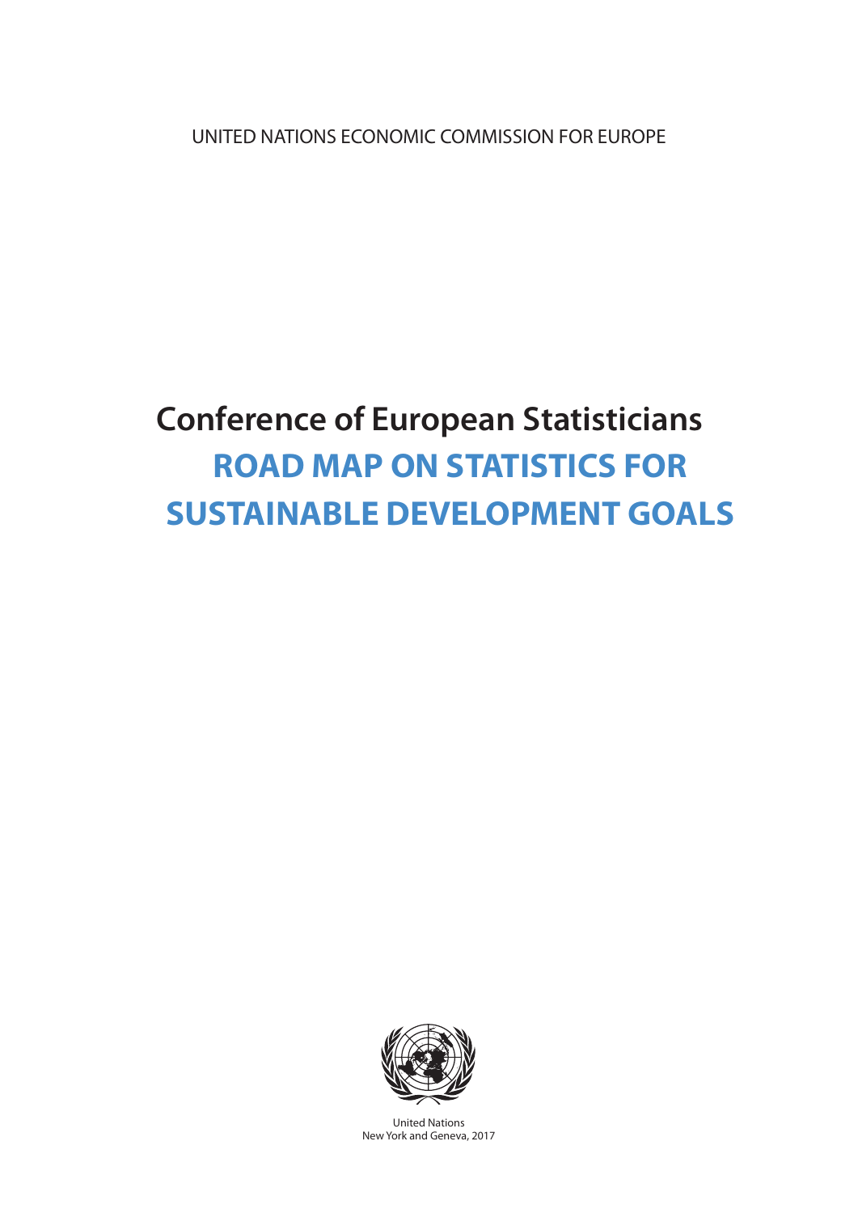UNITED NATIONS ECONOMIC COMMISSION FOR EUROPE

# Conference of European Statisticians

# ROAD MAP ON STATISTICS FOR SUSTAINABLE DEVELOPMENT GOALS

United Nations
New York and Geneva, 2017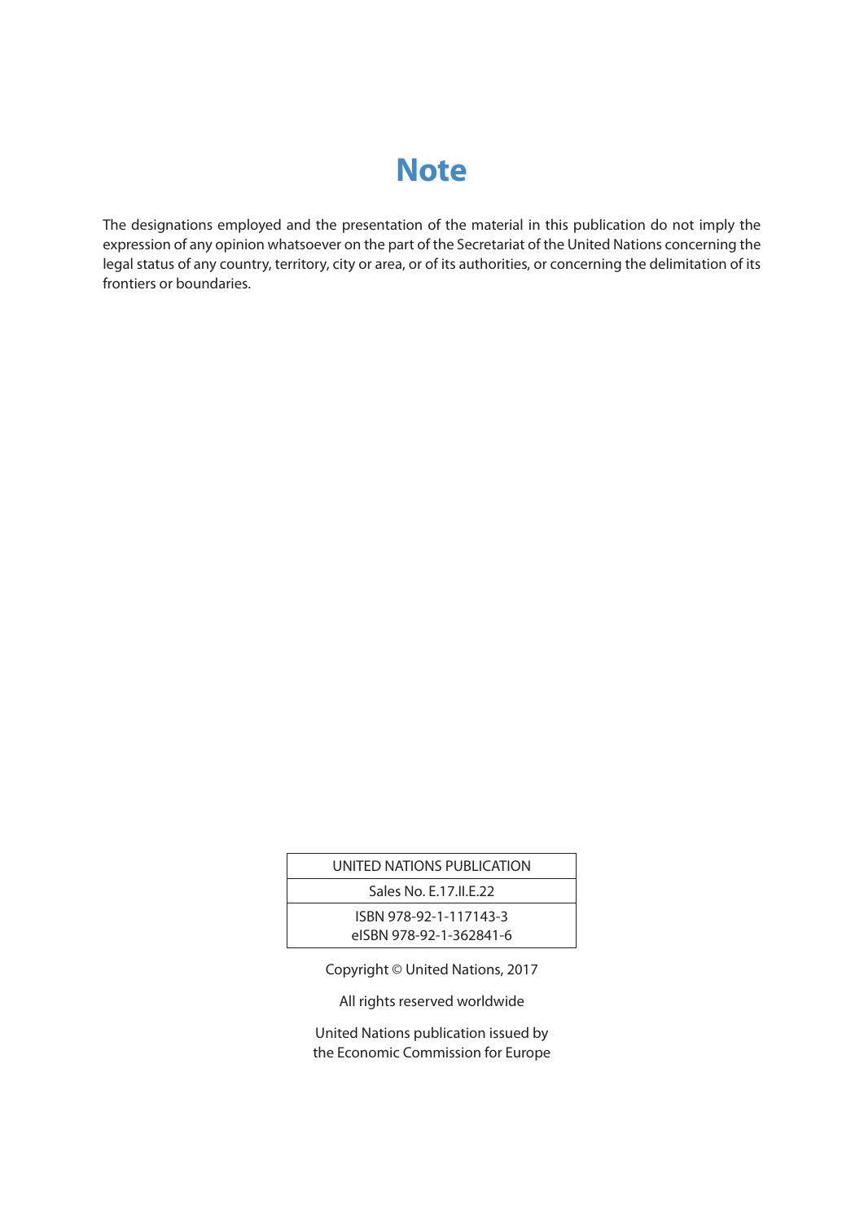# Note

The designations employed and the presentation of the material in this publication do not imply the expression of any opinion whatsoever on the part of the Secretariat of the United Nations concerning the legal status of any country, territory, city or area, or of its authorities, or concerning the delimitation of its frontiers or boundaries.

| UNITED NATIONS PUBLICATION |
| --- |
| Sales No. E.17.II.E.22 |
| ISBN 978-92-1-117143-3<br>eISBN 978-92-1-362841-6 |

Copyright © United Nations, 2017

All rights reserved worldwide

United Nations publication issued by the Economic Commission for Europe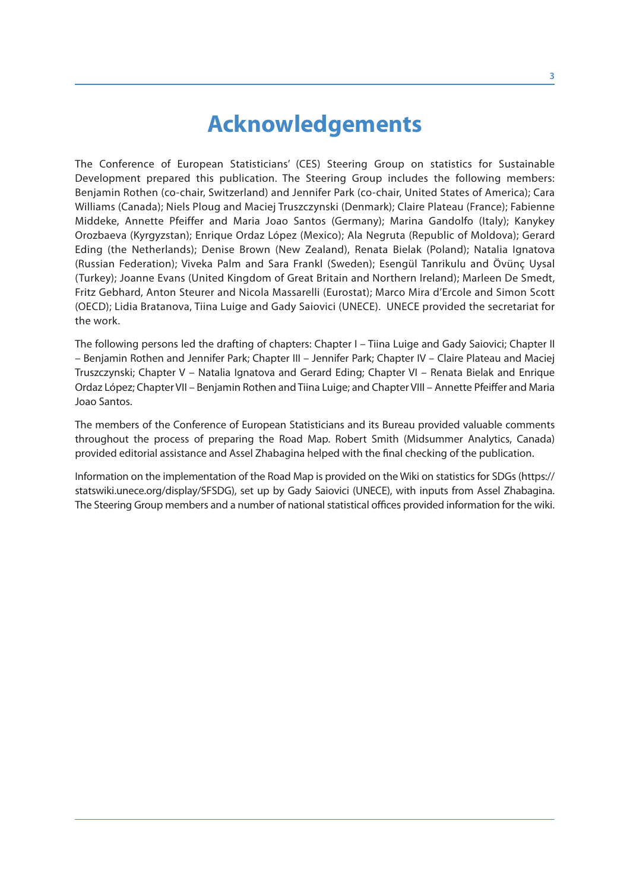# Acknowledgements

The Conference of European Statisticians' (CES) Steering Group on statistics for Sustainable Development prepared this publication. The Steering Group includes the following members: Benjamin Rothen (co-chair, Switzerland) and Jennifer Park (co-chair, United States of America); Cara Williams (Canada); Niels Ploug and Maciej Truszczynski (Denmark); Claire Plateau (France); Fabienne Middeke, Annette Pfeiffer and Maria Joao Santos (Germany); Marina Gandolfo (Italy); Kanykey Orozbaeva (Kyrgyzstan); Enrique Ordaz López (Mexico); Ala Negruta (Republic of Moldova); Gerard Eding (the Netherlands); Denise Brown (New Zealand), Renata Bielak (Poland); Natalia Ignatova (Russian Federation); Viveka Palm and Sara Frankl (Sweden); Esengül Tanrikulu and Övünç Uysal (Turkey); Joanne Evans (United Kingdom of Great Britain and Northern Ireland); Marleen De Smedt, Fritz Gebhard, Anton Steurer and Nicola Massarelli (Eurostat); Marco Mira d'Ercole and Simon Scott (OECD); Lidia Bratanova, Tiina Luige and Gady Saiovici (UNECE). UNECE provided the secretariat for the work.

The following persons led the drafting of chapters: Chapter I – Tiina Luige and Gady Saiovici; Chapter II – Benjamin Rothen and Jennifer Park; Chapter III – Jennifer Park; Chapter IV – Claire Plateau and Maciej Truszczynski; Chapter V – Natalia Ignatova and Gerard Eding; Chapter VI – Renata Bielak and Enrique Ordaz López; Chapter VII – Benjamin Rothen and Tiina Luige; and Chapter VIII – Annette Pfeiffer and Maria Joao Santos.

The members of the Conference of European Statisticians and its Bureau provided valuable comments throughout the process of preparing the Road Map. Robert Smith (Midsummer Analytics, Canada) provided editorial assistance and Assel Zhabagina helped with the final checking of the publication.

Information on the implementation of the Road Map is provided on the Wiki on statistics for SDGs (https://statswiki.unece.org/display/SFSDG), set up by Gady Saiovici (UNECE), with inputs from Assel Zhabagina. The Steering Group members and a number of national statistical offices provided information for the wiki.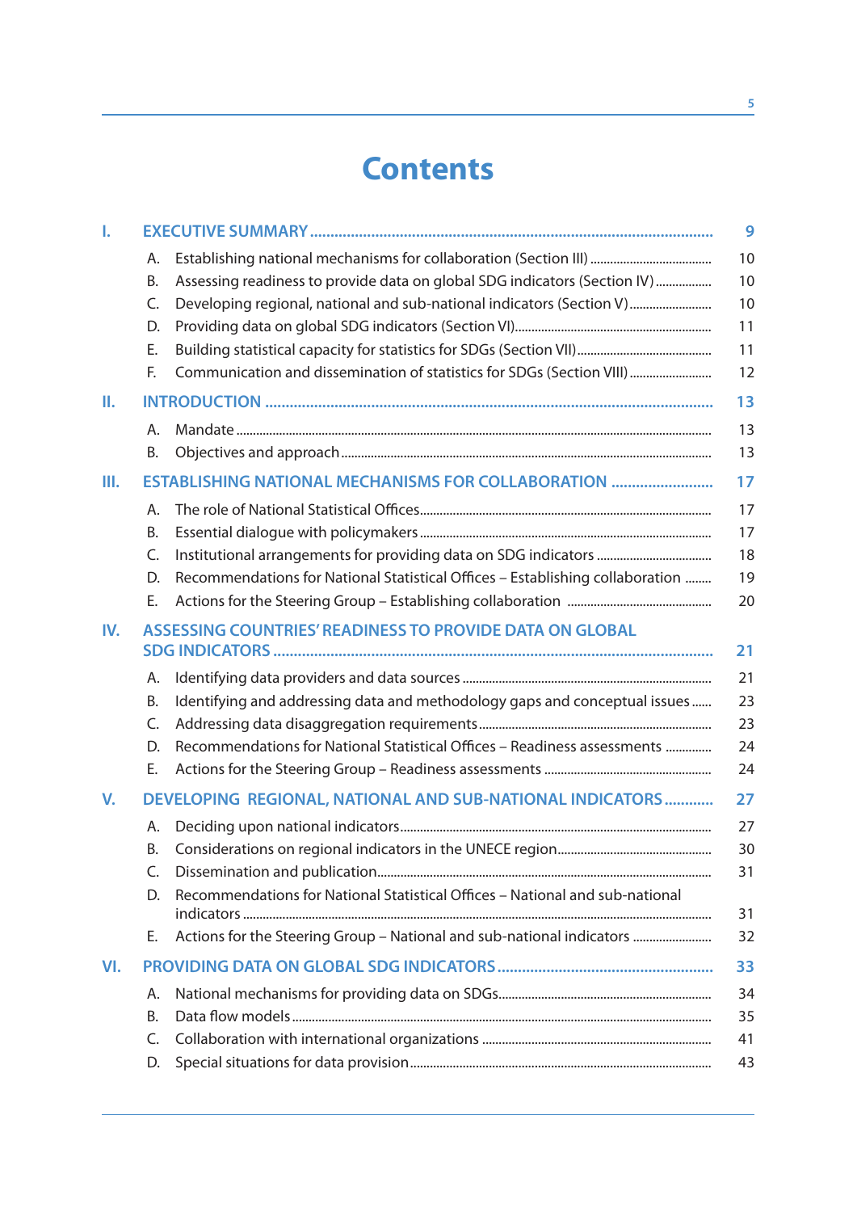# Contents

| | | | |
|---|---|---|---|
| **I.** | **EXECUTIVE SUMMARY** | | **9** |
| | A. | Establishing national mechanisms for collaboration (Section III) | 10 |
| | B. | Assessing readiness to provide data on global SDG indicators (Section IV) | 10 |
| | C. | Developing regional, national and sub-national indicators (Section V) | 10 |
| | D. | Providing data on global SDG indicators (Section VI) | 11 |
| | E. | Building statistical capacity for statistics for SDGs (Section VII) | 11 |
| | F. | Communication and dissemination of statistics for SDGs (Section VIII) | 12 |
| **II.** | **INTRODUCTION** | | **13** |
| | A. | Mandate | 13 |
| | B. | Objectives and approach | 13 |
| **III.** | **ESTABLISHING NATIONAL MECHANISMS FOR COLLABORATION** | | **17** |
| | A. | The role of National Statistical Offices | 17 |
| | B. | Essential dialogue with policymakers | 17 |
| | C. | Institutional arrangements for providing data on SDG indicators | 18 |
| | D. | Recommendations for National Statistical Offices – Establishing collaboration | 19 |
| | E. | Actions for the Steering Group – Establishing collaboration | 20 |
| **IV.** | **ASSESSING COUNTRIES' READINESS TO PROVIDE DATA ON GLOBAL SDG INDICATORS** | | **21** |
| | A. | Identifying data providers and data sources | 21 |
| | B. | Identifying and addressing data and methodology gaps and conceptual issues | 23 |
| | C. | Addressing data disaggregation requirements | 23 |
| | D. | Recommendations for National Statistical Offices – Readiness assessments | 24 |
| | E. | Actions for the Steering Group – Readiness assessments | 24 |
| **V.** | **DEVELOPING REGIONAL, NATIONAL AND SUB-NATIONAL INDICATORS** | | **27** |
| | A. | Deciding upon national indicators | 27 |
| | B. | Considerations on regional indicators in the UNECE region | 30 |
| | C. | Dissemination and publication | 31 |
| | D. | Recommendations for National Statistical Offices – National and sub-national indicators | 31 |
| | E. | Actions for the Steering Group – National and sub-national indicators | 32 |
| **VI.** | **PROVIDING DATA ON GLOBAL SDG INDICATORS** | | **33** |
| | A. | National mechanisms for providing data on SDGs | 34 |
| | B. | Data flow models | 35 |
| | C. | Collaboration with international organizations | 41 |
| | D. | Special situations for data provision | 43 |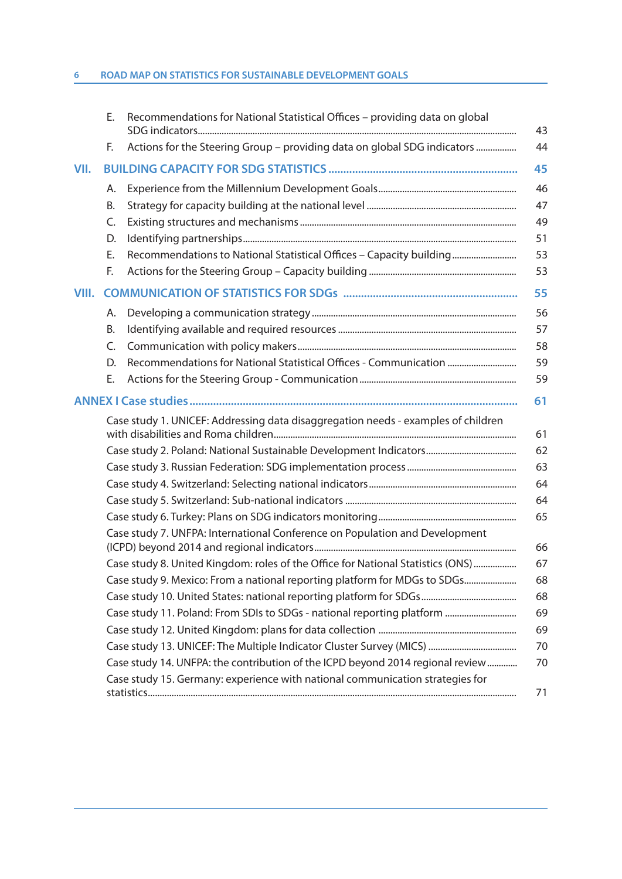| | | |
|---|---|---|
| | E. Recommendations for National Statistical Offices – providing data on global SDG indicators | 43 |
| | F. Actions for the Steering Group – providing data on global SDG indicators | 44 |
| **VII.** | **BUILDING CAPACITY FOR SDG STATISTICS** | **45** |
| | A. Experience from the Millennium Development Goals | 46 |
| | B. Strategy for capacity building at the national level | 47 |
| | C. Existing structures and mechanisms | 49 |
| | D. Identifying partnerships | 51 |
| | E. Recommendations to National Statistical Offices – Capacity building | 53 |
| | F. Actions for the Steering Group – Capacity building | 53 |
| **VIII.** | **COMMUNICATION OF STATISTICS FOR SDGs** | **55** |
| | A. Developing a communication strategy | 56 |
| | B. Identifying available and required resources | 57 |
| | C. Communication with policy makers | 58 |
| | D. Recommendations for National Statistical Offices - Communication | 59 |
| | E. Actions for the Steering Group - Communication | 59 |
| **ANNEX I** | **Case studies** | **61** |
| | Case study 1. UNICEF: Addressing data disaggregation needs - examples of children with disabilities and Roma children | 61 |
| | Case study 2. Poland: National Sustainable Development Indicators | 62 |
| | Case study 3. Russian Federation: SDG implementation process | 63 |
| | Case study 4. Switzerland: Selecting national indicators | 64 |
| | Case study 5. Switzerland: Sub-national indicators | 64 |
| | Case study 6. Turkey: Plans on SDG indicators monitoring | 65 |
| | Case study 7. UNFPA: International Conference on Population and Development (ICPD) beyond 2014 and regional indicators | 66 |
| | Case study 8. United Kingdom: roles of the Office for National Statistics (ONS) | 67 |
| | Case study 9. Mexico: From a national reporting platform for MDGs to SDGs | 68 |
| | Case study 10. United States: national reporting platform for SDGs | 68 |
| | Case study 11. Poland: From SDIs to SDGs - national reporting platform | 69 |
| | Case study 12. United Kingdom: plans for data collection | 69 |
| | Case study 13. UNICEF: The Multiple Indicator Cluster Survey (MICS) | 70 |
| | Case study 14. UNFPA: the contribution of the ICPD beyond 2014 regional review | 70 |
| | Case study 15. Germany: experience with national communication strategies for statistics | 71 |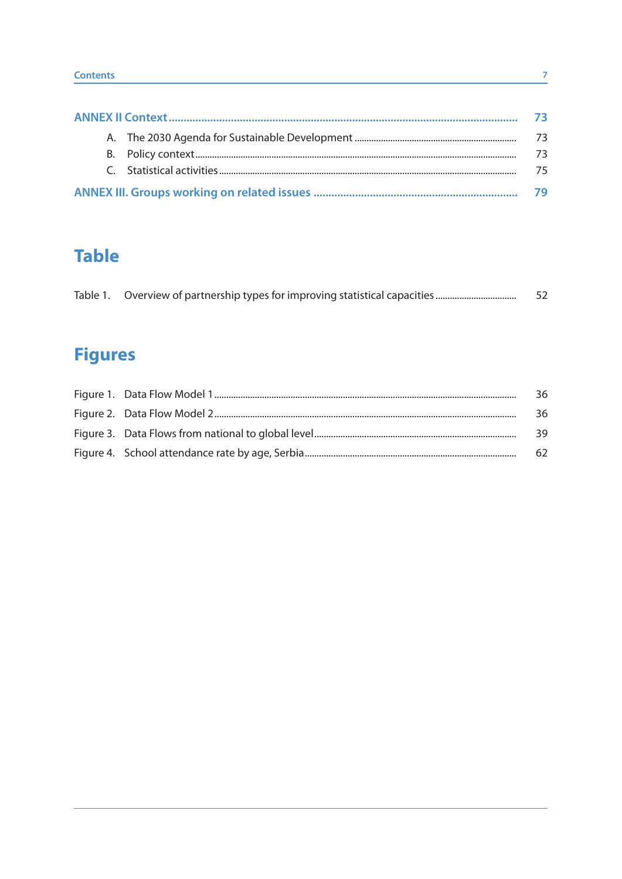ANNEX II Context ........................................................................................................................ 73

- A. The 2030 Agenda for Sustainable Development ........................................................................ 73
- B. Policy context ........................................................................................................................ 73
- C. Statistical activities .................................................................................................................. 75

ANNEX III. Groups working on related issues ...................................................................... 79

# Table

Table 1. Overview of partnership types for improving statistical capacities ................................. 52

# Figures

Figure 1. Data Flow Model 1 ........................................................................................................ 36

Figure 2. Data Flow Model 2 ........................................................................................................ 36

Figure 3. Data Flows from national to global level ....................................................................... 39

Figure 4. School attendance rate by age, Serbia ........................................................................... 62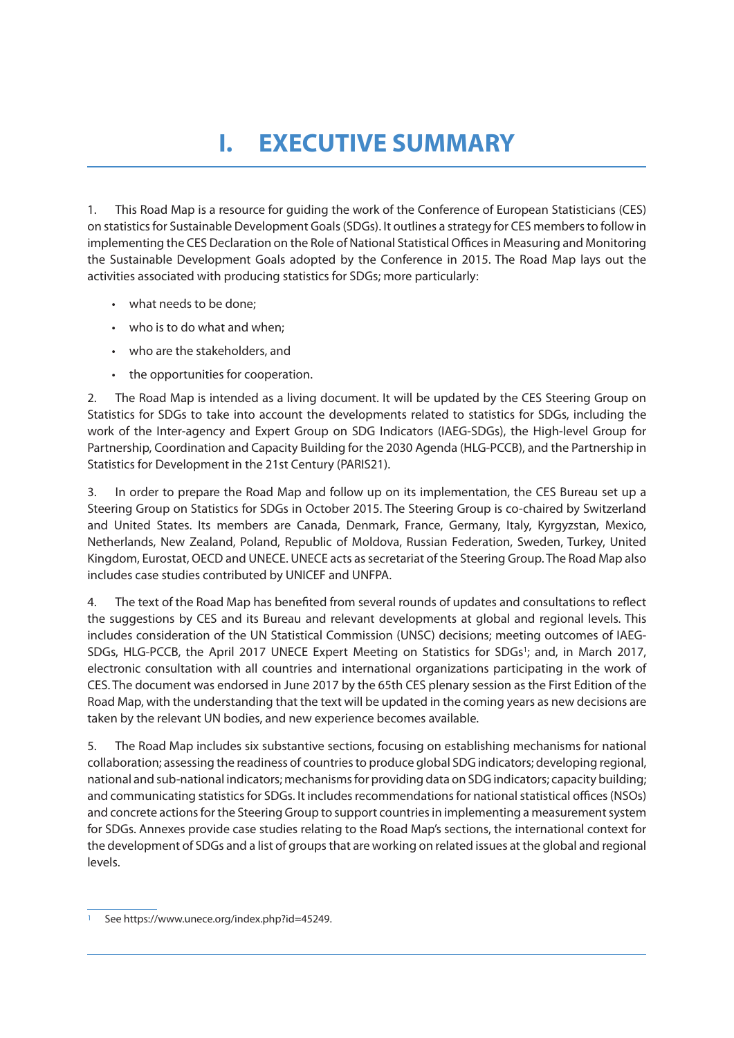# I. EXECUTIVE SUMMARY

1. This Road Map is a resource for guiding the work of the Conference of European Statisticians (CES) on statistics for Sustainable Development Goals (SDGs). It outlines a strategy for CES members to follow in implementing the CES Declaration on the Role of National Statistical Offices in Measuring and Monitoring the Sustainable Development Goals adopted by the Conference in 2015. The Road Map lays out the activities associated with producing statistics for SDGs; more particularly:

- what needs to be done;
- who is to do what and when;
- who are the stakeholders, and
- the opportunities for cooperation.

2. The Road Map is intended as a living document. It will be updated by the CES Steering Group on Statistics for SDGs to take into account the developments related to statistics for SDGs, including the work of the Inter-agency and Expert Group on SDG Indicators (IAEG-SDGs), the High-level Group for Partnership, Coordination and Capacity Building for the 2030 Agenda (HLG-PCCB), and the Partnership in Statistics for Development in the 21st Century (PARIS21).

3. In order to prepare the Road Map and follow up on its implementation, the CES Bureau set up a Steering Group on Statistics for SDGs in October 2015. The Steering Group is co-chaired by Switzerland and United States. Its members are Canada, Denmark, France, Germany, Italy, Kyrgyzstan, Mexico, Netherlands, New Zealand, Poland, Republic of Moldova, Russian Federation, Sweden, Turkey, United Kingdom, Eurostat, OECD and UNECE. UNECE acts as secretariat of the Steering Group. The Road Map also includes case studies contributed by UNICEF and UNFPA.

4. The text of the Road Map has benefited from several rounds of updates and consultations to reflect the suggestions by CES and its Bureau and relevant developments at global and regional levels. This includes consideration of the UN Statistical Commission (UNSC) decisions; meeting outcomes of IAEG-SDGs, HLG-PCCB, the April 2017 UNECE Expert Meeting on Statistics for SDGs[1]; and, in March 2017, electronic consultation with all countries and international organizations participating in the work of CES. The document was endorsed in June 2017 by the 65th CES plenary session as the First Edition of the Road Map, with the understanding that the text will be updated in the coming years as new decisions are taken by the relevant UN bodies, and new experience becomes available.

5. The Road Map includes six substantive sections, focusing on establishing mechanisms for national collaboration; assessing the readiness of countries to produce global SDG indicators; developing regional, national and sub-national indicators; mechanisms for providing data on SDG indicators; capacity building; and communicating statistics for SDGs. It includes recommendations for national statistical offices (NSOs) and concrete actions for the Steering Group to support countries in implementing a measurement system for SDGs. Annexes provide case studies relating to the Road Map's sections, the international context for the development of SDGs and a list of groups that are working on related issues at the global and regional levels.

---

[1] See https://www.unece.org/index.php?id=45249.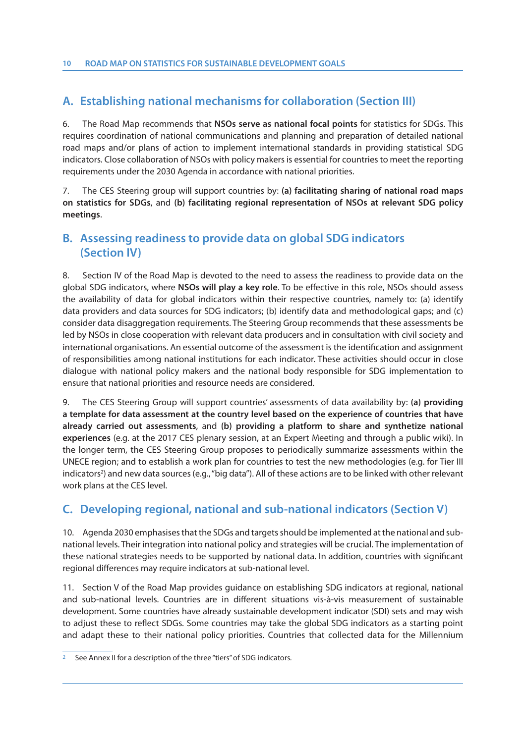## A. Establishing national mechanisms for collaboration (Section III)

6. The Road Map recommends that **NSOs serve as national focal points** for statistics for SDGs. This requires coordination of national communications and planning and preparation of detailed national road maps and/or plans of action to implement international standards in providing statistical SDG indicators. Close collaboration of NSOs with policy makers is essential for countries to meet the reporting requirements under the 2030 Agenda in accordance with national priorities.

7. The CES Steering group will support countries by: **(a) facilitating sharing of national road maps on statistics for SDGs**, and **(b) facilitating regional representation of NSOs at relevant SDG policy meetings**.

## B. Assessing readiness to provide data on global SDG indicators (Section IV)

8. Section IV of the Road Map is devoted to the need to assess the readiness to provide data on the global SDG indicators, where **NSOs will play a key role**. To be effective in this role, NSOs should assess the availability of data for global indicators within their respective countries, namely to: (a) identify data providers and data sources for SDG indicators; (b) identify data and methodological gaps; and (c) consider data disaggregation requirements. The Steering Group recommends that these assessments be led by NSOs in close cooperation with relevant data producers and in consultation with civil society and international organisations. An essential outcome of the assessment is the identification and assignment of responsibilities among national institutions for each indicator. These activities should occur in close dialogue with national policy makers and the national body responsible for SDG implementation to ensure that national priorities and resource needs are considered.

9. The CES Steering Group will support countries' assessments of data availability by: **(a) providing a template for data assessment at the country level based on the experience of countries that have already carried out assessments**, and **(b) providing a platform to share and synthetize national experiences** (e.g. at the 2017 CES plenary session, at an Expert Meeting and through a public wiki). In the longer term, the CES Steering Group proposes to periodically summarize assessments within the UNECE region; and to establish a work plan for countries to test the new methodologies (e.g. for Tier III indicators[2]) and new data sources (e.g., "big data"). All of these actions are to be linked with other relevant work plans at the CES level.

## C. Developing regional, national and sub-national indicators (Section V)

10. Agenda 2030 emphasises that the SDGs and targets should be implemented at the national and sub-national levels. Their integration into national policy and strategies will be crucial. The implementation of these national strategies needs to be supported by national data. In addition, countries with significant regional differences may require indicators at sub-national level.

11. Section V of the Road Map provides guidance on establishing SDG indicators at regional, national and sub-national levels. Countries are in different situations vis-à-vis measurement of sustainable development. Some countries have already sustainable development indicator (SDI) sets and may wish to adjust these to reflect SDGs. Some countries may take the global SDG indicators as a starting point and adapt these to their national policy priorities. Countries that collected data for the Millennium

[2] See Annex II for a description of the three "tiers" of SDG indicators.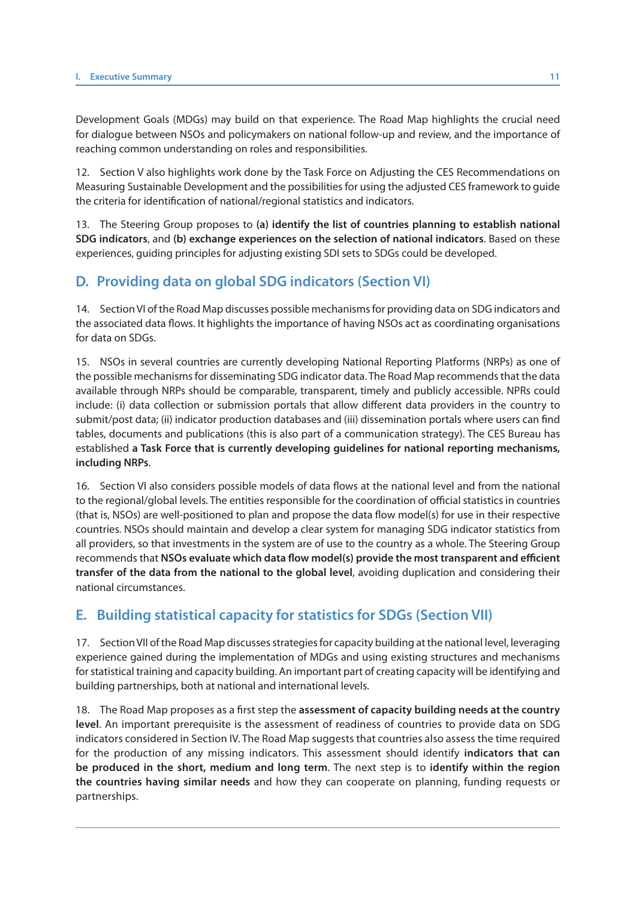Development Goals (MDGs) may build on that experience. The Road Map highlights the crucial need for dialogue between NSOs and policymakers on national follow-up and review, and the importance of reaching common understanding on roles and responsibilities.

12. Section V also highlights work done by the Task Force on Adjusting the CES Recommendations on Measuring Sustainable Development and the possibilities for using the adjusted CES framework to guide the criteria for identification of national/regional statistics and indicators.

13. The Steering Group proposes to **(a) identify the list of countries planning to establish national SDG indicators**, and **(b) exchange experiences on the selection of national indicators**. Based on these experiences, guiding principles for adjusting existing SDI sets to SDGs could be developed.

## D. Providing data on global SDG indicators (Section VI)

14. Section VI of the Road Map discusses possible mechanisms for providing data on SDG indicators and the associated data flows. It highlights the importance of having NSOs act as coordinating organisations for data on SDGs.

15. NSOs in several countries are currently developing National Reporting Platforms (NRPs) as one of the possible mechanisms for disseminating SDG indicator data. The Road Map recommends that the data available through NRPs should be comparable, transparent, timely and publicly accessible. NPRs could include: (i) data collection or submission portals that allow different data providers in the country to submit/post data; (ii) indicator production databases and (iii) dissemination portals where users can find tables, documents and publications (this is also part of a communication strategy). The CES Bureau has established **a Task Force that is currently developing guidelines for national reporting mechanisms, including NRPs**.

16. Section VI also considers possible models of data flows at the national level and from the national to the regional/global levels. The entities responsible for the coordination of official statistics in countries (that is, NSOs) are well-positioned to plan and propose the data flow model(s) for use in their respective countries. NSOs should maintain and develop a clear system for managing SDG indicator statistics from all providers, so that investments in the system are of use to the country as a whole. The Steering Group recommends that **NSOs evaluate which data flow model(s) provide the most transparent and efficient transfer of the data from the national to the global level**, avoiding duplication and considering their national circumstances.

## E. Building statistical capacity for statistics for SDGs (Section VII)

17. Section VII of the Road Map discusses strategies for capacity building at the national level, leveraging experience gained during the implementation of MDGs and using existing structures and mechanisms for statistical training and capacity building. An important part of creating capacity will be identifying and building partnerships, both at national and international levels.

18. The Road Map proposes as a first step the **assessment of capacity building needs at the country level**. An important prerequisite is the assessment of readiness of countries to provide data on SDG indicators considered in Section IV. The Road Map suggests that countries also assess the time required for the production of any missing indicators. This assessment should identify **indicators that can be produced in the short, medium and long term**. The next step is to **identify within the region the countries having similar needs** and how they can cooperate on planning, funding requests or partnerships.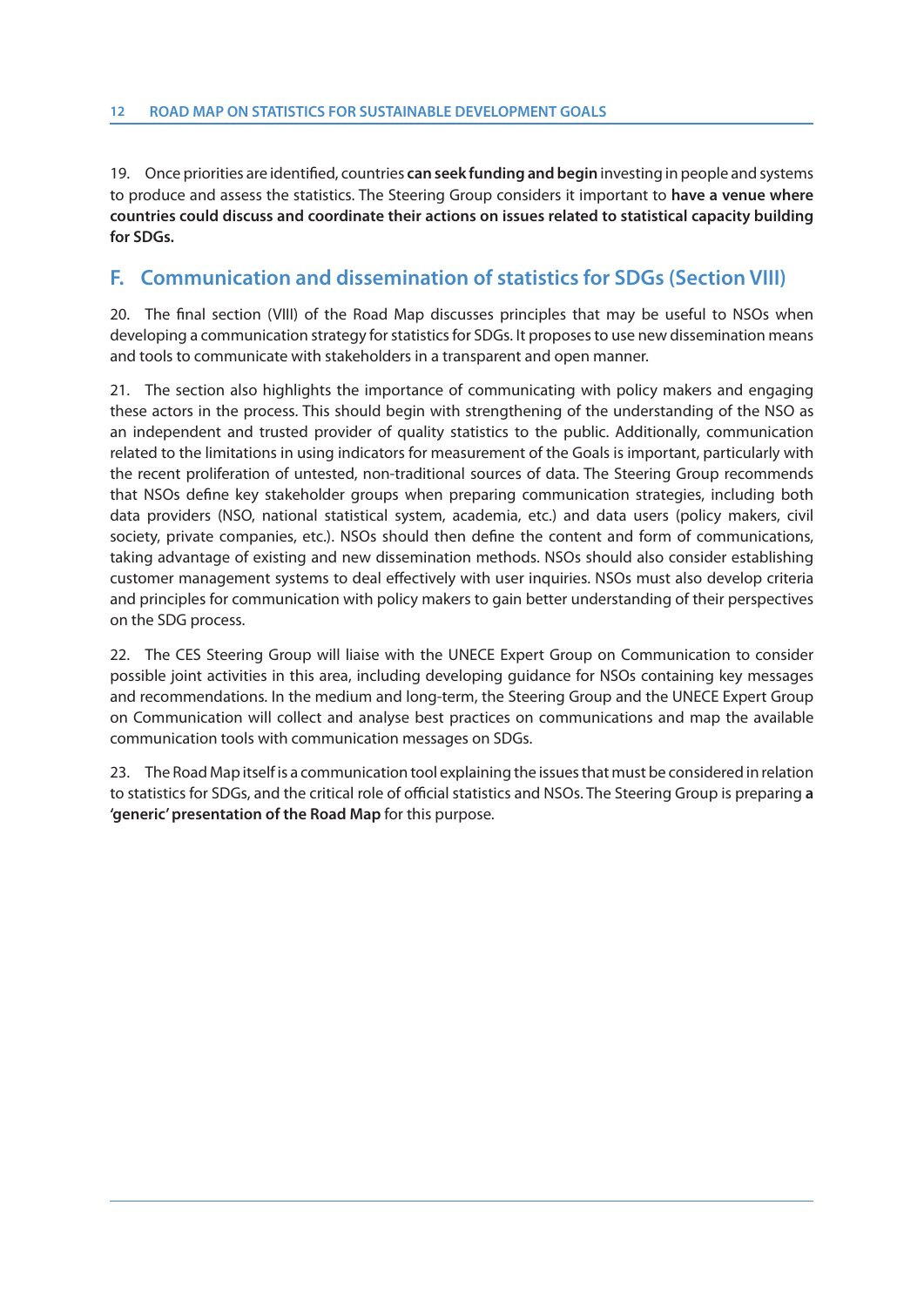19. Once priorities are identified, countries **can seek funding and begin** investing in people and systems to produce and assess the statistics. The Steering Group considers it important to **have a venue where countries could discuss and coordinate their actions on issues related to statistical capacity building for SDGs.**

## F. Communication and dissemination of statistics for SDGs (Section VIII)

20. The final section (VIII) of the Road Map discusses principles that may be useful to NSOs when developing a communication strategy for statistics for SDGs. It proposes to use new dissemination means and tools to communicate with stakeholders in a transparent and open manner.

21. The section also highlights the importance of communicating with policy makers and engaging these actors in the process. This should begin with strengthening of the understanding of the NSO as an independent and trusted provider of quality statistics to the public. Additionally, communication related to the limitations in using indicators for measurement of the Goals is important, particularly with the recent proliferation of untested, non-traditional sources of data. The Steering Group recommends that NSOs define key stakeholder groups when preparing communication strategies, including both data providers (NSO, national statistical system, academia, etc.) and data users (policy makers, civil society, private companies, etc.). NSOs should then define the content and form of communications, taking advantage of existing and new dissemination methods. NSOs should also consider establishing customer management systems to deal effectively with user inquiries. NSOs must also develop criteria and principles for communication with policy makers to gain better understanding of their perspectives on the SDG process.

22. The CES Steering Group will liaise with the UNECE Expert Group on Communication to consider possible joint activities in this area, including developing guidance for NSOs containing key messages and recommendations. In the medium and long-term, the Steering Group and the UNECE Expert Group on Communication will collect and analyse best practices on communications and map the available communication tools with communication messages on SDGs.

23. The Road Map itself is a communication tool explaining the issues that must be considered in relation to statistics for SDGs, and the critical role of official statistics and NSOs. The Steering Group is preparing **a 'generic' presentation of the Road Map** for this purpose.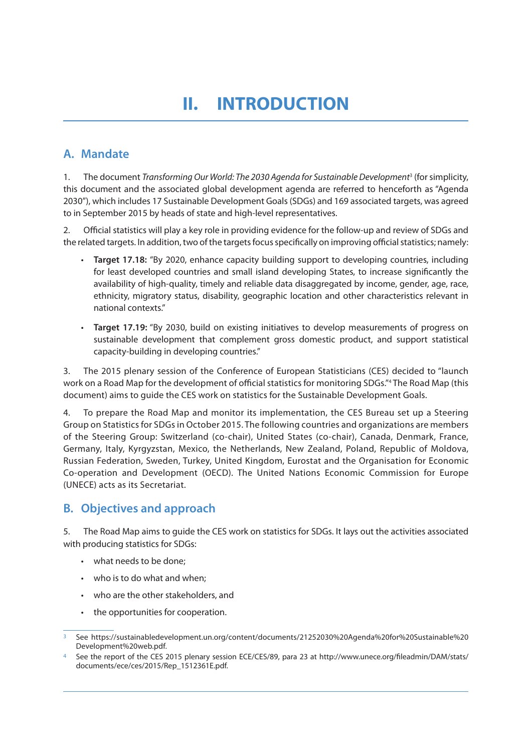# II. INTRODUCTION

## A. Mandate

1. The document *Transforming Our World: The 2030 Agenda for Sustainable Development*[3] (for simplicity, this document and the associated global development agenda are referred to henceforth as "Agenda 2030"), which includes 17 Sustainable Development Goals (SDGs) and 169 associated targets, was agreed to in September 2015 by heads of state and high-level representatives.

2. Official statistics will play a key role in providing evidence for the follow-up and review of SDGs and the related targets. In addition, two of the targets focus specifically on improving official statistics; namely:

- **Target 17.18:** "By 2020, enhance capacity building support to developing countries, including for least developed countries and small island developing States, to increase significantly the availability of high-quality, timely and reliable data disaggregated by income, gender, age, race, ethnicity, migratory status, disability, geographic location and other characteristics relevant in national contexts."

- **Target 17.19:** "By 2030, build on existing initiatives to develop measurements of progress on sustainable development that complement gross domestic product, and support statistical capacity-building in developing countries."

3. The 2015 plenary session of the Conference of European Statisticians (CES) decided to "launch work on a Road Map for the development of official statistics for monitoring SDGs."[4] The Road Map (this document) aims to guide the CES work on statistics for the Sustainable Development Goals.

4. To prepare the Road Map and monitor its implementation, the CES Bureau set up a Steering Group on Statistics for SDGs in October 2015. The following countries and organizations are members of the Steering Group: Switzerland (co-chair), United States (co-chair), Canada, Denmark, France, Germany, Italy, Kyrgyzstan, Mexico, the Netherlands, New Zealand, Poland, Republic of Moldova, Russian Federation, Sweden, Turkey, United Kingdom, Eurostat and the Organisation for Economic Co-operation and Development (OECD). The United Nations Economic Commission for Europe (UNECE) acts as its Secretariat.

## B. Objectives and approach

5. The Road Map aims to guide the CES work on statistics for SDGs. It lays out the activities associated with producing statistics for SDGs:

- what needs to be done;
- who is to do what and when;
- who are the other stakeholders, and
- the opportunities for cooperation.

---

[3] See https://sustainabledevelopment.un.org/content/documents/21252030%20Agenda%20for%20Sustainable%20Development%20web.pdf.

[4] See the report of the CES 2015 plenary session ECE/CES/89, para 23 at http://www.unece.org/fileadmin/DAM/stats/documents/ece/ces/2015/Rep_1512361E.pdf.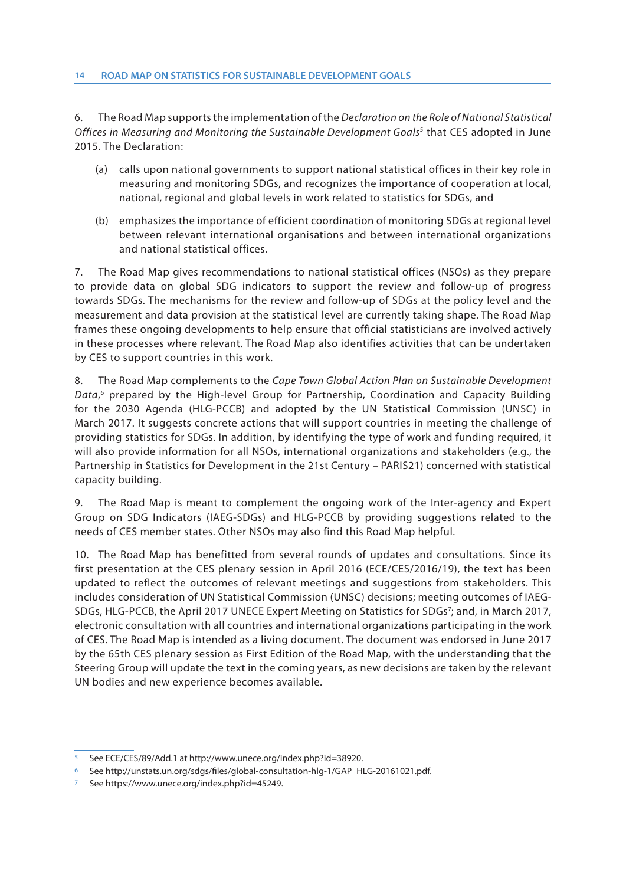6. The Road Map supports the implementation of the *Declaration on the Role of National Statistical Offices in Measuring and Monitoring the Sustainable Development Goals*[5] that CES adopted in June 2015. The Declaration:

(a) calls upon national governments to support national statistical offices in their key role in measuring and monitoring SDGs, and recognizes the importance of cooperation at local, national, regional and global levels in work related to statistics for SDGs, and

(b) emphasizes the importance of efficient coordination of monitoring SDGs at regional level between relevant international organisations and between international organizations and national statistical offices.

7. The Road Map gives recommendations to national statistical offices (NSOs) as they prepare to provide data on global SDG indicators to support the review and follow-up of progress towards SDGs. The mechanisms for the review and follow-up of SDGs at the policy level and the measurement and data provision at the statistical level are currently taking shape. The Road Map frames these ongoing developments to help ensure that official statisticians are involved actively in these processes where relevant. The Road Map also identifies activities that can be undertaken by CES to support countries in this work.

8. The Road Map complements to the *Cape Town Global Action Plan on Sustainable Development Data*,[6] prepared by the High-level Group for Partnership, Coordination and Capacity Building for the 2030 Agenda (HLG-PCCB) and adopted by the UN Statistical Commission (UNSC) in March 2017. It suggests concrete actions that will support countries in meeting the challenge of providing statistics for SDGs. In addition, by identifying the type of work and funding required, it will also provide information for all NSOs, international organizations and stakeholders (e.g., the Partnership in Statistics for Development in the 21st Century – PARIS21) concerned with statistical capacity building.

9. The Road Map is meant to complement the ongoing work of the Inter-agency and Expert Group on SDG Indicators (IAEG-SDGs) and HLG-PCCB by providing suggestions related to the needs of CES member states. Other NSOs may also find this Road Map helpful.

10. The Road Map has benefitted from several rounds of updates and consultations. Since its first presentation at the CES plenary session in April 2016 (ECE/CES/2016/19), the text has been updated to reflect the outcomes of relevant meetings and suggestions from stakeholders. This includes consideration of UN Statistical Commission (UNSC) decisions; meeting outcomes of IAEG-SDGs, HLG-PCCB, the April 2017 UNECE Expert Meeting on Statistics for SDGs[7]; and, in March 2017, electronic consultation with all countries and international organizations participating in the work of CES. The Road Map is intended as a living document. The document was endorsed in June 2017 by the 65th CES plenary session as First Edition of the Road Map, with the understanding that the Steering Group will update the text in the coming years, as new decisions are taken by the relevant UN bodies and new experience becomes available.

---

[5] See ECE/CES/89/Add.1 at http://www.unece.org/index.php?id=38920.

[6] See http://unstats.un.org/sdgs/files/global-consultation-hlg-1/GAP_HLG-20161021.pdf.

[7] See https://www.unece.org/index.php?id=45249.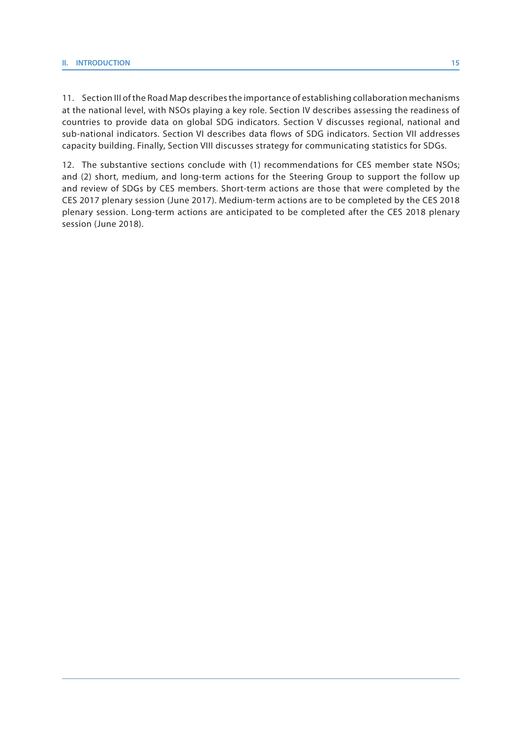11. Section III of the Road Map describes the importance of establishing collaboration mechanisms at the national level, with NSOs playing a key role. Section IV describes assessing the readiness of countries to provide data on global SDG indicators. Section V discusses regional, national and sub-national indicators. Section VI describes data flows of SDG indicators. Section VII addresses capacity building. Finally, Section VIII discusses strategy for communicating statistics for SDGs.

12. The substantive sections conclude with (1) recommendations for CES member state NSOs; and (2) short, medium, and long-term actions for the Steering Group to support the follow up and review of SDGs by CES members. Short-term actions are those that were completed by the CES 2017 plenary session (June 2017). Medium-term actions are to be completed by the CES 2018 plenary session. Long-term actions are anticipated to be completed after the CES 2018 plenary session (June 2018).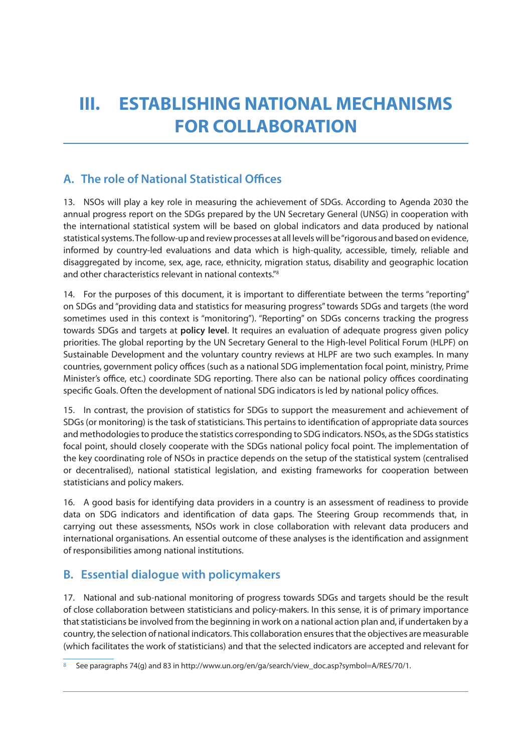# III. ESTABLISHING NATIONAL MECHANISMS FOR COLLABORATION

## A. The role of National Statistical Offices

13. NSOs will play a key role in measuring the achievement of SDGs. According to Agenda 2030 the annual progress report on the SDGs prepared by the UN Secretary General (UNSG) in cooperation with the international statistical system will be based on global indicators and data produced by national statistical systems. The follow-up and review processes at all levels will be "rigorous and based on evidence, informed by country-led evaluations and data which is high-quality, accessible, timely, reliable and disaggregated by income, sex, age, race, ethnicity, migration status, disability and geographic location and other characteristics relevant in national contexts."[8]

14. For the purposes of this document, it is important to differentiate between the terms "reporting" on SDGs and "providing data and statistics for measuring progress" towards SDGs and targets (the word sometimes used in this context is "monitoring"). "Reporting" on SDGs concerns tracking the progress towards SDGs and targets at **policy level**. It requires an evaluation of adequate progress given policy priorities. The global reporting by the UN Secretary General to the High-level Political Forum (HLPF) on Sustainable Development and the voluntary country reviews at HLPF are two such examples. In many countries, government policy offices (such as a national SDG implementation focal point, ministry, Prime Minister's office, etc.) coordinate SDG reporting. There also can be national policy offices coordinating specific Goals. Often the development of national SDG indicators is led by national policy offices.

15. In contrast, the provision of statistics for SDGs to support the measurement and achievement of SDGs (or monitoring) is the task of statisticians. This pertains to identification of appropriate data sources and methodologies to produce the statistics corresponding to SDG indicators. NSOs, as the SDGs statistics focal point, should closely cooperate with the SDGs national policy focal point. The implementation of the key coordinating role of NSOs in practice depends on the setup of the statistical system (centralised or decentralised), national statistical legislation, and existing frameworks for cooperation between statisticians and policy makers.

16. A good basis for identifying data providers in a country is an assessment of readiness to provide data on SDG indicators and identification of data gaps. The Steering Group recommends that, in carrying out these assessments, NSOs work in close collaboration with relevant data producers and international organisations. An essential outcome of these analyses is the identification and assignment of responsibilities among national institutions.

## B. Essential dialogue with policymakers

17. National and sub-national monitoring of progress towards SDGs and targets should be the result of close collaboration between statisticians and policy-makers. In this sense, it is of primary importance that statisticians be involved from the beginning in work on a national action plan and, if undertaken by a country, the selection of national indicators. This collaboration ensures that the objectives are measurable (which facilitates the work of statisticians) and that the selected indicators are accepted and relevant for

[8] See paragraphs 74(g) and 83 in http://www.un.org/en/ga/search/view_doc.asp?symbol=A/RES/70/1.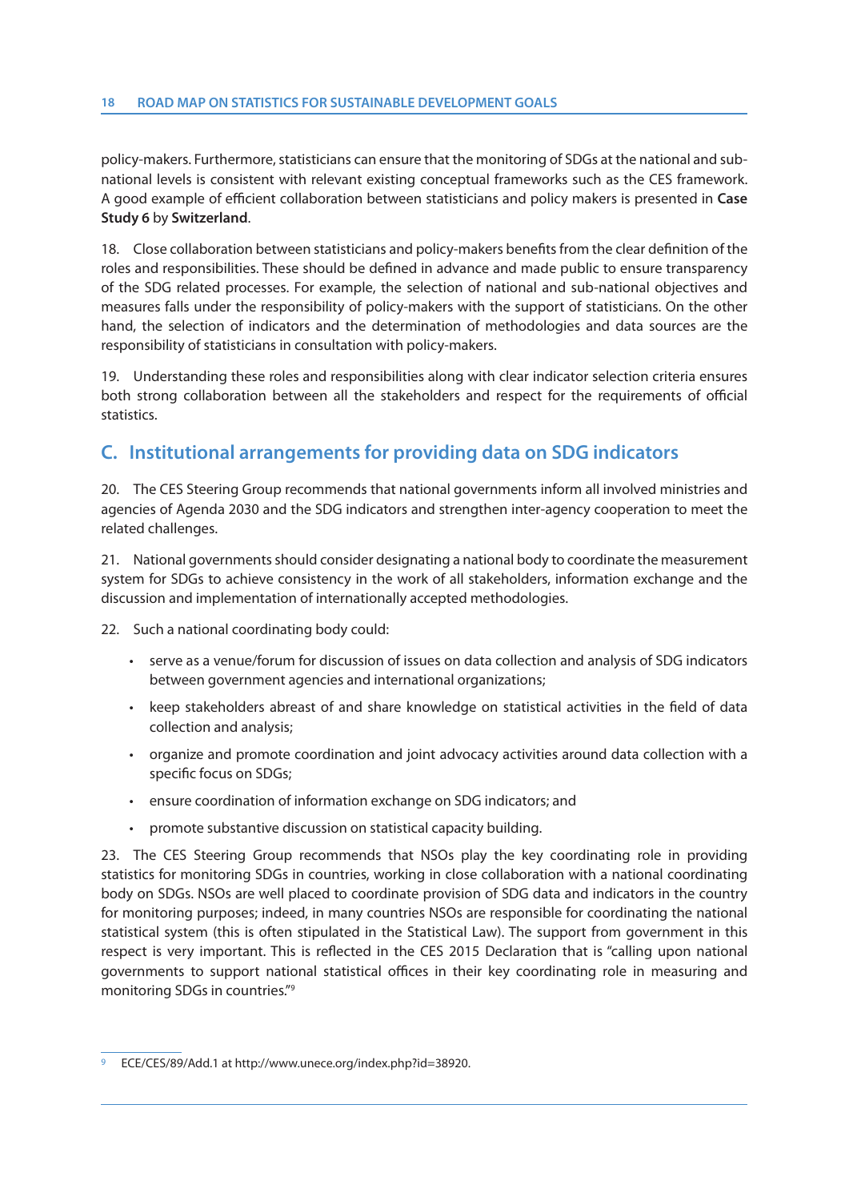policy-makers. Furthermore, statisticians can ensure that the monitoring of SDGs at the national and sub-national levels is consistent with relevant existing conceptual frameworks such as the CES framework. A good example of efficient collaboration between statisticians and policy makers is presented in **Case Study 6** by **Switzerland**.

18. Close collaboration between statisticians and policy-makers benefits from the clear definition of the roles and responsibilities. These should be defined in advance and made public to ensure transparency of the SDG related processes. For example, the selection of national and sub-national objectives and measures falls under the responsibility of policy-makers with the support of statisticians. On the other hand, the selection of indicators and the determination of methodologies and data sources are the responsibility of statisticians in consultation with policy-makers.

19. Understanding these roles and responsibilities along with clear indicator selection criteria ensures both strong collaboration between all the stakeholders and respect for the requirements of official statistics.

## C. Institutional arrangements for providing data on SDG indicators

20. The CES Steering Group recommends that national governments inform all involved ministries and agencies of Agenda 2030 and the SDG indicators and strengthen inter-agency cooperation to meet the related challenges.

21. National governments should consider designating a national body to coordinate the measurement system for SDGs to achieve consistency in the work of all stakeholders, information exchange and the discussion and implementation of internationally accepted methodologies.

22. Such a national coordinating body could:

- serve as a venue/forum for discussion of issues on data collection and analysis of SDG indicators between government agencies and international organizations;
- keep stakeholders abreast of and share knowledge on statistical activities in the field of data collection and analysis;
- organize and promote coordination and joint advocacy activities around data collection with a specific focus on SDGs;
- ensure coordination of information exchange on SDG indicators; and
- promote substantive discussion on statistical capacity building.

23. The CES Steering Group recommends that NSOs play the key coordinating role in providing statistics for monitoring SDGs in countries, working in close collaboration with a national coordinating body on SDGs. NSOs are well placed to coordinate provision of SDG data and indicators in the country for monitoring purposes; indeed, in many countries NSOs are responsible for coordinating the national statistical system (this is often stipulated in the Statistical Law). The support from government in this respect is very important. This is reflected in the CES 2015 Declaration that is "calling upon national governments to support national statistical offices in their key coordinating role in measuring and monitoring SDGs in countries."[9]

[9] ECE/CES/89/Add.1 at http://www.unece.org/index.php?id=38920.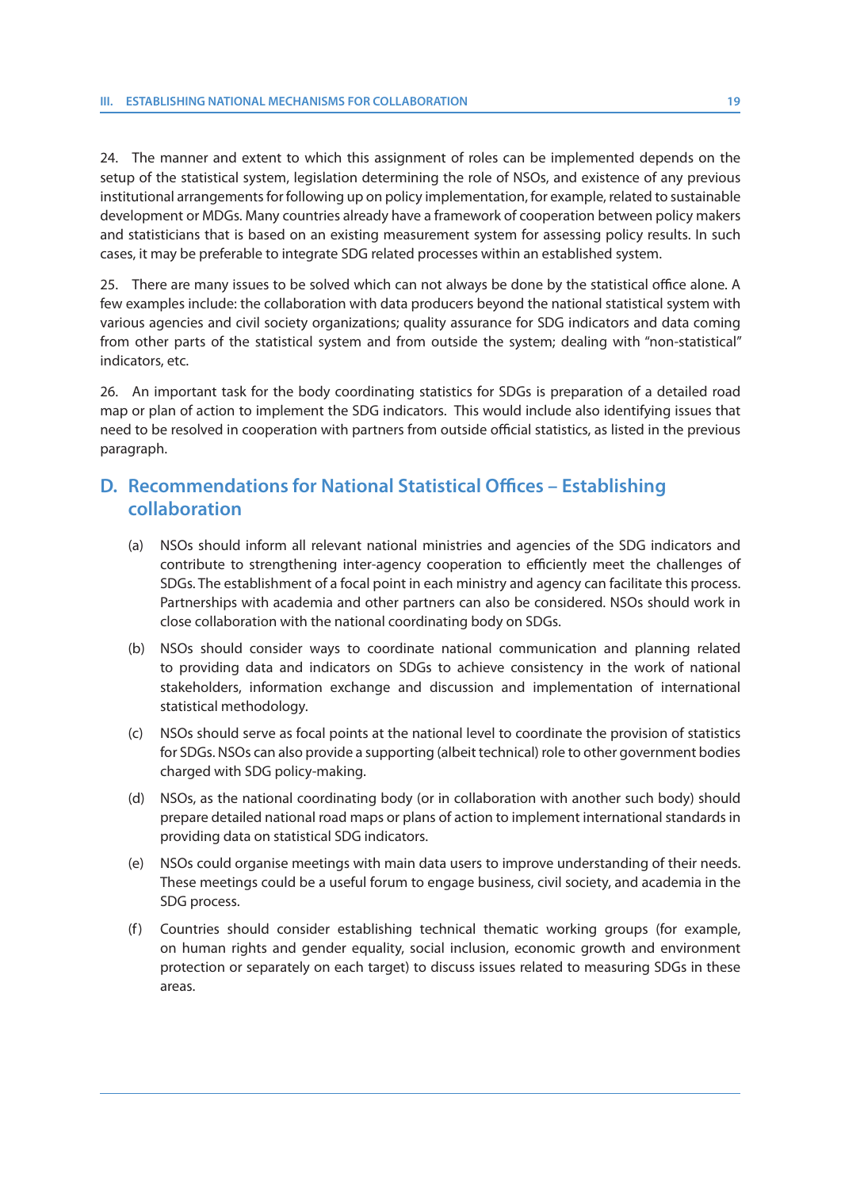24. The manner and extent to which this assignment of roles can be implemented depends on the setup of the statistical system, legislation determining the role of NSOs, and existence of any previous institutional arrangements for following up on policy implementation, for example, related to sustainable development or MDGs. Many countries already have a framework of cooperation between policy makers and statisticians that is based on an existing measurement system for assessing policy results. In such cases, it may be preferable to integrate SDG related processes within an established system.

25. There are many issues to be solved which can not always be done by the statistical office alone. A few examples include: the collaboration with data producers beyond the national statistical system with various agencies and civil society organizations; quality assurance for SDG indicators and data coming from other parts of the statistical system and from outside the system; dealing with "non-statistical" indicators, etc.

26. An important task for the body coordinating statistics for SDGs is preparation of a detailed road map or plan of action to implement the SDG indicators. This would include also identifying issues that need to be resolved in cooperation with partners from outside official statistics, as listed in the previous paragraph.

## D. Recommendations for National Statistical Offices – Establishing collaboration

(a) NSOs should inform all relevant national ministries and agencies of the SDG indicators and contribute to strengthening inter-agency cooperation to efficiently meet the challenges of SDGs. The establishment of a focal point in each ministry and agency can facilitate this process. Partnerships with academia and other partners can also be considered. NSOs should work in close collaboration with the national coordinating body on SDGs.

(b) NSOs should consider ways to coordinate national communication and planning related to providing data and indicators on SDGs to achieve consistency in the work of national stakeholders, information exchange and discussion and implementation of international statistical methodology.

(c) NSOs should serve as focal points at the national level to coordinate the provision of statistics for SDGs. NSOs can also provide a supporting (albeit technical) role to other government bodies charged with SDG policy-making.

(d) NSOs, as the national coordinating body (or in collaboration with another such body) should prepare detailed national road maps or plans of action to implement international standards in providing data on statistical SDG indicators.

(e) NSOs could organise meetings with main data users to improve understanding of their needs. These meetings could be a useful forum to engage business, civil society, and academia in the SDG process.

(f) Countries should consider establishing technical thematic working groups (for example, on human rights and gender equality, social inclusion, economic growth and environment protection or separately on each target) to discuss issues related to measuring SDGs in these areas.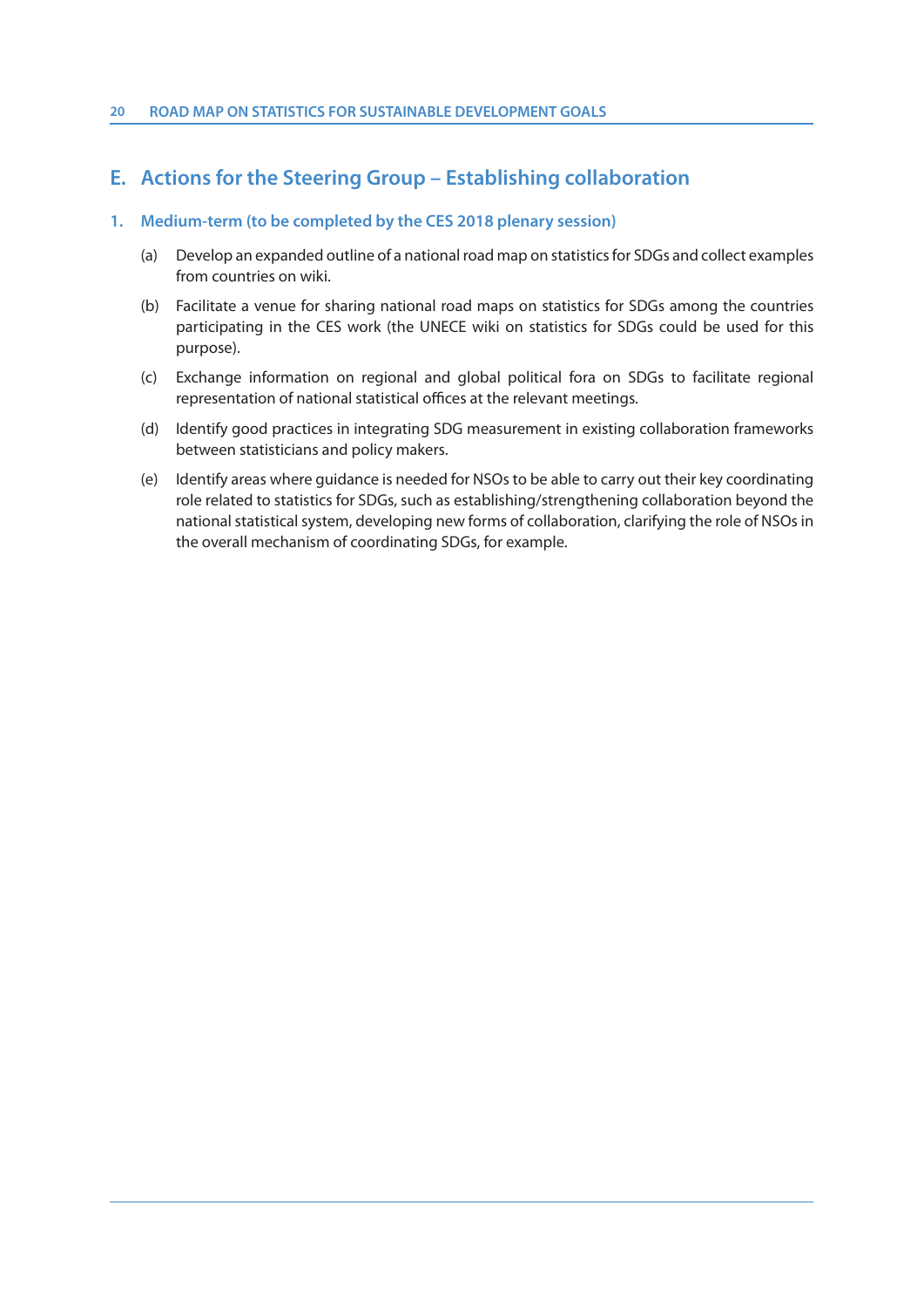## E. Actions for the Steering Group – Establishing collaboration

### 1. Medium-term (to be completed by the CES 2018 plenary session)

(a) Develop an expanded outline of a national road map on statistics for SDGs and collect examples from countries on wiki.

(b) Facilitate a venue for sharing national road maps on statistics for SDGs among the countries participating in the CES work (the UNECE wiki on statistics for SDGs could be used for this purpose).

(c) Exchange information on regional and global political fora on SDGs to facilitate regional representation of national statistical offices at the relevant meetings.

(d) Identify good practices in integrating SDG measurement in existing collaboration frameworks between statisticians and policy makers.

(e) Identify areas where guidance is needed for NSOs to be able to carry out their key coordinating role related to statistics for SDGs, such as establishing/strengthening collaboration beyond the national statistical system, developing new forms of collaboration, clarifying the role of NSOs in the overall mechanism of coordinating SDGs, for example.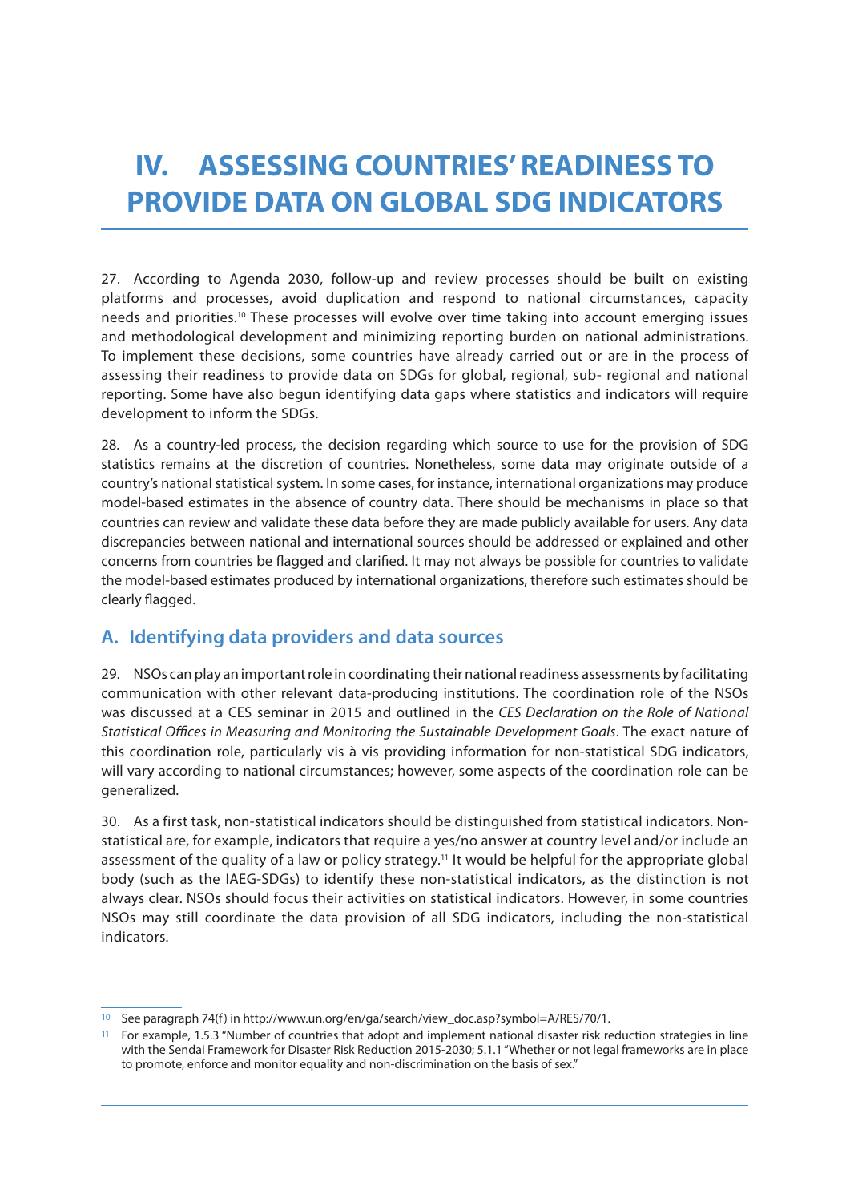# IV. ASSESSING COUNTRIES' READINESS TO PROVIDE DATA ON GLOBAL SDG INDICATORS

27. According to Agenda 2030, follow-up and review processes should be built on existing platforms and processes, avoid duplication and respond to national circumstances, capacity needs and priorities.[10] These processes will evolve over time taking into account emerging issues and methodological development and minimizing reporting burden on national administrations. To implement these decisions, some countries have already carried out or are in the process of assessing their readiness to provide data on SDGs for global, regional, sub- regional and national reporting. Some have also begun identifying data gaps where statistics and indicators will require development to inform the SDGs.

28. As a country-led process, the decision regarding which source to use for the provision of SDG statistics remains at the discretion of countries. Nonetheless, some data may originate outside of a country's national statistical system. In some cases, for instance, international organizations may produce model-based estimates in the absence of country data. There should be mechanisms in place so that countries can review and validate these data before they are made publicly available for users. Any data discrepancies between national and international sources should be addressed or explained and other concerns from countries be flagged and clarified. It may not always be possible for countries to validate the model-based estimates produced by international organizations, therefore such estimates should be clearly flagged.

## A. Identifying data providers and data sources

29. NSOs can play an important role in coordinating their national readiness assessments by facilitating communication with other relevant data-producing institutions. The coordination role of the NSOs was discussed at a CES seminar in 2015 and outlined in the *CES Declaration on the Role of National Statistical Offices in Measuring and Monitoring the Sustainable Development Goals*. The exact nature of this coordination role, particularly vis à vis providing information for non-statistical SDG indicators, will vary according to national circumstances; however, some aspects of the coordination role can be generalized.

30. As a first task, non-statistical indicators should be distinguished from statistical indicators. Non-statistical are, for example, indicators that require a yes/no answer at country level and/or include an assessment of the quality of a law or policy strategy.[11] It would be helpful for the appropriate global body (such as the IAEG-SDGs) to identify these non-statistical indicators, as the distinction is not always clear. NSOs should focus their activities on statistical indicators. However, in some countries NSOs may still coordinate the data provision of all SDG indicators, including the non-statistical indicators.

---

[10] See paragraph 74(f) in http://www.un.org/en/ga/search/view_doc.asp?symbol=A/RES/70/1.

[11] For example, 1.5.3 "Number of countries that adopt and implement national disaster risk reduction strategies in line with the Sendai Framework for Disaster Risk Reduction 2015-2030; 5.1.1 "Whether or not legal frameworks are in place to promote, enforce and monitor equality and non-discrimination on the basis of sex."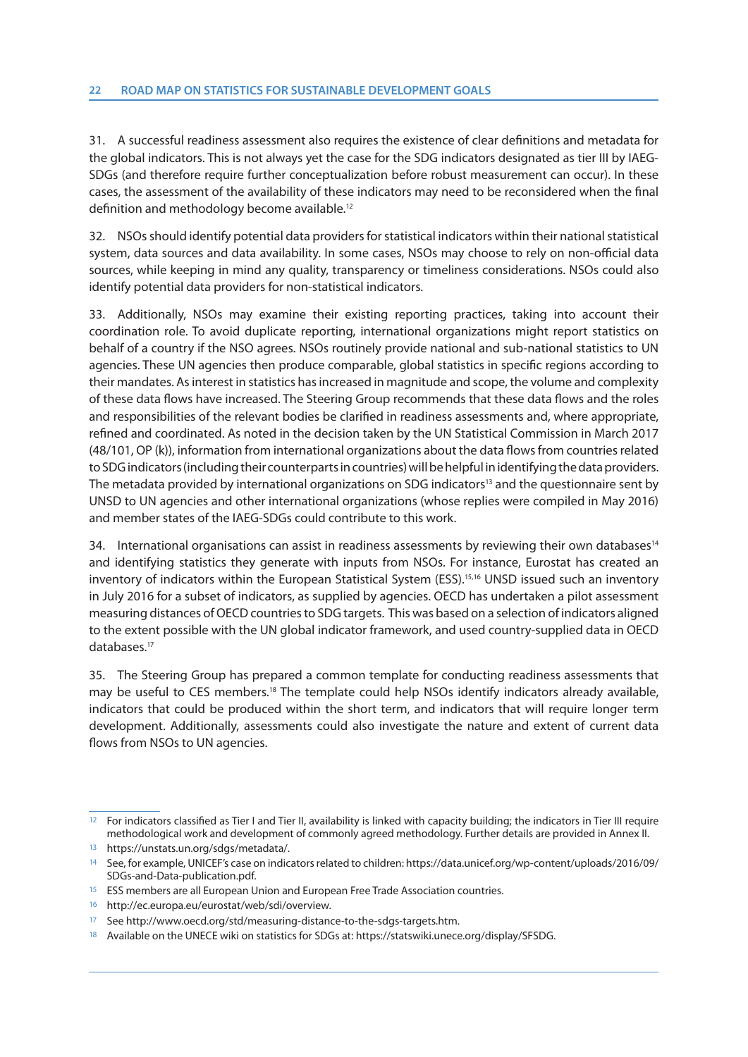31. A successful readiness assessment also requires the existence of clear definitions and metadata for the global indicators. This is not always yet the case for the SDG indicators designated as tier III by IAEG-SDGs (and therefore require further conceptualization before robust measurement can occur). In these cases, the assessment of the availability of these indicators may need to be reconsidered when the final definition and methodology become available.[12]

32. NSOs should identify potential data providers for statistical indicators within their national statistical system, data sources and data availability. In some cases, NSOs may choose to rely on non-official data sources, while keeping in mind any quality, transparency or timeliness considerations. NSOs could also identify potential data providers for non-statistical indicators.

33. Additionally, NSOs may examine their existing reporting practices, taking into account their coordination role. To avoid duplicate reporting, international organizations might report statistics on behalf of a country if the NSO agrees. NSOs routinely provide national and sub-national statistics to UN agencies. These UN agencies then produce comparable, global statistics in specific regions according to their mandates. As interest in statistics has increased in magnitude and scope, the volume and complexity of these data flows have increased. The Steering Group recommends that these data flows and the roles and responsibilities of the relevant bodies be clarified in readiness assessments and, where appropriate, refined and coordinated. As noted in the decision taken by the UN Statistical Commission in March 2017 (48/101, OP (k)), information from international organizations about the data flows from countries related to SDG indicators (including their counterparts in countries) will be helpful in identifying the data providers. The metadata provided by international organizations on SDG indicators[13] and the questionnaire sent by UNSD to UN agencies and other international organizations (whose replies were compiled in May 2016) and member states of the IAEG-SDGs could contribute to this work.

34. International organisations can assist in readiness assessments by reviewing their own databases[14] and identifying statistics they generate with inputs from NSOs. For instance, Eurostat has created an inventory of indicators within the European Statistical System (ESS).[15,16] UNSD issued such an inventory in July 2016 for a subset of indicators, as supplied by agencies. OECD has undertaken a pilot assessment measuring distances of OECD countries to SDG targets. This was based on a selection of indicators aligned to the extent possible with the UN global indicator framework, and used country-supplied data in OECD databases.[17]

35. The Steering Group has prepared a common template for conducting readiness assessments that may be useful to CES members.[18] The template could help NSOs identify indicators already available, indicators that could be produced within the short term, and indicators that will require longer term development. Additionally, assessments could also investigate the nature and extent of current data flows from NSOs to UN agencies.

---

[12] For indicators classified as Tier I and Tier II, availability is linked with capacity building; the indicators in Tier III require methodological work and development of commonly agreed methodology. Further details are provided in Annex II.

[13] https://unstats.un.org/sdgs/metadata/.

[14] See, for example, UNICEF's case on indicators related to children: https://data.unicef.org/wp-content/uploads/2016/09/SDGs-and-Data-publication.pdf.

[15] ESS members are all European Union and European Free Trade Association countries.

[16] http://ec.europa.eu/eurostat/web/sdi/overview.

[17] See http://www.oecd.org/std/measuring-distance-to-the-sdgs-targets.htm.

[18] Available on the UNECE wiki on statistics for SDGs at: https://statswiki.unece.org/display/SFSDG.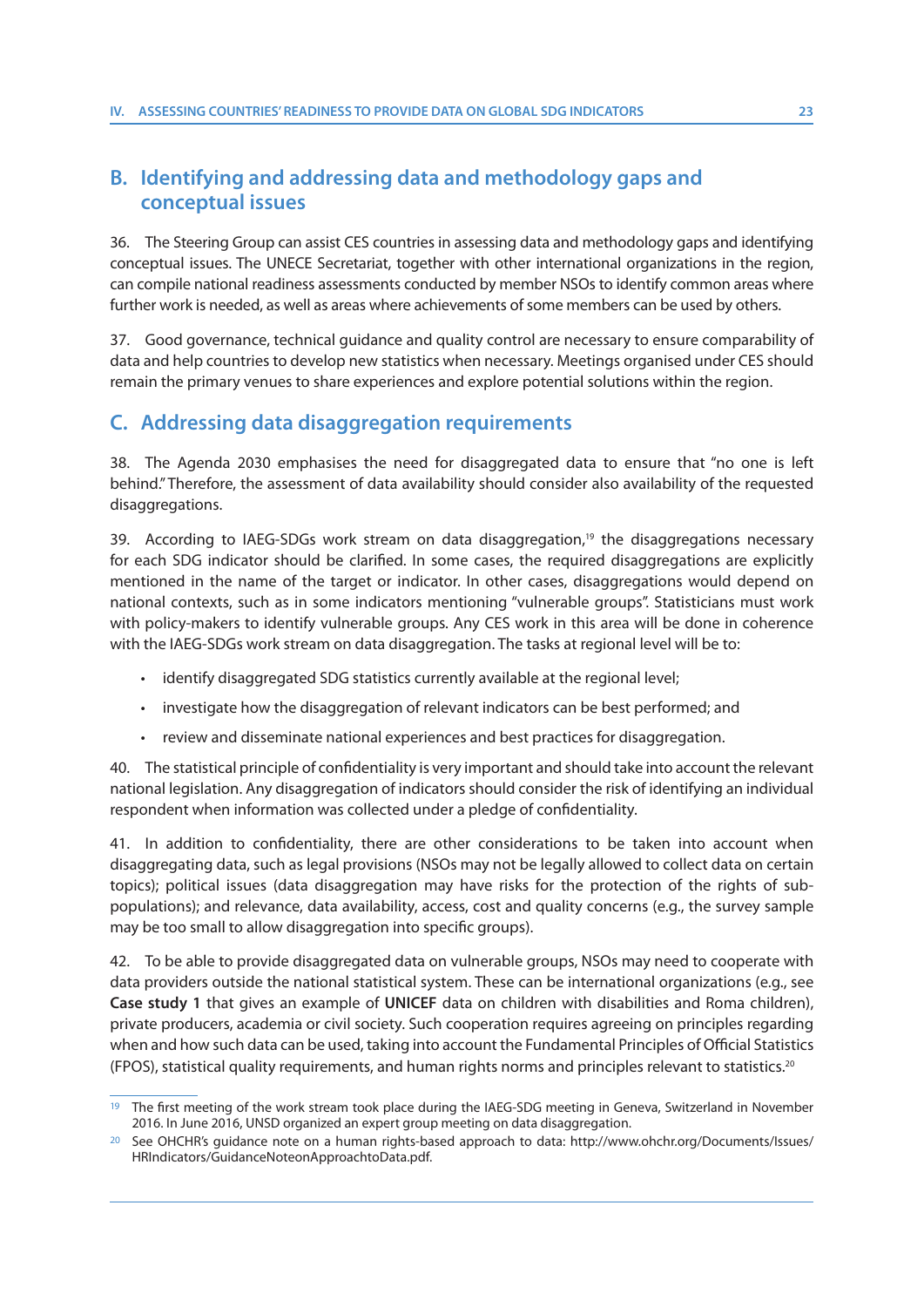## B. Identifying and addressing data and methodology gaps and conceptual issues

36. The Steering Group can assist CES countries in assessing data and methodology gaps and identifying conceptual issues. The UNECE Secretariat, together with other international organizations in the region, can compile national readiness assessments conducted by member NSOs to identify common areas where further work is needed, as well as areas where achievements of some members can be used by others.

37. Good governance, technical guidance and quality control are necessary to ensure comparability of data and help countries to develop new statistics when necessary. Meetings organised under CES should remain the primary venues to share experiences and explore potential solutions within the region.

## C. Addressing data disaggregation requirements

38. The Agenda 2030 emphasises the need for disaggregated data to ensure that "no one is left behind." Therefore, the assessment of data availability should consider also availability of the requested disaggregations.

39. According to IAEG-SDGs work stream on data disaggregation,[19] the disaggregations necessary for each SDG indicator should be clarified. In some cases, the required disaggregations are explicitly mentioned in the name of the target or indicator. In other cases, disaggregations would depend on national contexts, such as in some indicators mentioning "vulnerable groups". Statisticians must work with policy-makers to identify vulnerable groups. Any CES work in this area will be done in coherence with the IAEG-SDGs work stream on data disaggregation. The tasks at regional level will be to:

- identify disaggregated SDG statistics currently available at the regional level;
- investigate how the disaggregation of relevant indicators can be best performed; and
- review and disseminate national experiences and best practices for disaggregation.

40. The statistical principle of confidentiality is very important and should take into account the relevant national legislation. Any disaggregation of indicators should consider the risk of identifying an individual respondent when information was collected under a pledge of confidentiality.

41. In addition to confidentiality, there are other considerations to be taken into account when disaggregating data, such as legal provisions (NSOs may not be legally allowed to collect data on certain topics); political issues (data disaggregation may have risks for the protection of the rights of sub-populations); and relevance, data availability, access, cost and quality concerns (e.g., the survey sample may be too small to allow disaggregation into specific groups).

42. To be able to provide disaggregated data on vulnerable groups, NSOs may need to cooperate with data providers outside the national statistical system. These can be international organizations (e.g., see **Case study 1** that gives an example of **UNICEF** data on children with disabilities and Roma children), private producers, academia or civil society. Such cooperation requires agreeing on principles regarding when and how such data can be used, taking into account the Fundamental Principles of Official Statistics (FPOS), statistical quality requirements, and human rights norms and principles relevant to statistics.[20]

---

[19] The first meeting of the work stream took place during the IAEG-SDG meeting in Geneva, Switzerland in November 2016. In June 2016, UNSD organized an expert group meeting on data disaggregation.

[20] See OHCHR's guidance note on a human rights-based approach to data: http://www.ohchr.org/Documents/Issues/HRIndicators/GuidanceNoteonApproachtoData.pdf.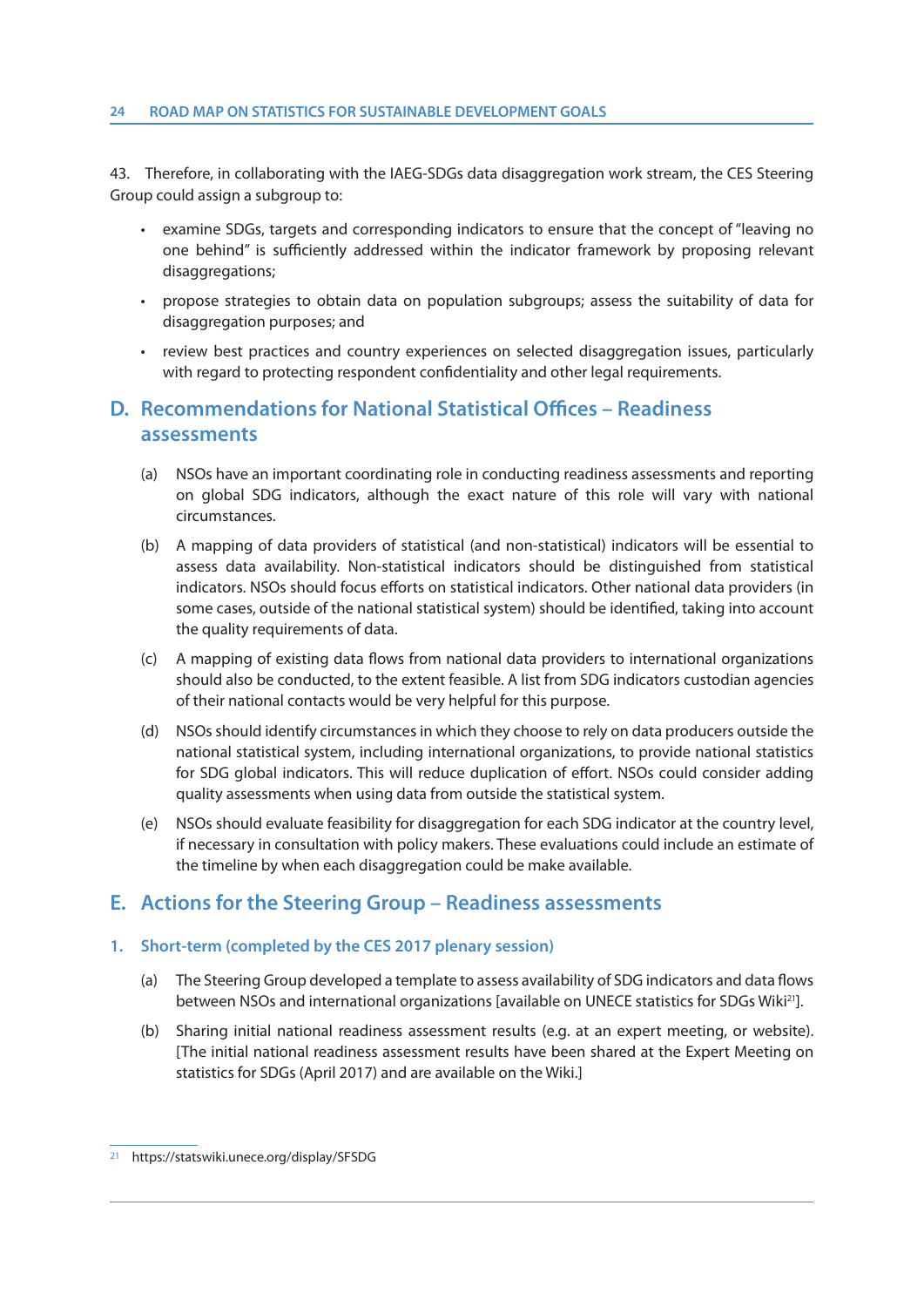43. Therefore, in collaborating with the IAEG-SDGs data disaggregation work stream, the CES Steering Group could assign a subgroup to:

- examine SDGs, targets and corresponding indicators to ensure that the concept of "leaving no one behind" is sufficiently addressed within the indicator framework by proposing relevant disaggregations;
- propose strategies to obtain data on population subgroups; assess the suitability of data for disaggregation purposes; and
- review best practices and country experiences on selected disaggregation issues, particularly with regard to protecting respondent confidentiality and other legal requirements.

## D. Recommendations for National Statistical Offices – Readiness assessments

(a) NSOs have an important coordinating role in conducting readiness assessments and reporting on global SDG indicators, although the exact nature of this role will vary with national circumstances.

(b) A mapping of data providers of statistical (and non-statistical) indicators will be essential to assess data availability. Non-statistical indicators should be distinguished from statistical indicators. NSOs should focus efforts on statistical indicators. Other national data providers (in some cases, outside of the national statistical system) should be identified, taking into account the quality requirements of data.

(c) A mapping of existing data flows from national data providers to international organizations should also be conducted, to the extent feasible. A list from SDG indicators custodian agencies of their national contacts would be very helpful for this purpose.

(d) NSOs should identify circumstances in which they choose to rely on data producers outside the national statistical system, including international organizations, to provide national statistics for SDG global indicators. This will reduce duplication of effort. NSOs could consider adding quality assessments when using data from outside the statistical system.

(e) NSOs should evaluate feasibility for disaggregation for each SDG indicator at the country level, if necessary in consultation with policy makers. These evaluations could include an estimate of the timeline by when each disaggregation could be make available.

## E. Actions for the Steering Group – Readiness assessments

### 1. Short-term (completed by the CES 2017 plenary session)

(a) The Steering Group developed a template to assess availability of SDG indicators and data flows between NSOs and international organizations [available on UNECE statistics for SDGs Wiki[21]].

(b) Sharing initial national readiness assessment results (e.g. at an expert meeting, or website). [The initial national readiness assessment results have been shared at the Expert Meeting on statistics for SDGs (April 2017) and are available on the Wiki.]

[21] https://statswiki.unece.org/display/SFSDG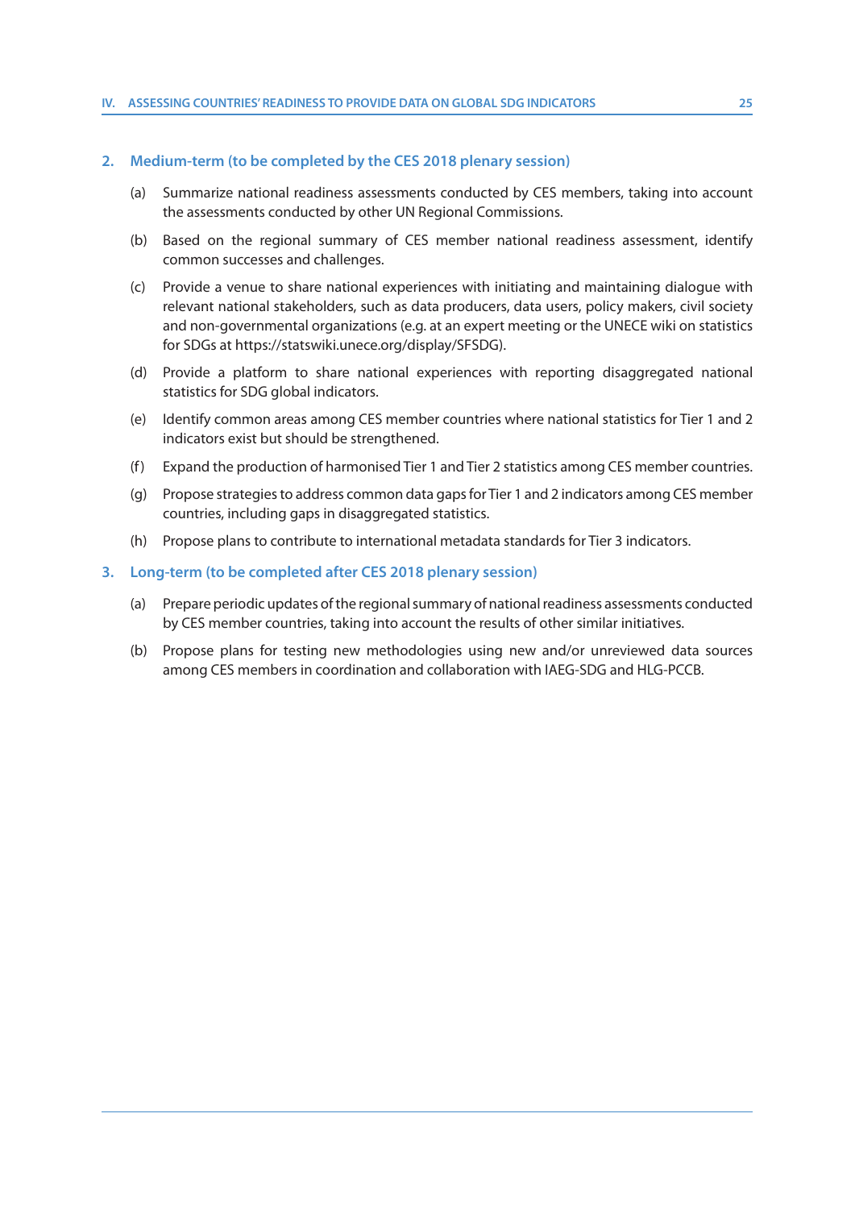### 2. Medium-term (to be completed by the CES 2018 plenary session)

(a) Summarize national readiness assessments conducted by CES members, taking into account the assessments conducted by other UN Regional Commissions.

(b) Based on the regional summary of CES member national readiness assessment, identify common successes and challenges.

(c) Provide a venue to share national experiences with initiating and maintaining dialogue with relevant national stakeholders, such as data producers, data users, policy makers, civil society and non-governmental organizations (e.g. at an expert meeting or the UNECE wiki on statistics for SDGs at https://statswiki.unece.org/display/SFSDG).

(d) Provide a platform to share national experiences with reporting disaggregated national statistics for SDG global indicators.

(e) Identify common areas among CES member countries where national statistics for Tier 1 and 2 indicators exist but should be strengthened.

(f) Expand the production of harmonised Tier 1 and Tier 2 statistics among CES member countries.

(g) Propose strategies to address common data gaps for Tier 1 and 2 indicators among CES member countries, including gaps in disaggregated statistics.

(h) Propose plans to contribute to international metadata standards for Tier 3 indicators.

### 3. Long-term (to be completed after CES 2018 plenary session)

(a) Prepare periodic updates of the regional summary of national readiness assessments conducted by CES member countries, taking into account the results of other similar initiatives.

(b) Propose plans for testing new methodologies using new and/or unreviewed data sources among CES members in coordination and collaboration with IAEG-SDG and HLG-PCCB.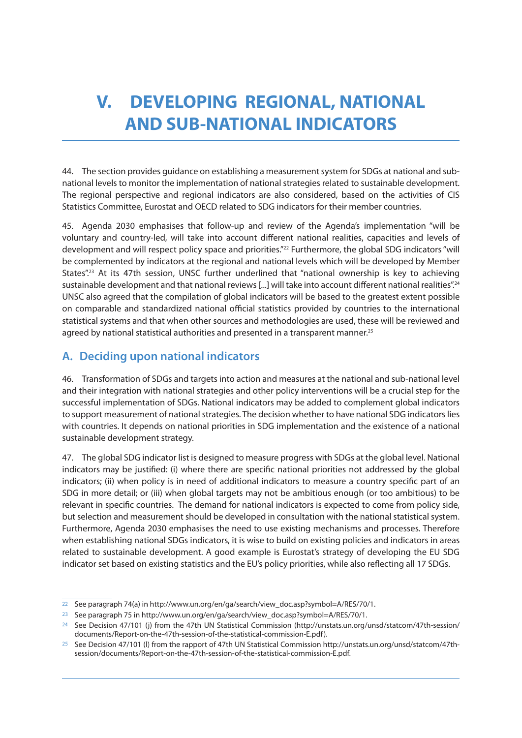# V. DEVELOPING REGIONAL, NATIONAL AND SUB-NATIONAL INDICATORS

44. The section provides guidance on establishing a measurement system for SDGs at national and sub-national levels to monitor the implementation of national strategies related to sustainable development. The regional perspective and regional indicators are also considered, based on the activities of CIS Statistics Committee, Eurostat and OECD related to SDG indicators for their member countries.

45. Agenda 2030 emphasises that follow-up and review of the Agenda's implementation "will be voluntary and country-led, will take into account different national realities, capacities and levels of development and will respect policy space and priorities."[22] Furthermore, the global SDG indicators "will be complemented by indicators at the regional and national levels which will be developed by Member States".[23] At its 47th session, UNSC further underlined that "national ownership is key to achieving sustainable development and that national reviews [...] will take into account different national realities".[24] UNSC also agreed that the compilation of global indicators will be based to the greatest extent possible on comparable and standardized national official statistics provided by countries to the international statistical systems and that when other sources and methodologies are used, these will be reviewed and agreed by national statistical authorities and presented in a transparent manner.[25]

## A. Deciding upon national indicators

46. Transformation of SDGs and targets into action and measures at the national and sub-national level and their integration with national strategies and other policy interventions will be a crucial step for the successful implementation of SDGs. National indicators may be added to complement global indicators to support measurement of national strategies. The decision whether to have national SDG indicators lies with countries. It depends on national priorities in SDG implementation and the existence of a national sustainable development strategy.

47. The global SDG indicator list is designed to measure progress with SDGs at the global level. National indicators may be justified: (i) where there are specific national priorities not addressed by the global indicators; (ii) when policy is in need of additional indicators to measure a country specific part of an SDG in more detail; or (iii) when global targets may not be ambitious enough (or too ambitious) to be relevant in specific countries. The demand for national indicators is expected to come from policy side, but selection and measurement should be developed in consultation with the national statistical system. Furthermore, Agenda 2030 emphasises the need to use existing mechanisms and processes. Therefore when establishing national SDGs indicators, it is wise to build on existing policies and indicators in areas related to sustainable development. A good example is Eurostat's strategy of developing the EU SDG indicator set based on existing statistics and the EU's policy priorities, while also reflecting all 17 SDGs.

---

[22] See paragraph 74(a) in http://www.un.org/en/ga/search/view_doc.asp?symbol=A/RES/70/1.

[23] See paragraph 75 in http://www.un.org/en/ga/search/view_doc.asp?symbol=A/RES/70/1.

[24] See Decision 47/101 (j) from the 47th UN Statistical Commission (http://unstats.un.org/unsd/statcom/47th-session/documents/Report-on-the-47th-session-of-the-statistical-commission-E.pdf).

[25] See Decision 47/101 (l) from the rapport of 47th UN Statistical Commission http://unstats.un.org/unsd/statcom/47th-session/documents/Report-on-the-47th-session-of-the-statistical-commission-E.pdf.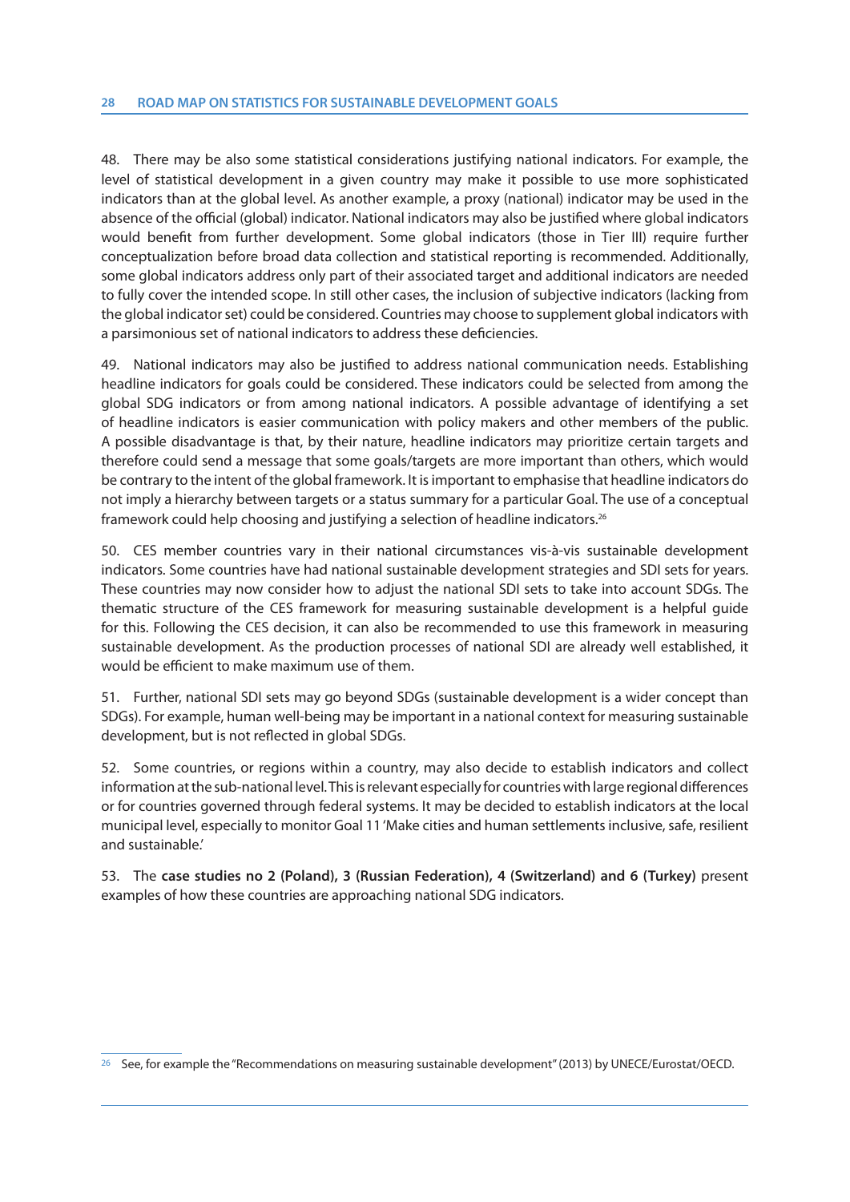48. There may be also some statistical considerations justifying national indicators. For example, the level of statistical development in a given country may make it possible to use more sophisticated indicators than at the global level. As another example, a proxy (national) indicator may be used in the absence of the official (global) indicator. National indicators may also be justified where global indicators would benefit from further development. Some global indicators (those in Tier III) require further conceptualization before broad data collection and statistical reporting is recommended. Additionally, some global indicators address only part of their associated target and additional indicators are needed to fully cover the intended scope. In still other cases, the inclusion of subjective indicators (lacking from the global indicator set) could be considered. Countries may choose to supplement global indicators with a parsimonious set of national indicators to address these deficiencies.

49. National indicators may also be justified to address national communication needs. Establishing headline indicators for goals could be considered. These indicators could be selected from among the global SDG indicators or from among national indicators. A possible advantage of identifying a set of headline indicators is easier communication with policy makers and other members of the public. A possible disadvantage is that, by their nature, headline indicators may prioritize certain targets and therefore could send a message that some goals/targets are more important than others, which would be contrary to the intent of the global framework. It is important to emphasise that headline indicators do not imply a hierarchy between targets or a status summary for a particular Goal. The use of a conceptual framework could help choosing and justifying a selection of headline indicators.[26]

50. CES member countries vary in their national circumstances vis-à-vis sustainable development indicators. Some countries have had national sustainable development strategies and SDI sets for years. These countries may now consider how to adjust the national SDI sets to take into account SDGs. The thematic structure of the CES framework for measuring sustainable development is a helpful guide for this. Following the CES decision, it can also be recommended to use this framework in measuring sustainable development. As the production processes of national SDI are already well established, it would be efficient to make maximum use of them.

51. Further, national SDI sets may go beyond SDGs (sustainable development is a wider concept than SDGs). For example, human well-being may be important in a national context for measuring sustainable development, but is not reflected in global SDGs.

52. Some countries, or regions within a country, may also decide to establish indicators and collect information at the sub-national level. This is relevant especially for countries with large regional differences or for countries governed through federal systems. It may be decided to establish indicators at the local municipal level, especially to monitor Goal 11 'Make cities and human settlements inclusive, safe, resilient and sustainable.'

53. The **case studies no 2 (Poland), 3 (Russian Federation), 4 (Switzerland) and 6 (Turkey)** present examples of how these countries are approaching national SDG indicators.

---

[26] See, for example the "Recommendations on measuring sustainable development" (2013) by UNECE/Eurostat/OECD.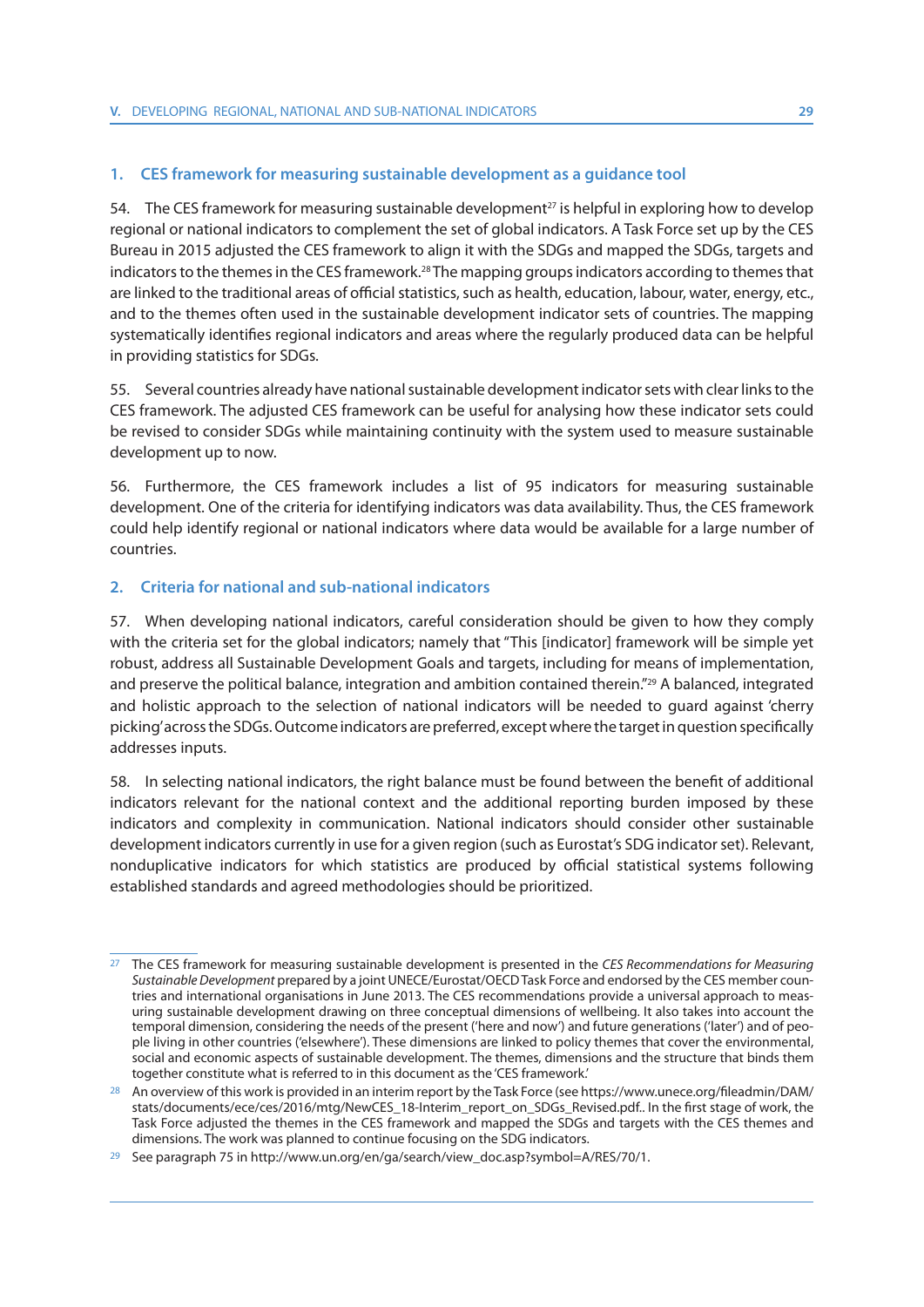### 1. CES framework for measuring sustainable development as a guidance tool

54. The CES framework for measuring sustainable development[27] is helpful in exploring how to develop regional or national indicators to complement the set of global indicators. A Task Force set up by the CES Bureau in 2015 adjusted the CES framework to align it with the SDGs and mapped the SDGs, targets and indicators to the themes in the CES framework.[28] The mapping groups indicators according to themes that are linked to the traditional areas of official statistics, such as health, education, labour, water, energy, etc., and to the themes often used in the sustainable development indicator sets of countries. The mapping systematically identifies regional indicators and areas where the regularly produced data can be helpful in providing statistics for SDGs.

55. Several countries already have national sustainable development indicator sets with clear links to the CES framework. The adjusted CES framework can be useful for analysing how these indicator sets could be revised to consider SDGs while maintaining continuity with the system used to measure sustainable development up to now.

56. Furthermore, the CES framework includes a list of 95 indicators for measuring sustainable development. One of the criteria for identifying indicators was data availability. Thus, the CES framework could help identify regional or national indicators where data would be available for a large number of countries.

### 2. Criteria for national and sub-national indicators

57. When developing national indicators, careful consideration should be given to how they comply with the criteria set for the global indicators; namely that "This [indicator] framework will be simple yet robust, address all Sustainable Development Goals and targets, including for means of implementation, and preserve the political balance, integration and ambition contained therein."[29] A balanced, integrated and holistic approach to the selection of national indicators will be needed to guard against 'cherry picking' across the SDGs. Outcome indicators are preferred, except where the target in question specifically addresses inputs.

58. In selecting national indicators, the right balance must be found between the benefit of additional indicators relevant for the national context and the additional reporting burden imposed by these indicators and complexity in communication. National indicators should consider other sustainable development indicators currently in use for a given region (such as Eurostat's SDG indicator set). Relevant, nonduplicative indicators for which statistics are produced by official statistical systems following established standards and agreed methodologies should be prioritized.

---

[27] The CES framework for measuring sustainable development is presented in the *CES Recommendations for Measuring Sustainable Development* prepared by a joint UNECE/Eurostat/OECD Task Force and endorsed by the CES member countries and international organisations in June 2013. The CES recommendations provide a universal approach to measuring sustainable development drawing on three conceptual dimensions of wellbeing. It also takes into account the temporal dimension, considering the needs of the present ('here and now') and future generations ('later') and of people living in other countries ('elsewhere'). These dimensions are linked to policy themes that cover the environmental, social and economic aspects of sustainable development. The themes, dimensions and the structure that binds them together constitute what is referred to in this document as the 'CES framework.'

[28] An overview of this work is provided in an interim report by the Task Force (see https://www.unece.org/fileadmin/DAM/stats/documents/ece/ces/2016/mtg/NewCES_18-Interim_report_on_SDGs_Revised.pdf.. In the first stage of work, the Task Force adjusted the themes in the CES framework and mapped the SDGs and targets with the CES themes and dimensions. The work was planned to continue focusing on the SDG indicators.

[29] See paragraph 75 in http://www.un.org/en/ga/search/view_doc.asp?symbol=A/RES/70/1.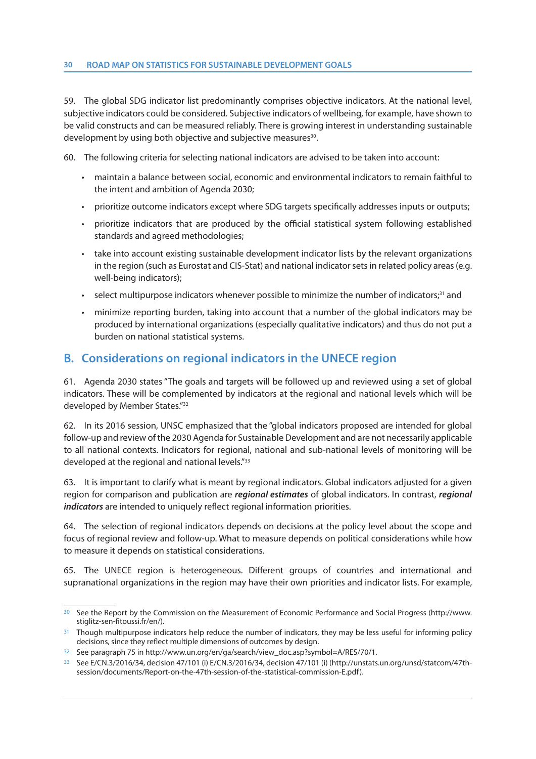59. The global SDG indicator list predominantly comprises objective indicators. At the national level, subjective indicators could be considered. Subjective indicators of wellbeing, for example, have shown to be valid constructs and can be measured reliably. There is growing interest in understanding sustainable development by using both objective and subjective measures[30].

60. The following criteria for selecting national indicators are advised to be taken into account:

- maintain a balance between social, economic and environmental indicators to remain faithful to the intent and ambition of Agenda 2030;
- prioritize outcome indicators except where SDG targets specifically addresses inputs or outputs;
- prioritize indicators that are produced by the official statistical system following established standards and agreed methodologies;
- take into account existing sustainable development indicator lists by the relevant organizations in the region (such as Eurostat and CIS-Stat) and national indicator sets in related policy areas (e.g. well-being indicators);
- select multipurpose indicators whenever possible to minimize the number of indicators;[31] and
- minimize reporting burden, taking into account that a number of the global indicators may be produced by international organizations (especially qualitative indicators) and thus do not put a burden on national statistical systems.

## B. Considerations on regional indicators in the UNECE region

61. Agenda 2030 states "The goals and targets will be followed up and reviewed using a set of global indicators. These will be complemented by indicators at the regional and national levels which will be developed by Member States."[32]

62. In its 2016 session, UNSC emphasized that the "global indicators proposed are intended for global follow-up and review of the 2030 Agenda for Sustainable Development and are not necessarily applicable to all national contexts. Indicators for regional, national and sub-national levels of monitoring will be developed at the regional and national levels."[33]

63. It is important to clarify what is meant by regional indicators. Global indicators adjusted for a given region for comparison and publication are ***regional estimates*** of global indicators. In contrast, ***regional indicators*** are intended to uniquely reflect regional information priorities.

64. The selection of regional indicators depends on decisions at the policy level about the scope and focus of regional review and follow-up. What to measure depends on political considerations while how to measure it depends on statistical considerations.

65. The UNECE region is heterogeneous. Different groups of countries and international and supranational organizations in the region may have their own priorities and indicator lists. For example,

---

[30] See the Report by the Commission on the Measurement of Economic Performance and Social Progress (http://www.stiglitz-sen-fitoussi.fr/en/).

[31] Though multipurpose indicators help reduce the number of indicators, they may be less useful for informing policy decisions, since they reflect multiple dimensions of outcomes by design.

[32] See paragraph 75 in http://www.un.org/en/ga/search/view_doc.asp?symbol=A/RES/70/1.

[33] See E/CN.3/2016/34, decision 47/101 (i) E/CN.3/2016/34, decision 47/101 (i) (http://unstats.un.org/unsd/statcom/47th-session/documents/Report-on-the-47th-session-of-the-statistical-commission-E.pdf).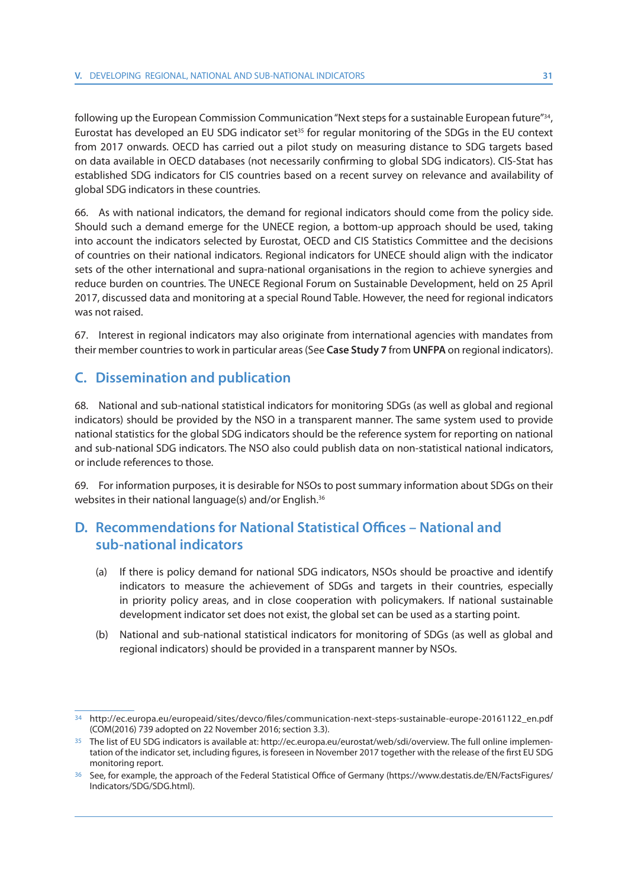following up the European Commission Communication "Next steps for a sustainable European future"[34], Eurostat has developed an EU SDG indicator set[35] for regular monitoring of the SDGs in the EU context from 2017 onwards. OECD has carried out a pilot study on measuring distance to SDG targets based on data available in OECD databases (not necessarily confirming to global SDG indicators). CIS-Stat has established SDG indicators for CIS countries based on a recent survey on relevance and availability of global SDG indicators in these countries.

66. As with national indicators, the demand for regional indicators should come from the policy side. Should such a demand emerge for the UNECE region, a bottom-up approach should be used, taking into account the indicators selected by Eurostat, OECD and CIS Statistics Committee and the decisions of countries on their national indicators. Regional indicators for UNECE should align with the indicator sets of the other international and supra-national organisations in the region to achieve synergies and reduce burden on countries. The UNECE Regional Forum on Sustainable Development, held on 25 April 2017, discussed data and monitoring at a special Round Table. However, the need for regional indicators was not raised.

67. Interest in regional indicators may also originate from international agencies with mandates from their member countries to work in particular areas (See **Case Study 7** from **UNFPA** on regional indicators).

## C. Dissemination and publication

68. National and sub-national statistical indicators for monitoring SDGs (as well as global and regional indicators) should be provided by the NSO in a transparent manner. The same system used to provide national statistics for the global SDG indicators should be the reference system for reporting on national and sub-national SDG indicators. The NSO also could publish data on non-statistical national indicators, or include references to those.

69. For information purposes, it is desirable for NSOs to post summary information about SDGs on their websites in their national language(s) and/or English.[36]

## D. Recommendations for National Statistical Offices – National and sub-national indicators

(a) If there is policy demand for national SDG indicators, NSOs should be proactive and identify indicators to measure the achievement of SDGs and targets in their countries, especially in priority policy areas, and in close cooperation with policymakers. If national sustainable development indicator set does not exist, the global set can be used as a starting point.

(b) National and sub-national statistical indicators for monitoring of SDGs (as well as global and regional indicators) should be provided in a transparent manner by NSOs.

---

[34] http://ec.europa.eu/europeaid/sites/devco/files/communication-next-steps-sustainable-europe-20161122_en.pdf (COM(2016) 739 adopted on 22 November 2016; section 3.3).

[35] The list of EU SDG indicators is available at: http://ec.europa.eu/eurostat/web/sdi/overview. The full online implementation of the indicator set, including figures, is foreseen in November 2017 together with the release of the first EU SDG monitoring report.

[36] See, for example, the approach of the Federal Statistical Office of Germany (https://www.destatis.de/EN/FactsFigures/Indicators/SDG/SDG.html).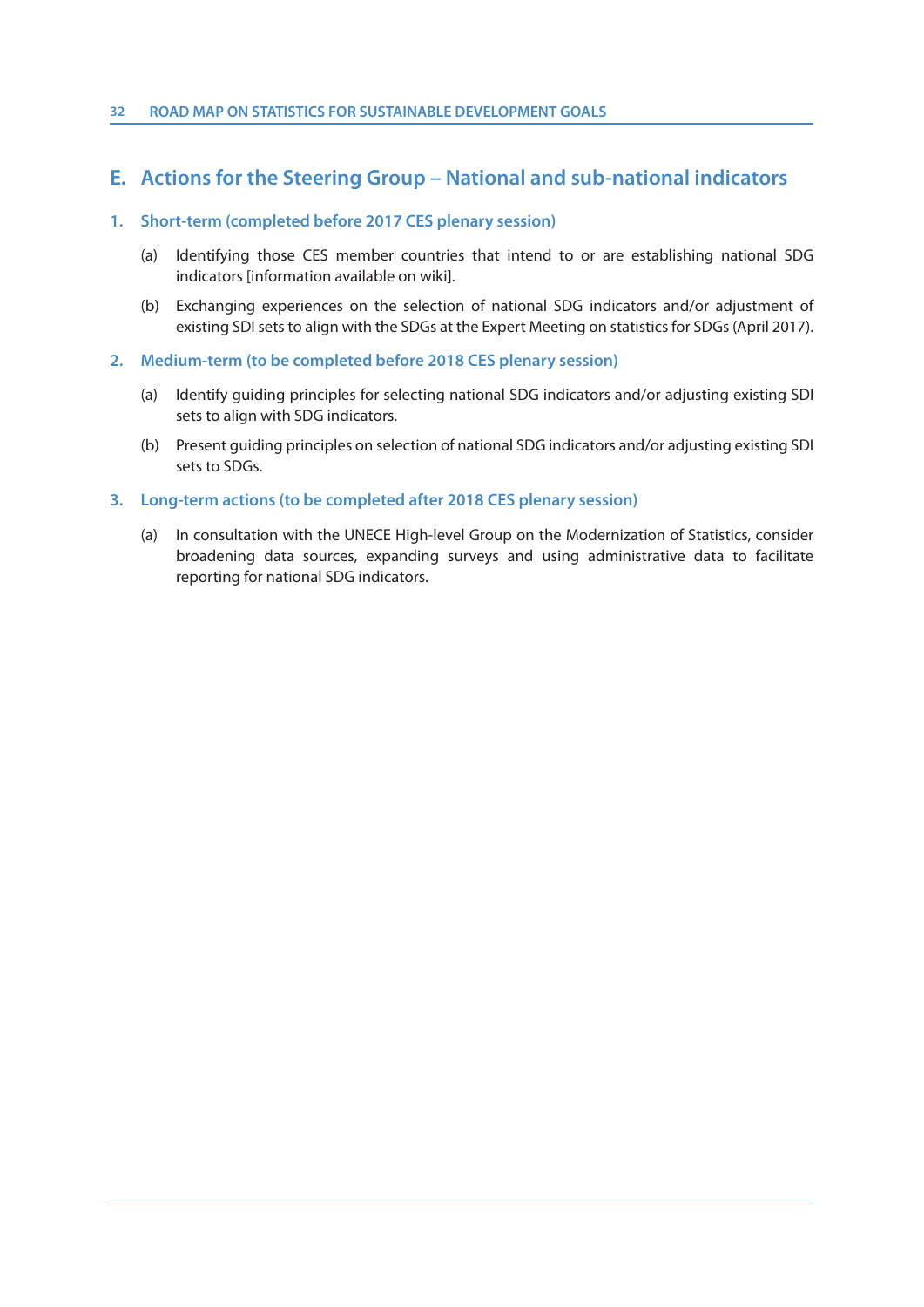## E. Actions for the Steering Group – National and sub-national indicators

### 1. Short-term (completed before 2017 CES plenary session)

(a) Identifying those CES member countries that intend to or are establishing national SDG indicators [information available on wiki].

(b) Exchanging experiences on the selection of national SDG indicators and/or adjustment of existing SDI sets to align with the SDGs at the Expert Meeting on statistics for SDGs (April 2017).

### 2. Medium-term (to be completed before 2018 CES plenary session)

(a) Identify guiding principles for selecting national SDG indicators and/or adjusting existing SDI sets to align with SDG indicators.

(b) Present guiding principles on selection of national SDG indicators and/or adjusting existing SDI sets to SDGs.

### 3. Long-term actions (to be completed after 2018 CES plenary session)

(a) In consultation with the UNECE High-level Group on the Modernization of Statistics, consider broadening data sources, expanding surveys and using administrative data to facilitate reporting for national SDG indicators.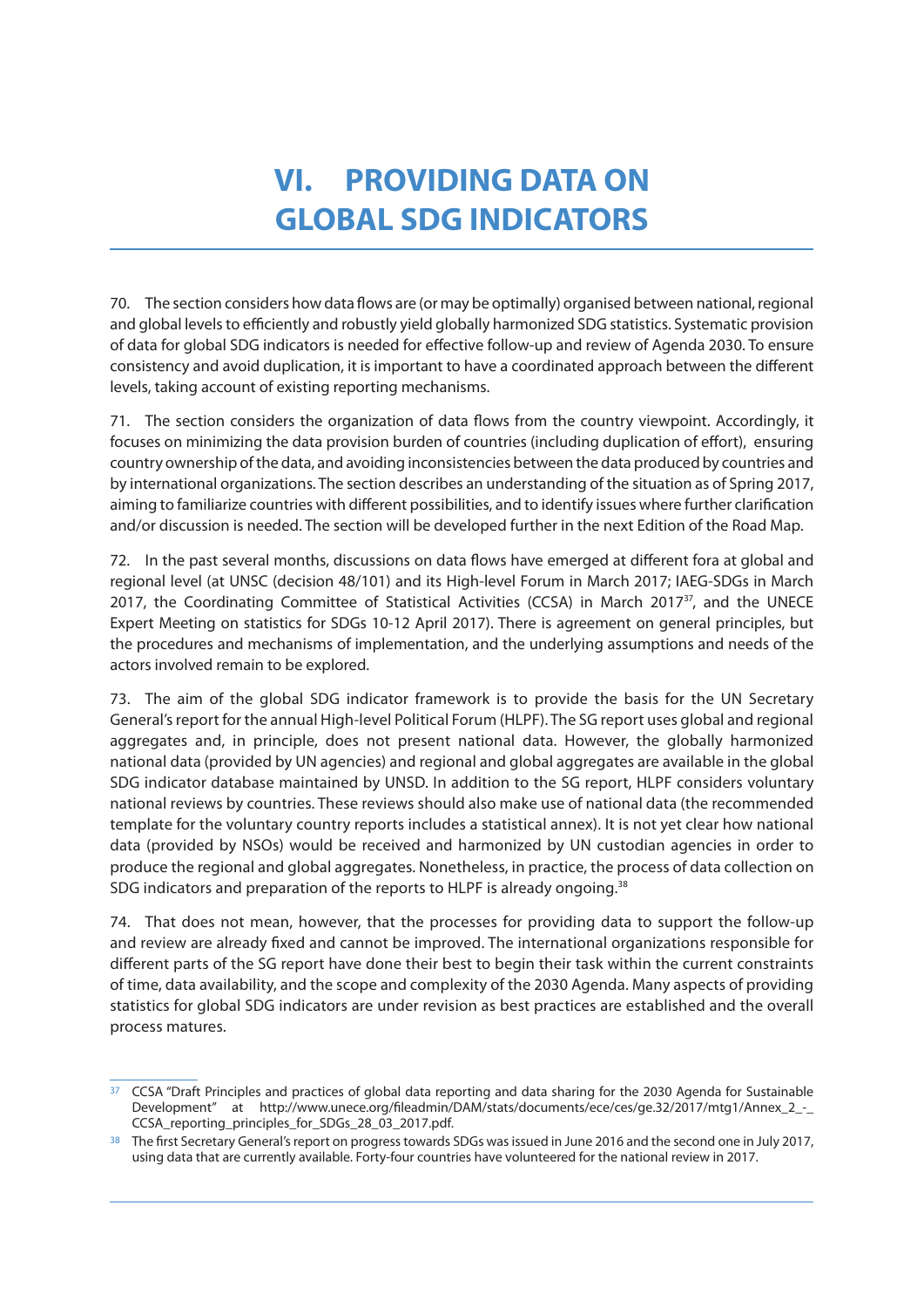# VI. PROVIDING DATA ON GLOBAL SDG INDICATORS

70. The section considers how data flows are (or may be optimally) organised between national, regional and global levels to efficiently and robustly yield globally harmonized SDG statistics. Systematic provision of data for global SDG indicators is needed for effective follow-up and review of Agenda 2030. To ensure consistency and avoid duplication, it is important to have a coordinated approach between the different levels, taking account of existing reporting mechanisms.

71. The section considers the organization of data flows from the country viewpoint. Accordingly, it focuses on minimizing the data provision burden of countries (including duplication of effort), ensuring country ownership of the data, and avoiding inconsistencies between the data produced by countries and by international organizations. The section describes an understanding of the situation as of Spring 2017, aiming to familiarize countries with different possibilities, and to identify issues where further clarification and/or discussion is needed. The section will be developed further in the next Edition of the Road Map.

72. In the past several months, discussions on data flows have emerged at different fora at global and regional level (at UNSC (decision 48/101) and its High-level Forum in March 2017; IAEG-SDGs in March 2017, the Coordinating Committee of Statistical Activities (CCSA) in March 2017[37], and the UNECE Expert Meeting on statistics for SDGs 10-12 April 2017). There is agreement on general principles, but the procedures and mechanisms of implementation, and the underlying assumptions and needs of the actors involved remain to be explored.

73. The aim of the global SDG indicator framework is to provide the basis for the UN Secretary General's report for the annual High-level Political Forum (HLPF). The SG report uses global and regional aggregates and, in principle, does not present national data. However, the globally harmonized national data (provided by UN agencies) and regional and global aggregates are available in the global SDG indicator database maintained by UNSD. In addition to the SG report, HLPF considers voluntary national reviews by countries. These reviews should also make use of national data (the recommended template for the voluntary country reports includes a statistical annex). It is not yet clear how national data (provided by NSOs) would be received and harmonized by UN custodian agencies in order to produce the regional and global aggregates. Nonetheless, in practice, the process of data collection on SDG indicators and preparation of the reports to HLPF is already ongoing.[38]

74. That does not mean, however, that the processes for providing data to support the follow-up and review are already fixed and cannot be improved. The international organizations responsible for different parts of the SG report have done their best to begin their task within the current constraints of time, data availability, and the scope and complexity of the 2030 Agenda. Many aspects of providing statistics for global SDG indicators are under revision as best practices are established and the overall process matures.

---

[37] CCSA "Draft Principles and practices of global data reporting and data sharing for the 2030 Agenda for Sustainable Development" at http://www.unece.org/fileadmin/DAM/stats/documents/ece/ces/ge.32/2017/mtg1/Annex_2_-_CCSA_reporting_principles_for_SDGs_28_03_2017.pdf.

[38] The first Secretary General's report on progress towards SDGs was issued in June 2016 and the second one in July 2017, using data that are currently available. Forty-four countries have volunteered for the national review in 2017.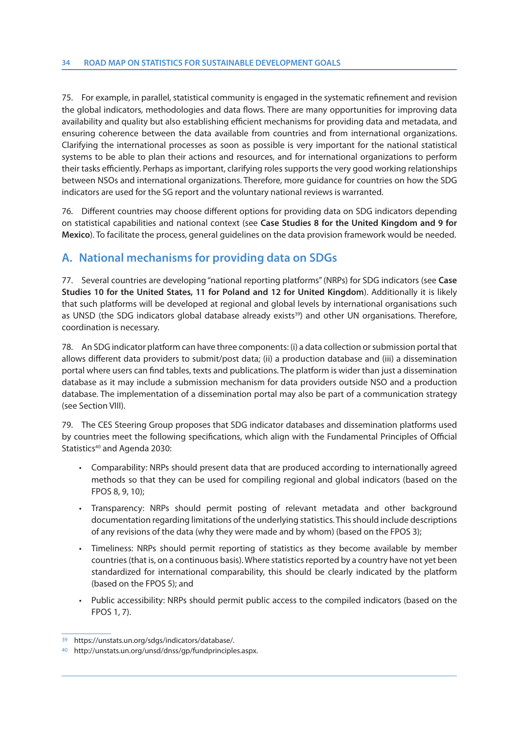75. For example, in parallel, statistical community is engaged in the systematic refinement and revision the global indicators, methodologies and data flows. There are many opportunities for improving data availability and quality but also establishing efficient mechanisms for providing data and metadata, and ensuring coherence between the data available from countries and from international organizations. Clarifying the international processes as soon as possible is very important for the national statistical systems to be able to plan their actions and resources, and for international organizations to perform their tasks efficiently. Perhaps as important, clarifying roles supports the very good working relationships between NSOs and international organizations. Therefore, more guidance for countries on how the SDG indicators are used for the SG report and the voluntary national reviews is warranted.

76. Different countries may choose different options for providing data on SDG indicators depending on statistical capabilities and national context (see **Case Studies 8 for the United Kingdom and 9 for Mexico**). To facilitate the process, general guidelines on the data provision framework would be needed.

## A. National mechanisms for providing data on SDGs

77. Several countries are developing "national reporting platforms" (NRPs) for SDG indicators (see **Case Studies 10 for the United States, 11 for Poland and 12 for United Kingdom**). Additionally it is likely that such platforms will be developed at regional and global levels by international organisations such as UNSD (the SDG indicators global database already exists[39]) and other UN organisations. Therefore, coordination is necessary.

78. An SDG indicator platform can have three components: (i) a data collection or submission portal that allows different data providers to submit/post data; (ii) a production database and (iii) a dissemination portal where users can find tables, texts and publications. The platform is wider than just a dissemination database as it may include a submission mechanism for data providers outside NSO and a production database. The implementation of a dissemination portal may also be part of a communication strategy (see Section VIII).

79. The CES Steering Group proposes that SDG indicator databases and dissemination platforms used by countries meet the following specifications, which align with the Fundamental Principles of Official Statistics[40] and Agenda 2030:

- Comparability: NRPs should present data that are produced according to internationally agreed methods so that they can be used for compiling regional and global indicators (based on the FPOS 8, 9, 10);
- Transparency: NRPs should permit posting of relevant metadata and other background documentation regarding limitations of the underlying statistics. This should include descriptions of any revisions of the data (why they were made and by whom) (based on the FPOS 3);
- Timeliness: NRPs should permit reporting of statistics as they become available by member countries (that is, on a continuous basis). Where statistics reported by a country have not yet been standardized for international comparability, this should be clearly indicated by the platform (based on the FPOS 5); and
- Public accessibility: NRPs should permit public access to the compiled indicators (based on the FPOS 1, 7).

---

[39] https://unstats.un.org/sdgs/indicators/database/.

[40] http://unstats.un.org/unsd/dnss/gp/fundprinciples.aspx.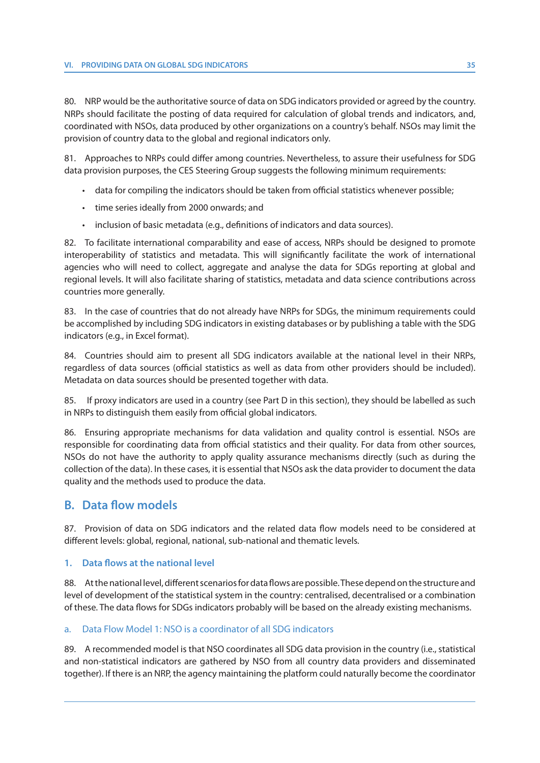80. NRP would be the authoritative source of data on SDG indicators provided or agreed by the country. NRPs should facilitate the posting of data required for calculation of global trends and indicators, and, coordinated with NSOs, data produced by other organizations on a country's behalf. NSOs may limit the provision of country data to the global and regional indicators only.

81. Approaches to NRPs could differ among countries. Nevertheless, to assure their usefulness for SDG data provision purposes, the CES Steering Group suggests the following minimum requirements:

- data for compiling the indicators should be taken from official statistics whenever possible;
- time series ideally from 2000 onwards; and
- inclusion of basic metadata (e.g., definitions of indicators and data sources).

82. To facilitate international comparability and ease of access, NRPs should be designed to promote interoperability of statistics and metadata. This will significantly facilitate the work of international agencies who will need to collect, aggregate and analyse the data for SDGs reporting at global and regional levels. It will also facilitate sharing of statistics, metadata and data science contributions across countries more generally.

83. In the case of countries that do not already have NRPs for SDGs, the minimum requirements could be accomplished by including SDG indicators in existing databases or by publishing a table with the SDG indicators (e.g., in Excel format).

84. Countries should aim to present all SDG indicators available at the national level in their NRPs, regardless of data sources (official statistics as well as data from other providers should be included). Metadata on data sources should be presented together with data.

85. If proxy indicators are used in a country (see Part D in this section), they should be labelled as such in NRPs to distinguish them easily from official global indicators.

86. Ensuring appropriate mechanisms for data validation and quality control is essential. NSOs are responsible for coordinating data from official statistics and their quality. For data from other sources, NSOs do not have the authority to apply quality assurance mechanisms directly (such as during the collection of the data). In these cases, it is essential that NSOs ask the data provider to document the data quality and the methods used to produce the data.

## B. Data flow models

87. Provision of data on SDG indicators and the related data flow models need to be considered at different levels: global, regional, national, sub-national and thematic levels.

### 1. Data flows at the national level

88. At the national level, different scenarios for data flows are possible. These depend on the structure and level of development of the statistical system in the country: centralised, decentralised or a combination of these. The data flows for SDGs indicators probably will be based on the already existing mechanisms.

#### a. Data Flow Model 1: NSO is a coordinator of all SDG indicators

89. A recommended model is that NSO coordinates all SDG data provision in the country (i.e., statistical and non-statistical indicators are gathered by NSO from all country data providers and disseminated together). If there is an NRP, the agency maintaining the platform could naturally become the coordinator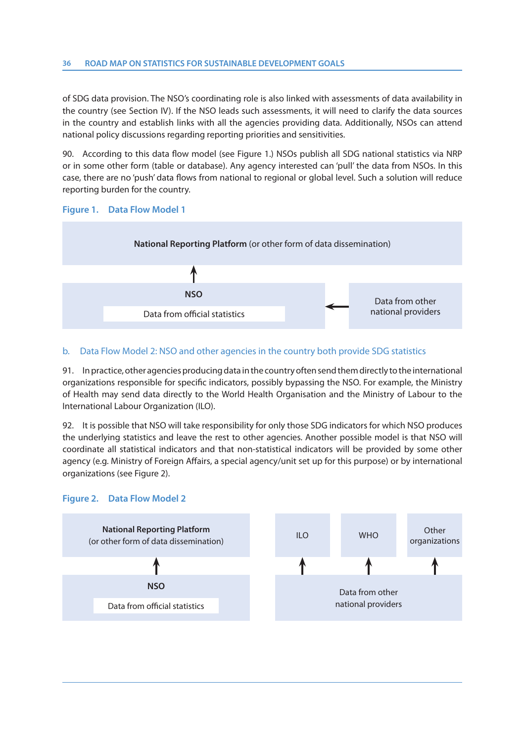of SDG data provision. The NSO's coordinating role is also linked with assessments of data availability in the country (see Section IV). If the NSO leads such assessments, it will need to clarify the data sources in the country and establish links with all the agencies providing data. Additionally, NSOs can attend national policy discussions regarding reporting priorities and sensitivities.

90. According to this data flow model (see Figure 1.) NSOs publish all SDG national statistics via NRP or in some other form (table or database). Any agency interested can 'pull' the data from NSOs. In this case, there are no 'push' data flows from national to regional or global level. Such a solution will reduce reporting burden for the country.

**Figure 1. Data Flow Model 1**

**National Reporting Platform** (or other form of data dissemination)

↑

**NSO**

Data from official statistics ← Data from other national providers

### b. Data Flow Model 2: NSO and other agencies in the country both provide SDG statistics

91. In practice, other agencies producing data in the country often send them directly to the international organizations responsible for specific indicators, possibly bypassing the NSO. For example, the Ministry of Health may send data directly to the World Health Organisation and the Ministry of Labour to the International Labour Organization (ILO).

92. It is possible that NSO will take responsibility for only those SDG indicators for which NSO produces the underlying statistics and leave the rest to other agencies. Another possible model is that NSO will coordinate all statistical indicators and that non-statistical indicators will be provided by some other agency (e.g. Ministry of Foreign Affairs, a special agency/unit set up for this purpose) or by international organizations (see Figure 2).

**Figure 2. Data Flow Model 2**

**National Reporting Platform** (or other form of data dissemination)

↑

**NSO**

Data from official statistics

ILO | WHO | Other organizations

↑ ↑ ↑

Data from other national providers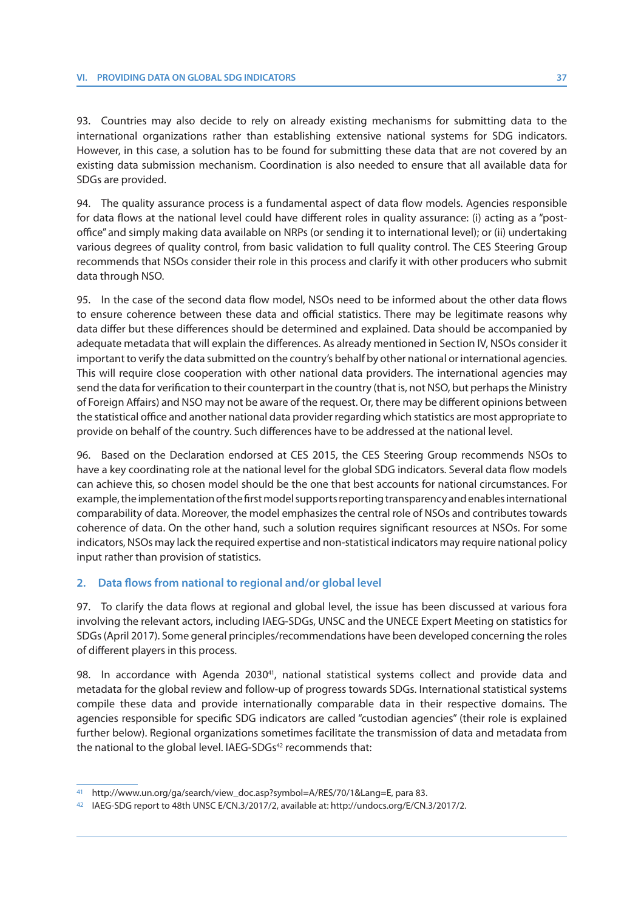93. Countries may also decide to rely on already existing mechanisms for submitting data to the international organizations rather than establishing extensive national systems for SDG indicators. However, in this case, a solution has to be found for submitting these data that are not covered by an existing data submission mechanism. Coordination is also needed to ensure that all available data for SDGs are provided.

94. The quality assurance process is a fundamental aspect of data flow models. Agencies responsible for data flows at the national level could have different roles in quality assurance: (i) acting as a "post-office" and simply making data available on NRPs (or sending it to international level); or (ii) undertaking various degrees of quality control, from basic validation to full quality control. The CES Steering Group recommends that NSOs consider their role in this process and clarify it with other producers who submit data through NSO.

95. In the case of the second data flow model, NSOs need to be informed about the other data flows to ensure coherence between these data and official statistics. There may be legitimate reasons why data differ but these differences should be determined and explained. Data should be accompanied by adequate metadata that will explain the differences. As already mentioned in Section IV, NSOs consider it important to verify the data submitted on the country's behalf by other national or international agencies. This will require close cooperation with other national data providers. The international agencies may send the data for verification to their counterpart in the country (that is, not NSO, but perhaps the Ministry of Foreign Affairs) and NSO may not be aware of the request. Or, there may be different opinions between the statistical office and another national data provider regarding which statistics are most appropriate to provide on behalf of the country. Such differences have to be addressed at the national level.

96. Based on the Declaration endorsed at CES 2015, the CES Steering Group recommends NSOs to have a key coordinating role at the national level for the global SDG indicators. Several data flow models can achieve this, so chosen model should be the one that best accounts for national circumstances. For example, the implementation of the first model supports reporting transparency and enables international comparability of data. Moreover, the model emphasizes the central role of NSOs and contributes towards coherence of data. On the other hand, such a solution requires significant resources at NSOs. For some indicators, NSOs may lack the required expertise and non-statistical indicators may require national policy input rather than provision of statistics.

### 2. Data flows from national to regional and/or global level

97. To clarify the data flows at regional and global level, the issue has been discussed at various fora involving the relevant actors, including IAEG-SDGs, UNSC and the UNECE Expert Meeting on statistics for SDGs (April 2017). Some general principles/recommendations have been developed concerning the roles of different players in this process.

98. In accordance with Agenda 2030[41], national statistical systems collect and provide data and metadata for the global review and follow-up of progress towards SDGs. International statistical systems compile these data and provide internationally comparable data in their respective domains. The agencies responsible for specific SDG indicators are called "custodian agencies" (their role is explained further below). Regional organizations sometimes facilitate the transmission of data and metadata from the national to the global level. IAEG-SDGs[42] recommends that:

---

[41] http://www.un.org/ga/search/view_doc.asp?symbol=A/RES/70/1&Lang=E, para 83.

[42] IAEG-SDG report to 48th UNSC E/CN.3/2017/2, available at: http://undocs.org/E/CN.3/2017/2.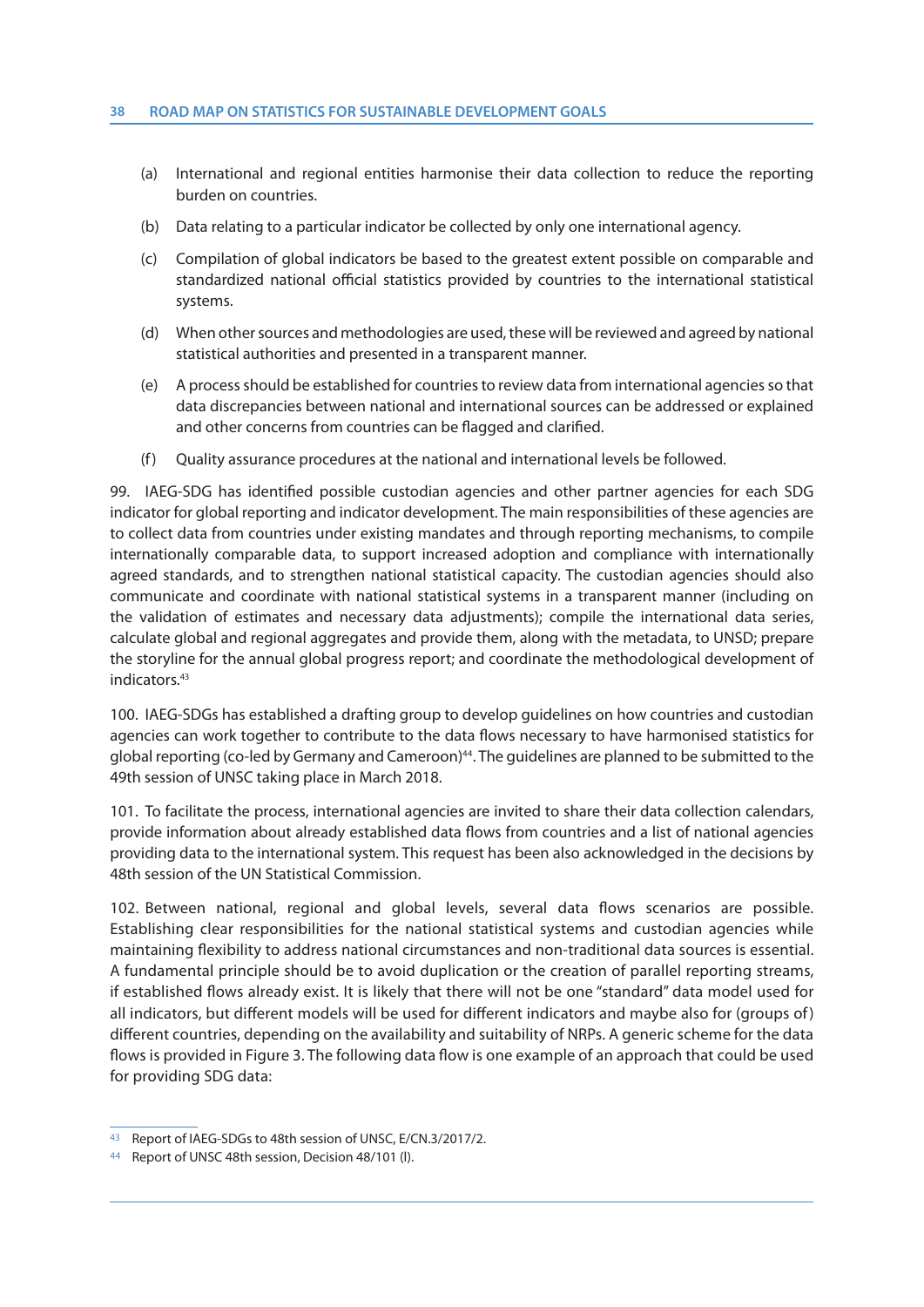(a) International and regional entities harmonise their data collection to reduce the reporting burden on countries.

(b) Data relating to a particular indicator be collected by only one international agency.

(c) Compilation of global indicators be based to the greatest extent possible on comparable and standardized national official statistics provided by countries to the international statistical systems.

(d) When other sources and methodologies are used, these will be reviewed and agreed by national statistical authorities and presented in a transparent manner.

(e) A process should be established for countries to review data from international agencies so that data discrepancies between national and international sources can be addressed or explained and other concerns from countries can be flagged and clarified.

(f) Quality assurance procedures at the national and international levels be followed.

99. IAEG-SDG has identified possible custodian agencies and other partner agencies for each SDG indicator for global reporting and indicator development. The main responsibilities of these agencies are to collect data from countries under existing mandates and through reporting mechanisms, to compile internationally comparable data, to support increased adoption and compliance with internationally agreed standards, and to strengthen national statistical capacity. The custodian agencies should also communicate and coordinate with national statistical systems in a transparent manner (including on the validation of estimates and necessary data adjustments); compile the international data series, calculate global and regional aggregates and provide them, along with the metadata, to UNSD; prepare the storyline for the annual global progress report; and coordinate the methodological development of indicators.[43]

100. IAEG-SDGs has established a drafting group to develop guidelines on how countries and custodian agencies can work together to contribute to the data flows necessary to have harmonised statistics for global reporting (co-led by Germany and Cameroon)[44]. The guidelines are planned to be submitted to the 49th session of UNSC taking place in March 2018.

101. To facilitate the process, international agencies are invited to share their data collection calendars, provide information about already established data flows from countries and a list of national agencies providing data to the international system. This request has been also acknowledged in the decisions by 48th session of the UN Statistical Commission.

102. Between national, regional and global levels, several data flows scenarios are possible. Establishing clear responsibilities for the national statistical systems and custodian agencies while maintaining flexibility to address national circumstances and non-traditional data sources is essential. A fundamental principle should be to avoid duplication or the creation of parallel reporting streams, if established flows already exist. It is likely that there will not be one "standard" data model used for all indicators, but different models will be used for different indicators and maybe also for (groups of) different countries, depending on the availability and suitability of NRPs. A generic scheme for the data flows is provided in Figure 3. The following data flow is one example of an approach that could be used for providing SDG data:

---

[43] Report of IAEG-SDGs to 48th session of UNSC, E/CN.3/2017/2.

[44] Report of UNSC 48th session, Decision 48/101 (l).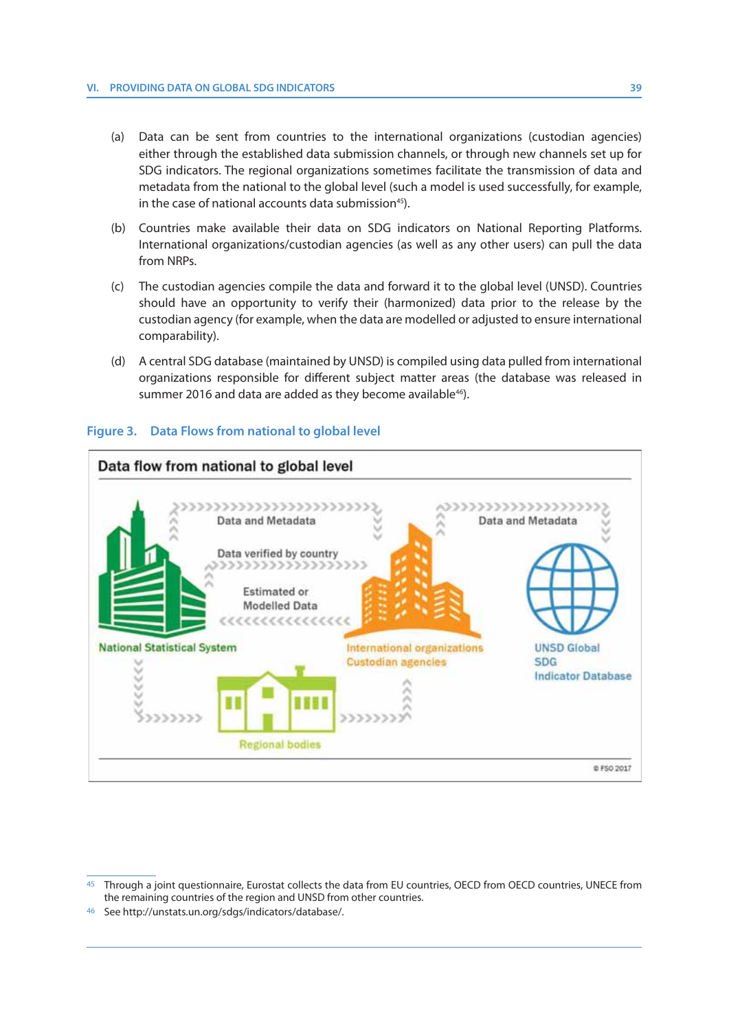(a) Data can be sent from countries to the international organizations (custodian agencies) either through the established data submission channels, or through new channels set up for SDG indicators. The regional organizations sometimes facilitate the transmission of data and metadata from the national to the global level (such a model is used successfully, for example, in the case of national accounts data submission[45]).

(b) Countries make available their data on SDG indicators on National Reporting Platforms. International organizations/custodian agencies (as well as any other users) can pull the data from NRPs.

(c) The custodian agencies compile the data and forward it to the global level (UNSD). Countries should have an opportunity to verify their (harmonized) data prior to the release by the custodian agency (for example, when the data are modelled or adjusted to ensure international comparability).

(d) A central SDG database (maintained by UNSD) is compiled using data pulled from international organizations responsible for different subject matter areas (the database was released in summer 2016 and data are added as they become available[46]).

**Figure 3. Data Flows from national to global level**

Data flow from national to global level

Data and Metadata

Data verified by country

Estimated or Modelled Data

Data and Metadata

National Statistical System

International organizations Custodian agencies

UNSD Global SDG Indicator Database

Regional bodies

© FSO 2017

---

[45] Through a joint questionnaire, Eurostat collects the data from EU countries, OECD from OECD countries, UNECE from the remaining countries of the region and UNSD from other countries.

[46] See http://unstats.un.org/sdgs/indicators/database/.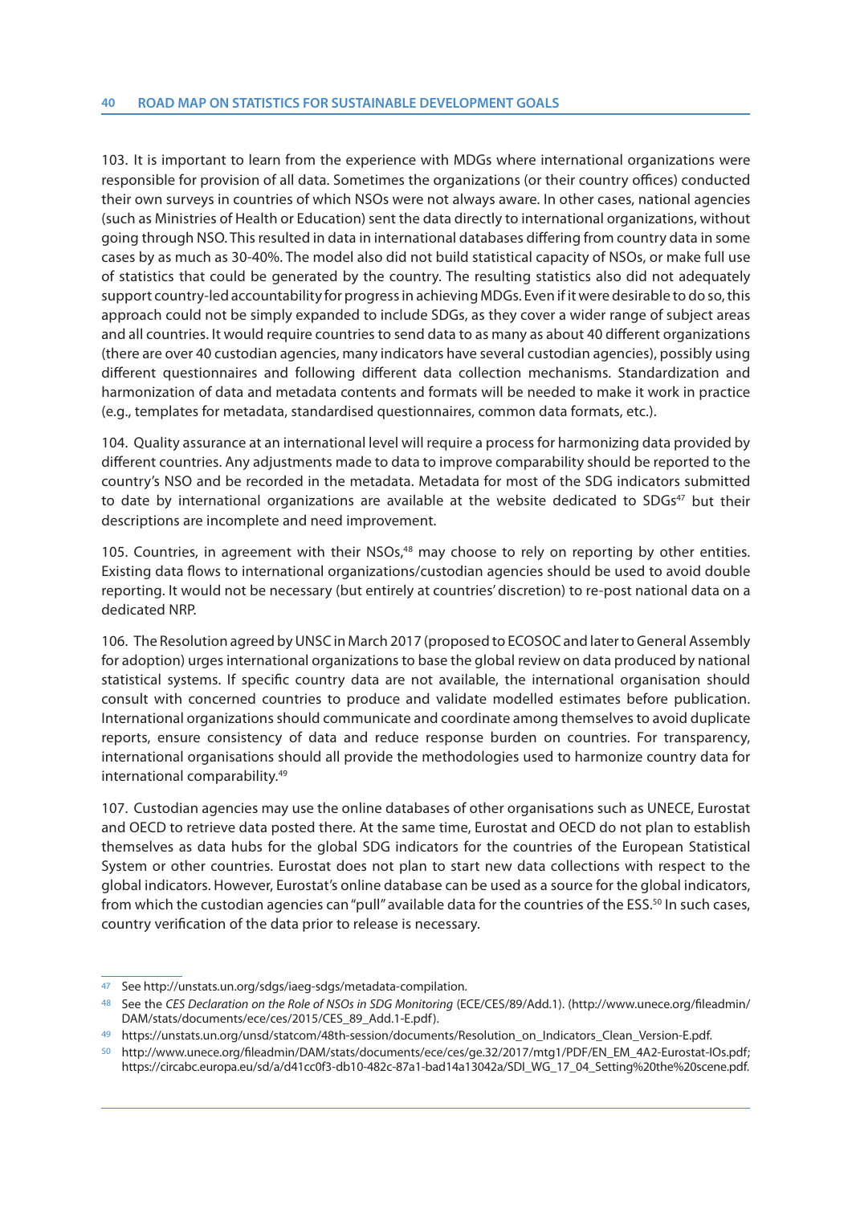103. It is important to learn from the experience with MDGs where international organizations were responsible for provision of all data. Sometimes the organizations (or their country offices) conducted their own surveys in countries of which NSOs were not always aware. In other cases, national agencies (such as Ministries of Health or Education) sent the data directly to international organizations, without going through NSO. This resulted in data in international databases differing from country data in some cases by as much as 30-40%. The model also did not build statistical capacity of NSOs, or make full use of statistics that could be generated by the country. The resulting statistics also did not adequately support country-led accountability for progress in achieving MDGs. Even if it were desirable to do so, this approach could not be simply expanded to include SDGs, as they cover a wider range of subject areas and all countries. It would require countries to send data to as many as about 40 different organizations (there are over 40 custodian agencies, many indicators have several custodian agencies), possibly using different questionnaires and following different data collection mechanisms. Standardization and harmonization of data and metadata contents and formats will be needed to make it work in practice (e.g., templates for metadata, standardised questionnaires, common data formats, etc.).

104. Quality assurance at an international level will require a process for harmonizing data provided by different countries. Any adjustments made to data to improve comparability should be reported to the country's NSO and be recorded in the metadata. Metadata for most of the SDG indicators submitted to date by international organizations are available at the website dedicated to SDGs[47] but their descriptions are incomplete and need improvement.

105. Countries, in agreement with their NSOs,[48] may choose to rely on reporting by other entities. Existing data flows to international organizations/custodian agencies should be used to avoid double reporting. It would not be necessary (but entirely at countries' discretion) to re-post national data on a dedicated NRP.

106. The Resolution agreed by UNSC in March 2017 (proposed to ECOSOC and later to General Assembly for adoption) urges international organizations to base the global review on data produced by national statistical systems. If specific country data are not available, the international organisation should consult with concerned countries to produce and validate modelled estimates before publication. International organizations should communicate and coordinate among themselves to avoid duplicate reports, ensure consistency of data and reduce response burden on countries. For transparency, international organisations should all provide the methodologies used to harmonize country data for international comparability.[49]

107. Custodian agencies may use the online databases of other organisations such as UNECE, Eurostat and OECD to retrieve data posted there. At the same time, Eurostat and OECD do not plan to establish themselves as data hubs for the global SDG indicators for the countries of the European Statistical System or other countries. Eurostat does not plan to start new data collections with respect to the global indicators. However, Eurostat's online database can be used as a source for the global indicators, from which the custodian agencies can "pull" available data for the countries of the ESS.[50] In such cases, country verification of the data prior to release is necessary.

---

[47] See http://unstats.un.org/sdgs/iaeg-sdgs/metadata-compilation.

[48] See the *CES Declaration on the Role of NSOs in SDG Monitoring* (ECE/CES/89/Add.1). (http://www.unece.org/fileadmin/DAM/stats/documents/ece/ces/2015/CES_89_Add.1-E.pdf).

[49] https://unstats.un.org/unsd/statcom/48th-session/documents/Resolution_on_Indicators_Clean_Version-E.pdf.

[50] http://www.unece.org/fileadmin/DAM/stats/documents/ece/ces/ge.32/2017/mtg1/PDF/EN_EM_4A2-Eurostat-IOs.pdf; https://circabc.europa.eu/sd/a/d41cc0f3-db10-482c-87a1-bad14a13042a/SDI_WG_17_04_Setting%20the%20scene.pdf.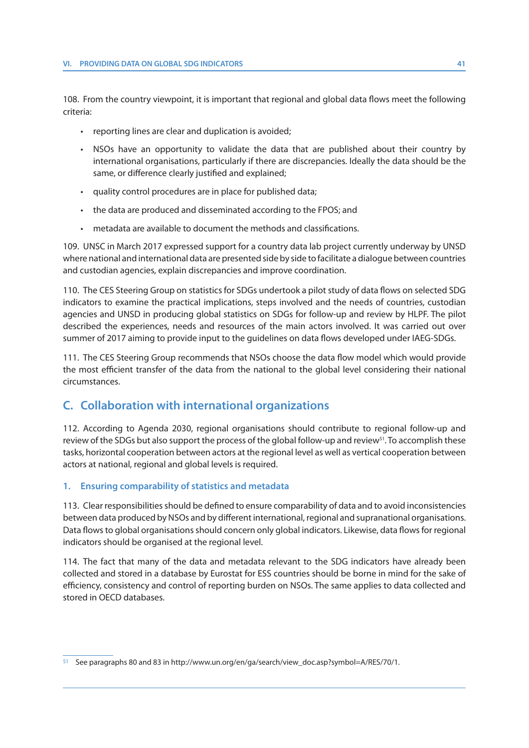108. From the country viewpoint, it is important that regional and global data flows meet the following criteria:

- reporting lines are clear and duplication is avoided;
- NSOs have an opportunity to validate the data that are published about their country by international organisations, particularly if there are discrepancies. Ideally the data should be the same, or difference clearly justified and explained;
- quality control procedures are in place for published data;
- the data are produced and disseminated according to the FPOS; and
- metadata are available to document the methods and classifications.

109. UNSC in March 2017 expressed support for a country data lab project currently underway by UNSD where national and international data are presented side by side to facilitate a dialogue between countries and custodian agencies, explain discrepancies and improve coordination.

110. The CES Steering Group on statistics for SDGs undertook a pilot study of data flows on selected SDG indicators to examine the practical implications, steps involved and the needs of countries, custodian agencies and UNSD in producing global statistics on SDGs for follow-up and review by HLPF. The pilot described the experiences, needs and resources of the main actors involved. It was carried out over summer of 2017 aiming to provide input to the guidelines on data flows developed under IAEG-SDGs.

111. The CES Steering Group recommends that NSOs choose the data flow model which would provide the most efficient transfer of the data from the national to the global level considering their national circumstances.

## C. Collaboration with international organizations

112. According to Agenda 2030, regional organisations should contribute to regional follow-up and review of the SDGs but also support the process of the global follow-up and review[51]. To accomplish these tasks, horizontal cooperation between actors at the regional level as well as vertical cooperation between actors at national, regional and global levels is required.

### 1. Ensuring comparability of statistics and metadata

113. Clear responsibilities should be defined to ensure comparability of data and to avoid inconsistencies between data produced by NSOs and by different international, regional and supranational organisations. Data flows to global organisations should concern only global indicators. Likewise, data flows for regional indicators should be organised at the regional level.

114. The fact that many of the data and metadata relevant to the SDG indicators have already been collected and stored in a database by Eurostat for ESS countries should be borne in mind for the sake of efficiency, consistency and control of reporting burden on NSOs. The same applies to data collected and stored in OECD databases.

[51] See paragraphs 80 and 83 in http://www.un.org/en/ga/search/view_doc.asp?symbol=A/RES/70/1.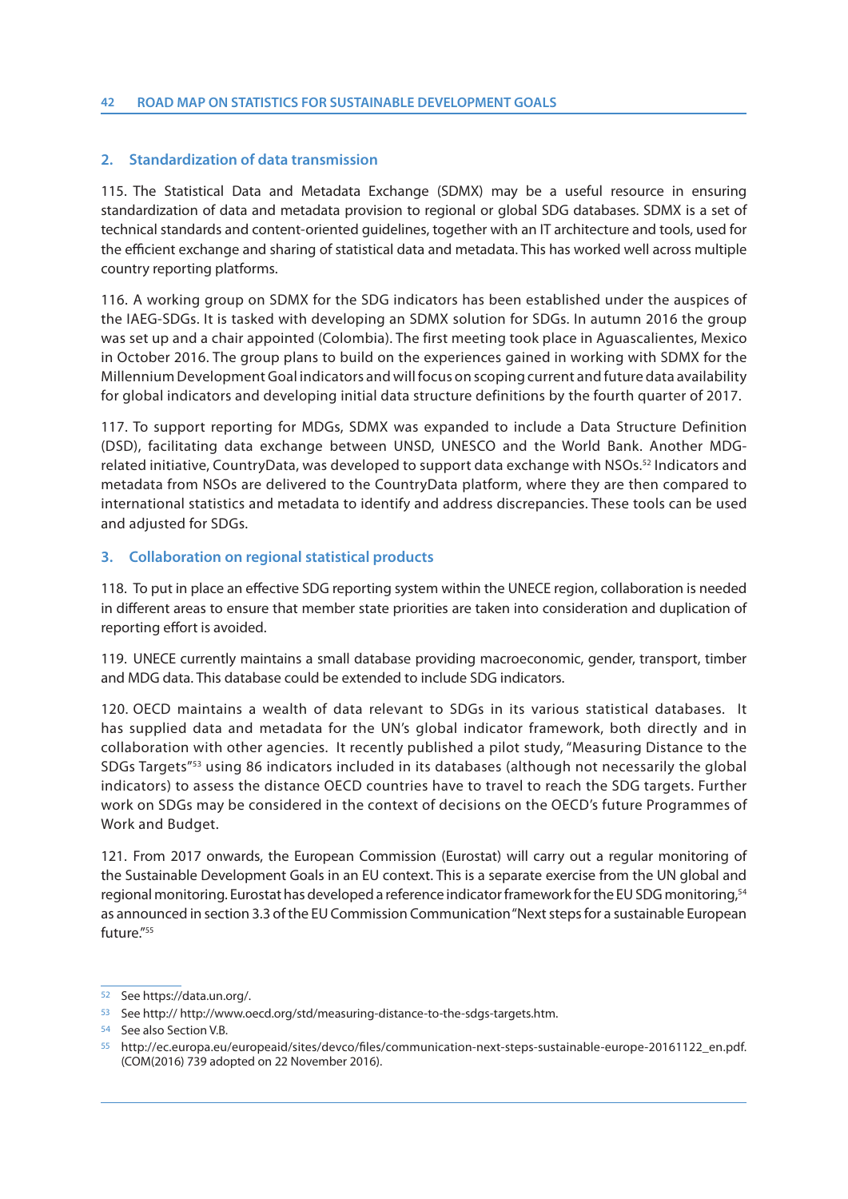## 2. Standardization of data transmission

115. The Statistical Data and Metadata Exchange (SDMX) may be a useful resource in ensuring standardization of data and metadata provision to regional or global SDG databases. SDMX is a set of technical standards and content-oriented guidelines, together with an IT architecture and tools, used for the efficient exchange and sharing of statistical data and metadata. This has worked well across multiple country reporting platforms.

116. A working group on SDMX for the SDG indicators has been established under the auspices of the IAEG-SDGs. It is tasked with developing an SDMX solution for SDGs. In autumn 2016 the group was set up and a chair appointed (Colombia). The first meeting took place in Aguascalientes, Mexico in October 2016. The group plans to build on the experiences gained in working with SDMX for the Millennium Development Goal indicators and will focus on scoping current and future data availability for global indicators and developing initial data structure definitions by the fourth quarter of 2017.

117. To support reporting for MDGs, SDMX was expanded to include a Data Structure Definition (DSD), facilitating data exchange between UNSD, UNESCO and the World Bank. Another MDG-related initiative, CountryData, was developed to support data exchange with NSOs.[52] Indicators and metadata from NSOs are delivered to the CountryData platform, where they are then compared to international statistics and metadata to identify and address discrepancies. These tools can be used and adjusted for SDGs.

## 3. Collaboration on regional statistical products

118. To put in place an effective SDG reporting system within the UNECE region, collaboration is needed in different areas to ensure that member state priorities are taken into consideration and duplication of reporting effort is avoided.

119. UNECE currently maintains a small database providing macroeconomic, gender, transport, timber and MDG data. This database could be extended to include SDG indicators.

120. OECD maintains a wealth of data relevant to SDGs in its various statistical databases. It has supplied data and metadata for the UN's global indicator framework, both directly and in collaboration with other agencies. It recently published a pilot study, "Measuring Distance to the SDGs Targets"[53] using 86 indicators included in its databases (although not necessarily the global indicators) to assess the distance OECD countries have to travel to reach the SDG targets. Further work on SDGs may be considered in the context of decisions on the OECD's future Programmes of Work and Budget.

121. From 2017 onwards, the European Commission (Eurostat) will carry out a regular monitoring of the Sustainable Development Goals in an EU context. This is a separate exercise from the UN global and regional monitoring. Eurostat has developed a reference indicator framework for the EU SDG monitoring,[54] as announced in section 3.3 of the EU Commission Communication "Next steps for a sustainable European future."[55]

---

[52] See https://data.un.org/.

[53] See http:// http://www.oecd.org/std/measuring-distance-to-the-sdgs-targets.htm.

[54] See also Section V.B.

[55] http://ec.europa.eu/europeaid/sites/devco/files/communication-next-steps-sustainable-europe-20161122_en.pdf. (COM(2016) 739 adopted on 22 November 2016).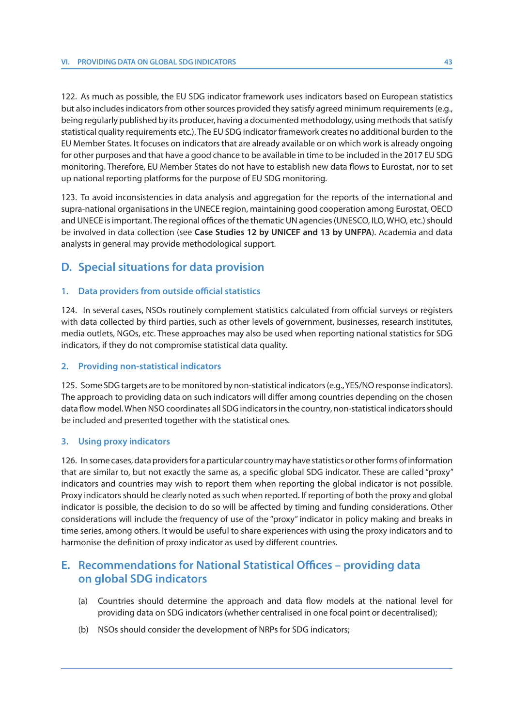122. As much as possible, the EU SDG indicator framework uses indicators based on European statistics but also includes indicators from other sources provided they satisfy agreed minimum requirements (e.g., being regularly published by its producer, having a documented methodology, using methods that satisfy statistical quality requirements etc.). The EU SDG indicator framework creates no additional burden to the EU Member States. It focuses on indicators that are already available or on which work is already ongoing for other purposes and that have a good chance to be available in time to be included in the 2017 EU SDG monitoring. Therefore, EU Member States do not have to establish new data flows to Eurostat, nor to set up national reporting platforms for the purpose of EU SDG monitoring.

123. To avoid inconsistencies in data analysis and aggregation for the reports of the international and supra-national organisations in the UNECE region, maintaining good cooperation among Eurostat, OECD and UNECE is important. The regional offices of the thematic UN agencies (UNESCO, ILO, WHO, etc.) should be involved in data collection (see **Case Studies 12 by UNICEF and 13 by UNFPA**). Academia and data analysts in general may provide methodological support.

## D. Special situations for data provision

### 1. Data providers from outside official statistics

124. In several cases, NSOs routinely complement statistics calculated from official surveys or registers with data collected by third parties, such as other levels of government, businesses, research institutes, media outlets, NGOs, etc. These approaches may also be used when reporting national statistics for SDG indicators, if they do not compromise statistical data quality.

### 2. Providing non-statistical indicators

125. Some SDG targets are to be monitored by non-statistical indicators (e.g., YES/NO response indicators). The approach to providing data on such indicators will differ among countries depending on the chosen data flow model. When NSO coordinates all SDG indicators in the country, non-statistical indicators should be included and presented together with the statistical ones.

### 3. Using proxy indicators

126. In some cases, data providers for a particular country may have statistics or other forms of information that are similar to, but not exactly the same as, a specific global SDG indicator. These are called "proxy" indicators and countries may wish to report them when reporting the global indicator is not possible. Proxy indicators should be clearly noted as such when reported. If reporting of both the proxy and global indicator is possible, the decision to do so will be affected by timing and funding considerations. Other considerations will include the frequency of use of the "proxy" indicator in policy making and breaks in time series, among others. It would be useful to share experiences with using the proxy indicators and to harmonise the definition of proxy indicator as used by different countries.

## E. Recommendations for National Statistical Offices – providing data on global SDG indicators

(a) Countries should determine the approach and data flow models at the national level for providing data on SDG indicators (whether centralised in one focal point or decentralised);

(b) NSOs should consider the development of NRPs for SDG indicators;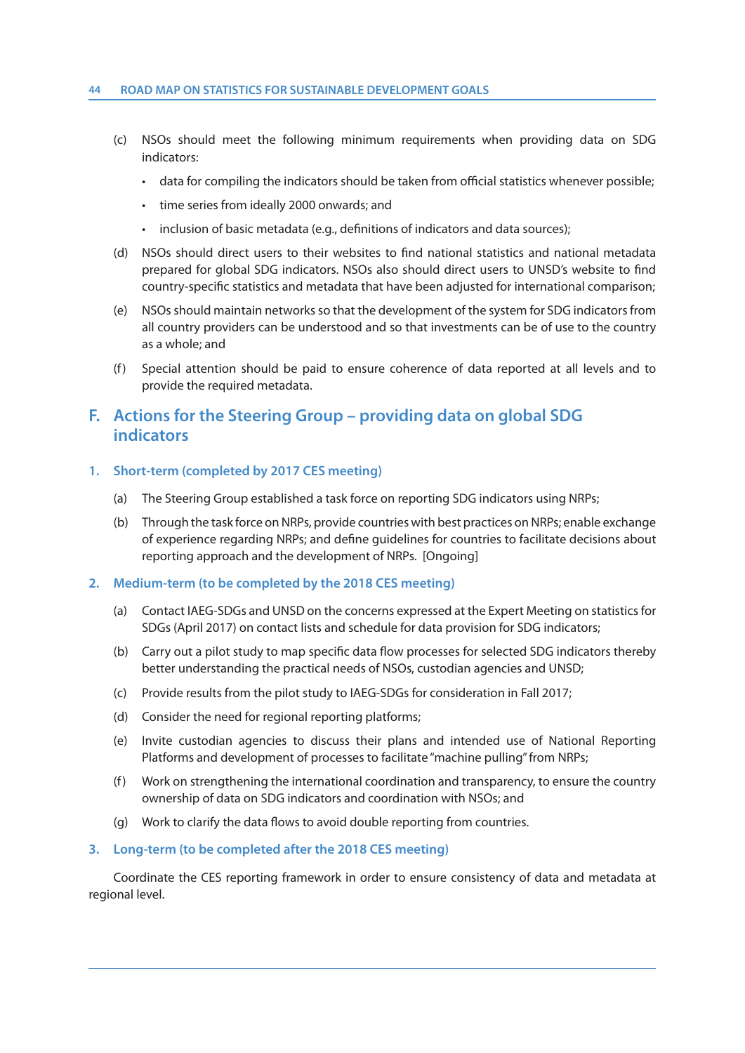(c) NSOs should meet the following minimum requirements when providing data on SDG indicators:

- data for compiling the indicators should be taken from official statistics whenever possible;
- time series from ideally 2000 onwards; and
- inclusion of basic metadata (e.g., definitions of indicators and data sources);

(d) NSOs should direct users to their websites to find national statistics and national metadata prepared for global SDG indicators. NSOs also should direct users to UNSD's website to find country-specific statistics and metadata that have been adjusted for international comparison;

(e) NSOs should maintain networks so that the development of the system for SDG indicators from all country providers can be understood and so that investments can be of use to the country as a whole; and

(f) Special attention should be paid to ensure coherence of data reported at all levels and to provide the required metadata.

## F. Actions for the Steering Group – providing data on global SDG indicators

### 1. Short-term (completed by 2017 CES meeting)

(a) The Steering Group established a task force on reporting SDG indicators using NRPs;

(b) Through the task force on NRPs, provide countries with best practices on NRPs; enable exchange of experience regarding NRPs; and define guidelines for countries to facilitate decisions about reporting approach and the development of NRPs. [Ongoing]

### 2. Medium-term (to be completed by the 2018 CES meeting)

(a) Contact IAEG-SDGs and UNSD on the concerns expressed at the Expert Meeting on statistics for SDGs (April 2017) on contact lists and schedule for data provision for SDG indicators;

(b) Carry out a pilot study to map specific data flow processes for selected SDG indicators thereby better understanding the practical needs of NSOs, custodian agencies and UNSD;

(c) Provide results from the pilot study to IAEG-SDGs for consideration in Fall 2017;

(d) Consider the need for regional reporting platforms;

(e) Invite custodian agencies to discuss their plans and intended use of National Reporting Platforms and development of processes to facilitate "machine pulling" from NRPs;

(f) Work on strengthening the international coordination and transparency, to ensure the country ownership of data on SDG indicators and coordination with NSOs; and

(g) Work to clarify the data flows to avoid double reporting from countries.

### 3. Long-term (to be completed after the 2018 CES meeting)

Coordinate the CES reporting framework in order to ensure consistency of data and metadata at regional level.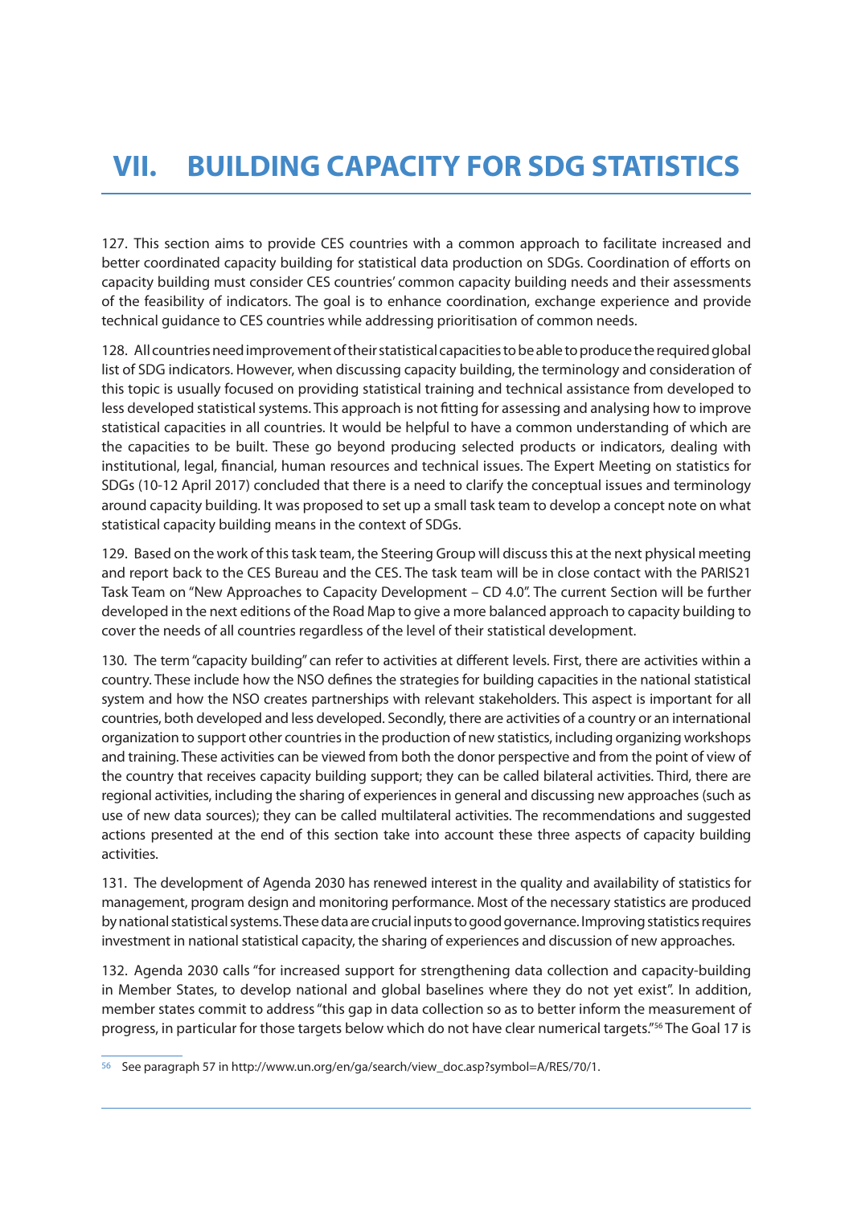# VII. BUILDING CAPACITY FOR SDG STATISTICS

127. This section aims to provide CES countries with a common approach to facilitate increased and better coordinated capacity building for statistical data production on SDGs. Coordination of efforts on capacity building must consider CES countries' common capacity building needs and their assessments of the feasibility of indicators. The goal is to enhance coordination, exchange experience and provide technical guidance to CES countries while addressing prioritisation of common needs.

128. All countries need improvement of their statistical capacities to be able to produce the required global list of SDG indicators. However, when discussing capacity building, the terminology and consideration of this topic is usually focused on providing statistical training and technical assistance from developed to less developed statistical systems. This approach is not fitting for assessing and analysing how to improve statistical capacities in all countries. It would be helpful to have a common understanding of which are the capacities to be built. These go beyond producing selected products or indicators, dealing with institutional, legal, financial, human resources and technical issues. The Expert Meeting on statistics for SDGs (10-12 April 2017) concluded that there is a need to clarify the conceptual issues and terminology around capacity building. It was proposed to set up a small task team to develop a concept note on what statistical capacity building means in the context of SDGs.

129. Based on the work of this task team, the Steering Group will discuss this at the next physical meeting and report back to the CES Bureau and the CES. The task team will be in close contact with the PARIS21 Task Team on "New Approaches to Capacity Development – CD 4.0". The current Section will be further developed in the next editions of the Road Map to give a more balanced approach to capacity building to cover the needs of all countries regardless of the level of their statistical development.

130. The term "capacity building" can refer to activities at different levels. First, there are activities within a country. These include how the NSO defines the strategies for building capacities in the national statistical system and how the NSO creates partnerships with relevant stakeholders. This aspect is important for all countries, both developed and less developed. Secondly, there are activities of a country or an international organization to support other countries in the production of new statistics, including organizing workshops and training. These activities can be viewed from both the donor perspective and from the point of view of the country that receives capacity building support; they can be called bilateral activities. Third, there are regional activities, including the sharing of experiences in general and discussing new approaches (such as use of new data sources); they can be called multilateral activities. The recommendations and suggested actions presented at the end of this section take into account these three aspects of capacity building activities.

131. The development of Agenda 2030 has renewed interest in the quality and availability of statistics for management, program design and monitoring performance. Most of the necessary statistics are produced by national statistical systems. These data are crucial inputs to good governance. Improving statistics requires investment in national statistical capacity, the sharing of experiences and discussion of new approaches.

132. Agenda 2030 calls "for increased support for strengthening data collection and capacity-building in Member States, to develop national and global baselines where they do not yet exist". In addition, member states commit to address "this gap in data collection so as to better inform the measurement of progress, in particular for those targets below which do not have clear numerical targets."[56] The Goal 17 is

[56] See paragraph 57 in http://www.un.org/en/ga/search/view_doc.asp?symbol=A/RES/70/1.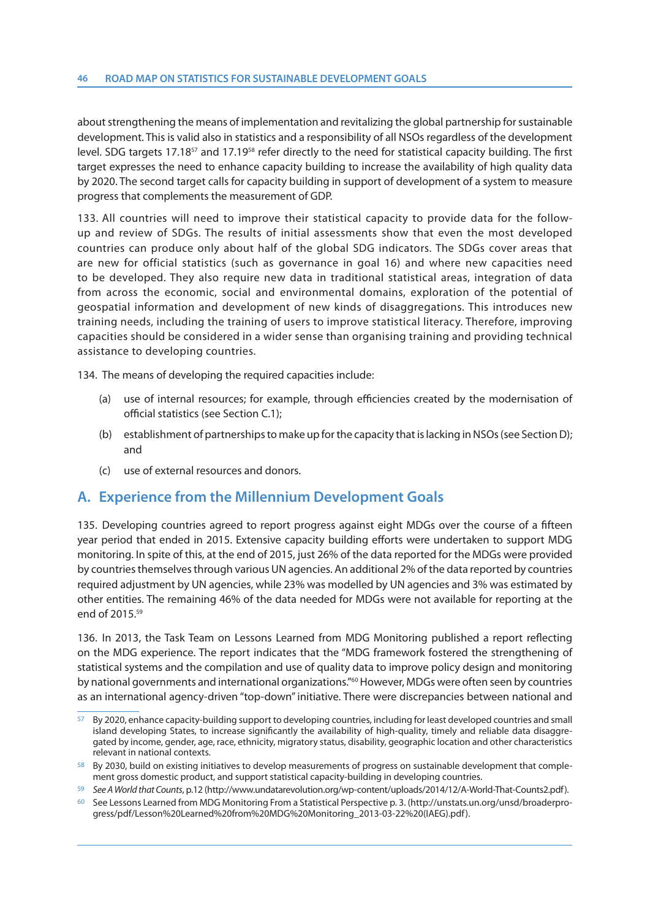about strengthening the means of implementation and revitalizing the global partnership for sustainable development. This is valid also in statistics and a responsibility of all NSOs regardless of the development level. SDG targets 17.18[57] and 17.19[58] refer directly to the need for statistical capacity building. The first target expresses the need to enhance capacity building to increase the availability of high quality data by 2020. The second target calls for capacity building in support of development of a system to measure progress that complements the measurement of GDP.

133. All countries will need to improve their statistical capacity to provide data for the follow-up and review of SDGs. The results of initial assessments show that even the most developed countries can produce only about half of the global SDG indicators. The SDGs cover areas that are new for official statistics (such as governance in goal 16) and where new capacities need to be developed. They also require new data in traditional statistical areas, integration of data from across the economic, social and environmental domains, exploration of the potential of geospatial information and development of new kinds of disaggregations. This introduces new training needs, including the training of users to improve statistical literacy. Therefore, improving capacities should be considered in a wider sense than organising training and providing technical assistance to developing countries.

134. The means of developing the required capacities include:

(a) use of internal resources; for example, through efficiencies created by the modernisation of official statistics (see Section C.1);

(b) establishment of partnerships to make up for the capacity that is lacking in NSOs (see Section D); and

(c) use of external resources and donors.

## A. Experience from the Millennium Development Goals

135. Developing countries agreed to report progress against eight MDGs over the course of a fifteen year period that ended in 2015. Extensive capacity building efforts were undertaken to support MDG monitoring. In spite of this, at the end of 2015, just 26% of the data reported for the MDGs were provided by countries themselves through various UN agencies. An additional 2% of the data reported by countries required adjustment by UN agencies, while 23% was modelled by UN agencies and 3% was estimated by other entities. The remaining 46% of the data needed for MDGs were not available for reporting at the end of 2015.[59]

136. In 2013, the Task Team on Lessons Learned from MDG Monitoring published a report reflecting on the MDG experience. The report indicates that the "MDG framework fostered the strengthening of statistical systems and the compilation and use of quality data to improve policy design and monitoring by national governments and international organizations."[60] However, MDGs were often seen by countries as an international agency-driven "top-down" initiative. There were discrepancies between national and

---

[57] By 2020, enhance capacity-building support to developing countries, including for least developed countries and small island developing States, to increase significantly the availability of high-quality, timely and reliable data disaggregated by income, gender, age, race, ethnicity, migratory status, disability, geographic location and other characteristics relevant in national contexts.

[58] By 2030, build on existing initiatives to develop measurements of progress on sustainable development that complement gross domestic product, and support statistical capacity-building in developing countries.

[59] See *A World that Counts*, p.12 (http://www.undatarevolution.org/wp-content/uploads/2014/12/A-World-That-Counts2.pdf).

[60] See Lessons Learned from MDG Monitoring From a Statistical Perspective p. 3. (http://unstats.un.org/unsd/broaderprogress/pdf/Lesson%20Learned%20from%20MDG%20Monitoring_2013-03-22%20(IAEG).pdf).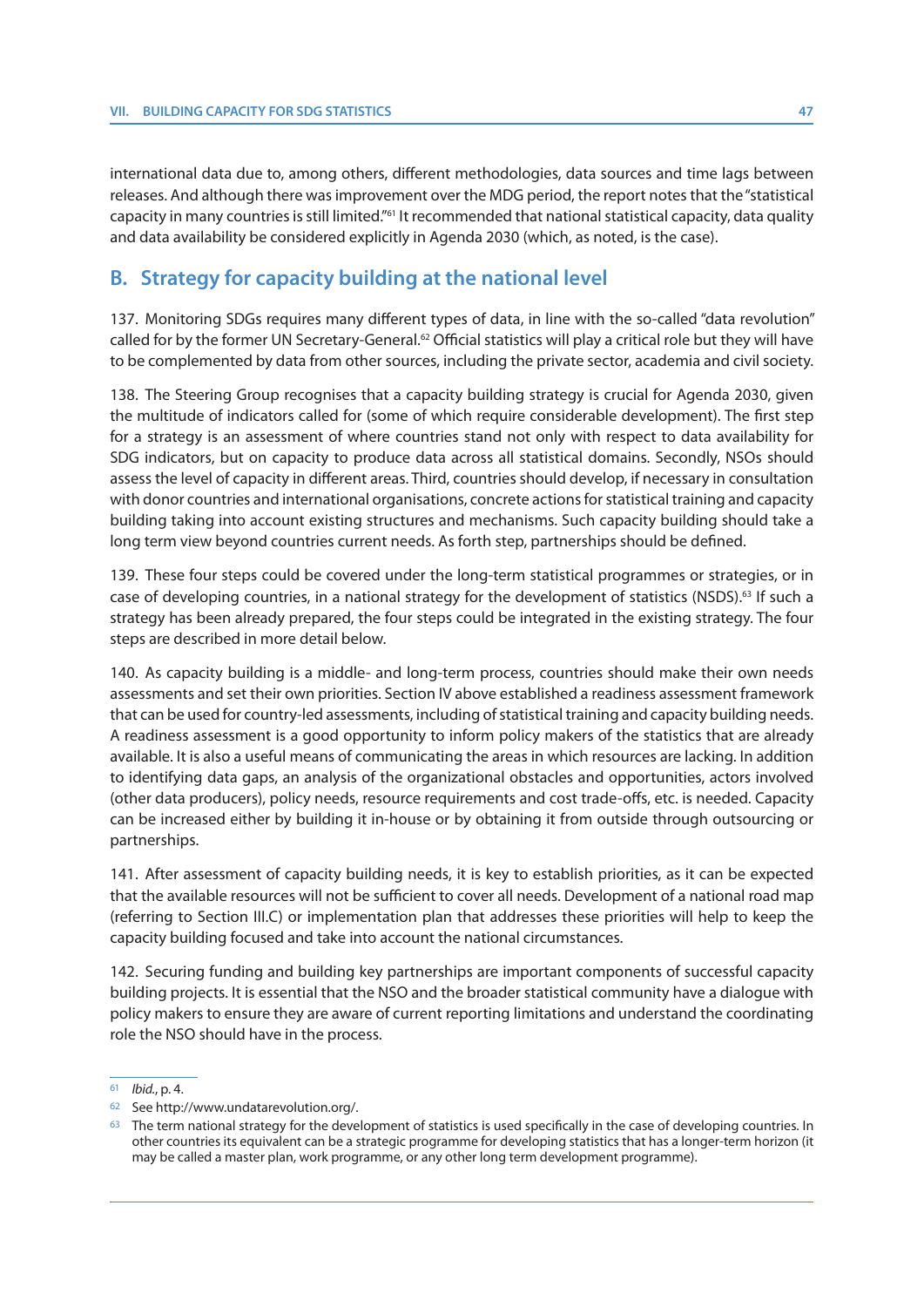international data due to, among others, different methodologies, data sources and time lags between releases. And although there was improvement over the MDG period, the report notes that the "statistical capacity in many countries is still limited."[61] It recommended that national statistical capacity, data quality and data availability be considered explicitly in Agenda 2030 (which, as noted, is the case).

## B. Strategy for capacity building at the national level

137. Monitoring SDGs requires many different types of data, in line with the so-called "data revolution" called for by the former UN Secretary-General.[62] Official statistics will play a critical role but they will have to be complemented by data from other sources, including the private sector, academia and civil society.

138. The Steering Group recognises that a capacity building strategy is crucial for Agenda 2030, given the multitude of indicators called for (some of which require considerable development). The first step for a strategy is an assessment of where countries stand not only with respect to data availability for SDG indicators, but on capacity to produce data across all statistical domains. Secondly, NSOs should assess the level of capacity in different areas. Third, countries should develop, if necessary in consultation with donor countries and international organisations, concrete actions for statistical training and capacity building taking into account existing structures and mechanisms. Such capacity building should take a long term view beyond countries current needs. As forth step, partnerships should be defined.

139. These four steps could be covered under the long-term statistical programmes or strategies, or in case of developing countries, in a national strategy for the development of statistics (NSDS).[63] If such a strategy has been already prepared, the four steps could be integrated in the existing strategy. The four steps are described in more detail below.

140. As capacity building is a middle- and long-term process, countries should make their own needs assessments and set their own priorities. Section IV above established a readiness assessment framework that can be used for country-led assessments, including of statistical training and capacity building needs. A readiness assessment is a good opportunity to inform policy makers of the statistics that are already available. It is also a useful means of communicating the areas in which resources are lacking. In addition to identifying data gaps, an analysis of the organizational obstacles and opportunities, actors involved (other data producers), policy needs, resource requirements and cost trade-offs, etc. is needed. Capacity can be increased either by building it in-house or by obtaining it from outside through outsourcing or partnerships.

141. After assessment of capacity building needs, it is key to establish priorities, as it can be expected that the available resources will not be sufficient to cover all needs. Development of a national road map (referring to Section III.C) or implementation plan that addresses these priorities will help to keep the capacity building focused and take into account the national circumstances.

142. Securing funding and building key partnerships are important components of successful capacity building projects. It is essential that the NSO and the broader statistical community have a dialogue with policy makers to ensure they are aware of current reporting limitations and understand the coordinating role the NSO should have in the process.

---

[61] *Ibid.*, p. 4.

[62] See http://www.undatarevolution.org/.

[63] The term national strategy for the development of statistics is used specifically in the case of developing countries. In other countries its equivalent can be a strategic programme for developing statistics that has a longer-term horizon (it may be called a master plan, work programme, or any other long term development programme).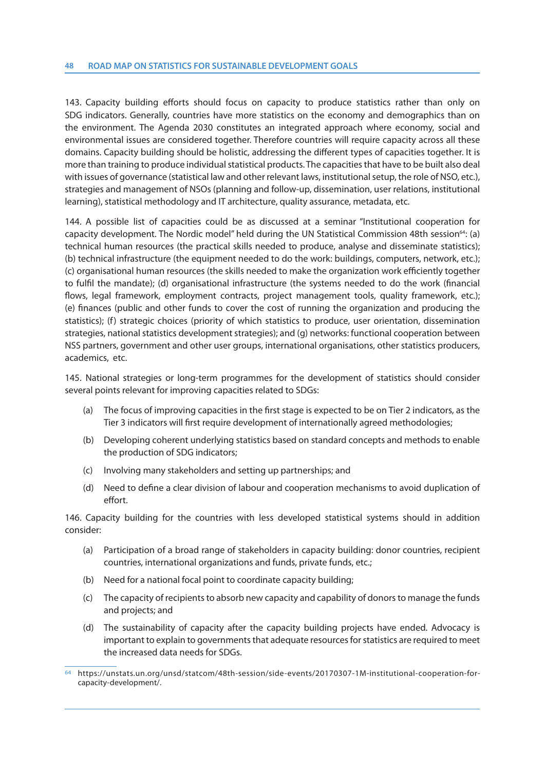143. Capacity building efforts should focus on capacity to produce statistics rather than only on SDG indicators. Generally, countries have more statistics on the economy and demographics than on the environment. The Agenda 2030 constitutes an integrated approach where economy, social and environmental issues are considered together. Therefore countries will require capacity across all these domains. Capacity building should be holistic, addressing the different types of capacities together. It is more than training to produce individual statistical products. The capacities that have to be built also deal with issues of governance (statistical law and other relevant laws, institutional setup, the role of NSO, etc.), strategies and management of NSOs (planning and follow-up, dissemination, user relations, institutional learning), statistical methodology and IT architecture, quality assurance, metadata, etc.

144. A possible list of capacities could be as discussed at a seminar "Institutional cooperation for capacity development. The Nordic model" held during the UN Statistical Commission 48th session[64]: (a) technical human resources (the practical skills needed to produce, analyse and disseminate statistics); (b) technical infrastructure (the equipment needed to do the work: buildings, computers, network, etc.); (c) organisational human resources (the skills needed to make the organization work efficiently together to fulfil the mandate); (d) organisational infrastructure (the systems needed to do the work (financial flows, legal framework, employment contracts, project management tools, quality framework, etc.); (e) finances (public and other funds to cover the cost of running the organization and producing the statistics); (f) strategic choices (priority of which statistics to produce, user orientation, dissemination strategies, national statistics development strategies); and (g) networks: functional cooperation between NSS partners, government and other user groups, international organisations, other statistics producers, academics, etc.

145. National strategies or long-term programmes for the development of statistics should consider several points relevant for improving capacities related to SDGs:

(a) The focus of improving capacities in the first stage is expected to be on Tier 2 indicators, as the Tier 3 indicators will first require development of internationally agreed methodologies;

(b) Developing coherent underlying statistics based on standard concepts and methods to enable the production of SDG indicators;

(c) Involving many stakeholders and setting up partnerships; and

(d) Need to define a clear division of labour and cooperation mechanisms to avoid duplication of effort.

146. Capacity building for the countries with less developed statistical systems should in addition consider:

(a) Participation of a broad range of stakeholders in capacity building: donor countries, recipient countries, international organizations and funds, private funds, etc.;

(b) Need for a national focal point to coordinate capacity building;

(c) The capacity of recipients to absorb new capacity and capability of donors to manage the funds and projects; and

(d) The sustainability of capacity after the capacity building projects have ended. Advocacy is important to explain to governments that adequate resources for statistics are required to meet the increased data needs for SDGs.

---

[64] https://unstats.un.org/unsd/statcom/48th-session/side-events/20170307-1M-institutional-cooperation-for-capacity-development/.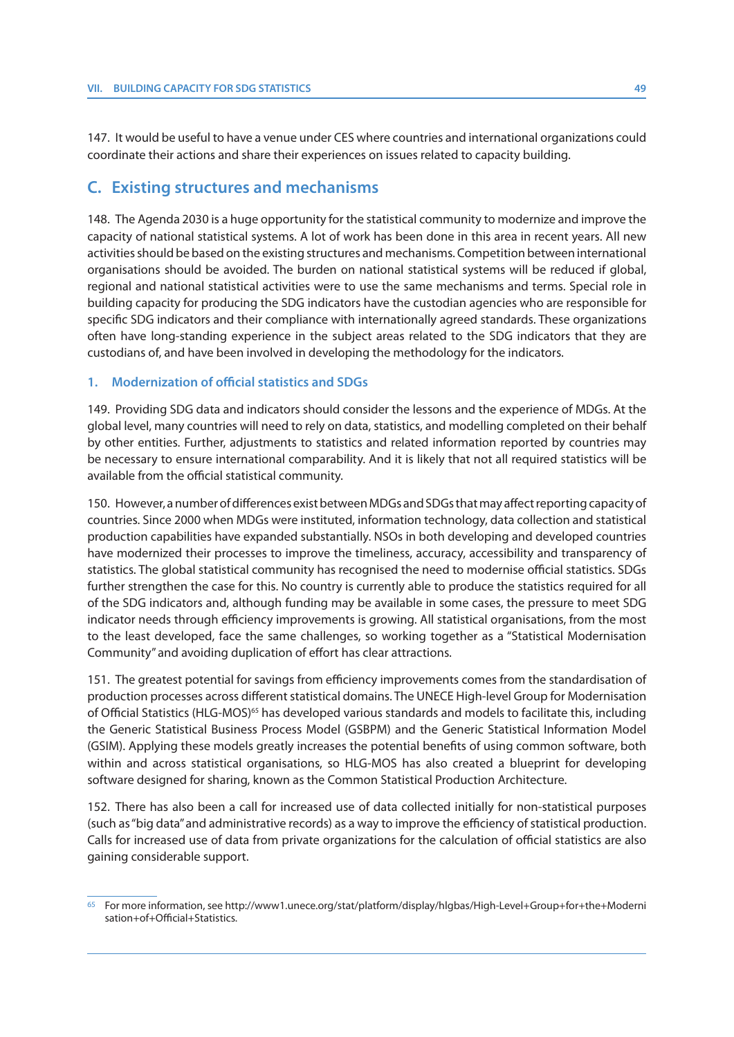147. It would be useful to have a venue under CES where countries and international organizations could coordinate their actions and share their experiences on issues related to capacity building.

## C. Existing structures and mechanisms

148. The Agenda 2030 is a huge opportunity for the statistical community to modernize and improve the capacity of national statistical systems. A lot of work has been done in this area in recent years. All new activities should be based on the existing structures and mechanisms. Competition between international organisations should be avoided. The burden on national statistical systems will be reduced if global, regional and national statistical activities were to use the same mechanisms and terms. Special role in building capacity for producing the SDG indicators have the custodian agencies who are responsible for specific SDG indicators and their compliance with internationally agreed standards. These organizations often have long-standing experience in the subject areas related to the SDG indicators that they are custodians of, and have been involved in developing the methodology for the indicators.

### 1. Modernization of official statistics and SDGs

149. Providing SDG data and indicators should consider the lessons and the experience of MDGs. At the global level, many countries will need to rely on data, statistics, and modelling completed on their behalf by other entities. Further, adjustments to statistics and related information reported by countries may be necessary to ensure international comparability. And it is likely that not all required statistics will be available from the official statistical community.

150. However, a number of differences exist between MDGs and SDGs that may affect reporting capacity of countries. Since 2000 when MDGs were instituted, information technology, data collection and statistical production capabilities have expanded substantially. NSOs in both developing and developed countries have modernized their processes to improve the timeliness, accuracy, accessibility and transparency of statistics. The global statistical community has recognised the need to modernise official statistics. SDGs further strengthen the case for this. No country is currently able to produce the statistics required for all of the SDG indicators and, although funding may be available in some cases, the pressure to meet SDG indicator needs through efficiency improvements is growing. All statistical organisations, from the most to the least developed, face the same challenges, so working together as a "Statistical Modernisation Community" and avoiding duplication of effort has clear attractions.

151. The greatest potential for savings from efficiency improvements comes from the standardisation of production processes across different statistical domains. The UNECE High-level Group for Modernisation of Official Statistics (HLG-MOS)[65] has developed various standards and models to facilitate this, including the Generic Statistical Business Process Model (GSBPM) and the Generic Statistical Information Model (GSIM). Applying these models greatly increases the potential benefits of using common software, both within and across statistical organisations, so HLG-MOS has also created a blueprint for developing software designed for sharing, known as the Common Statistical Production Architecture.

152. There has also been a call for increased use of data collected initially for non-statistical purposes (such as "big data" and administrative records) as a way to improve the efficiency of statistical production. Calls for increased use of data from private organizations for the calculation of official statistics are also gaining considerable support.

---

[65] For more information, see http://www1.unece.org/stat/platform/display/hlgbas/High-Level+Group+for+the+Modernisation+of+Official+Statistics.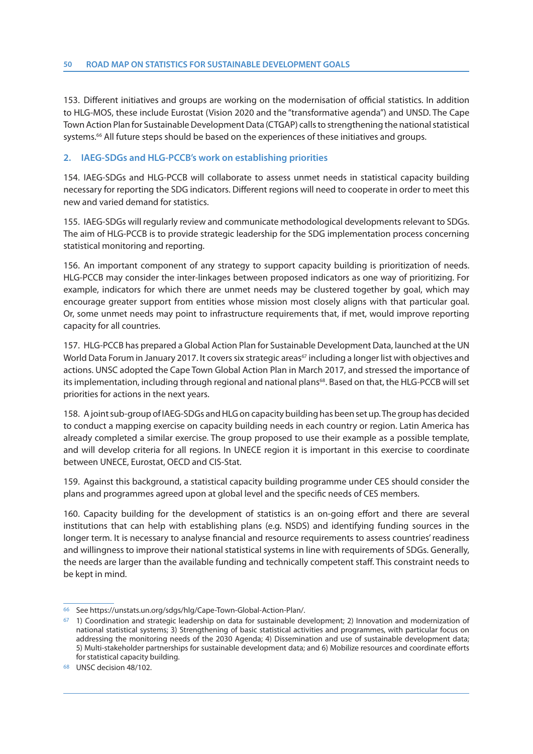153. Different initiatives and groups are working on the modernisation of official statistics. In addition to HLG-MOS, these include Eurostat (Vision 2020 and the "transformative agenda") and UNSD. The Cape Town Action Plan for Sustainable Development Data (CTGAP) calls to strengthening the national statistical systems.[66] All future steps should be based on the experiences of these initiatives and groups.

## 2. IAEG-SDGs and HLG-PCCB's work on establishing priorities

154. IAEG-SDGs and HLG-PCCB will collaborate to assess unmet needs in statistical capacity building necessary for reporting the SDG indicators. Different regions will need to cooperate in order to meet this new and varied demand for statistics.

155. IAEG-SDGs will regularly review and communicate methodological developments relevant to SDGs. The aim of HLG-PCCB is to provide strategic leadership for the SDG implementation process concerning statistical monitoring and reporting.

156. An important component of any strategy to support capacity building is prioritization of needs. HLG-PCCB may consider the inter-linkages between proposed indicators as one way of prioritizing. For example, indicators for which there are unmet needs may be clustered together by goal, which may encourage greater support from entities whose mission most closely aligns with that particular goal. Or, some unmet needs may point to infrastructure requirements that, if met, would improve reporting capacity for all countries.

157. HLG-PCCB has prepared a Global Action Plan for Sustainable Development Data, launched at the UN World Data Forum in January 2017. It covers six strategic areas[67] including a longer list with objectives and actions. UNSC adopted the Cape Town Global Action Plan in March 2017, and stressed the importance of its implementation, including through regional and national plans[68]. Based on that, the HLG-PCCB will set priorities for actions in the next years.

158. A joint sub-group of IAEG-SDGs and HLG on capacity building has been set up. The group has decided to conduct a mapping exercise on capacity building needs in each country or region. Latin America has already completed a similar exercise. The group proposed to use their example as a possible template, and will develop criteria for all regions. In UNECE region it is important in this exercise to coordinate between UNECE, Eurostat, OECD and CIS-Stat.

159. Against this background, a statistical capacity building programme under CES should consider the plans and programmes agreed upon at global level and the specific needs of CES members.

160. Capacity building for the development of statistics is an on-going effort and there are several institutions that can help with establishing plans (e.g. NSDS) and identifying funding sources in the longer term. It is necessary to analyse financial and resource requirements to assess countries' readiness and willingness to improve their national statistical systems in line with requirements of SDGs. Generally, the needs are larger than the available funding and technically competent staff. This constraint needs to be kept in mind.

---

[66] See https://unstats.un.org/sdgs/hlg/Cape-Town-Global-Action-Plan/.

[67] 1) Coordination and strategic leadership on data for sustainable development; 2) Innovation and modernization of national statistical systems; 3) Strengthening of basic statistical activities and programmes, with particular focus on addressing the monitoring needs of the 2030 Agenda; 4) Dissemination and use of sustainable development data; 5) Multi-stakeholder partnerships for sustainable development data; and 6) Mobilize resources and coordinate efforts for statistical capacity building.

[68] UNSC decision 48/102.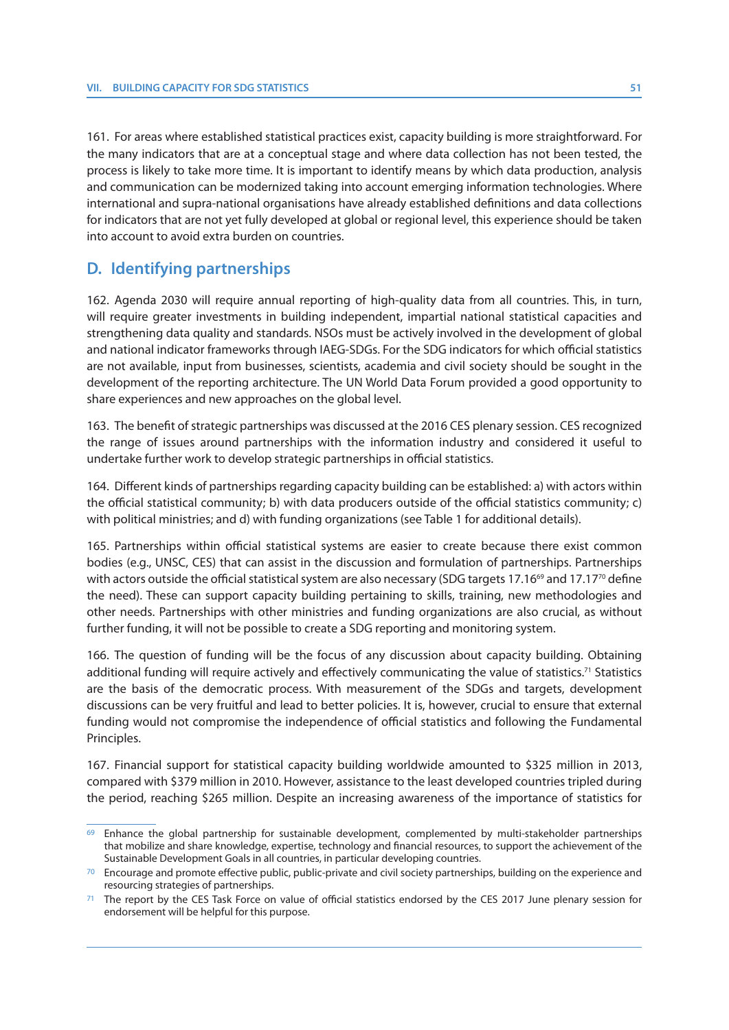161. For areas where established statistical practices exist, capacity building is more straightforward. For the many indicators that are at a conceptual stage and where data collection has not been tested, the process is likely to take more time. It is important to identify means by which data production, analysis and communication can be modernized taking into account emerging information technologies. Where international and supra-national organisations have already established definitions and data collections for indicators that are not yet fully developed at global or regional level, this experience should be taken into account to avoid extra burden on countries.

## D. Identifying partnerships

162. Agenda 2030 will require annual reporting of high-quality data from all countries. This, in turn, will require greater investments in building independent, impartial national statistical capacities and strengthening data quality and standards. NSOs must be actively involved in the development of global and national indicator frameworks through IAEG-SDGs. For the SDG indicators for which official statistics are not available, input from businesses, scientists, academia and civil society should be sought in the development of the reporting architecture. The UN World Data Forum provided a good opportunity to share experiences and new approaches on the global level.

163. The benefit of strategic partnerships was discussed at the 2016 CES plenary session. CES recognized the range of issues around partnerships with the information industry and considered it useful to undertake further work to develop strategic partnerships in official statistics.

164. Different kinds of partnerships regarding capacity building can be established: a) with actors within the official statistical community; b) with data producers outside of the official statistics community; c) with political ministries; and d) with funding organizations (see Table 1 for additional details).

165. Partnerships within official statistical systems are easier to create because there exist common bodies (e.g., UNSC, CES) that can assist in the discussion and formulation of partnerships. Partnerships with actors outside the official statistical system are also necessary (SDG targets 17.16[69] and 17.17[70] define the need). These can support capacity building pertaining to skills, training, new methodologies and other needs. Partnerships with other ministries and funding organizations are also crucial, as without further funding, it will not be possible to create a SDG reporting and monitoring system.

166. The question of funding will be the focus of any discussion about capacity building. Obtaining additional funding will require actively and effectively communicating the value of statistics.[71] Statistics are the basis of the democratic process. With measurement of the SDGs and targets, development discussions can be very fruitful and lead to better policies. It is, however, crucial to ensure that external funding would not compromise the independence of official statistics and following the Fundamental Principles.

167. Financial support for statistical capacity building worldwide amounted to $325 million in 2013, compared with $379 million in 2010. However, assistance to the least developed countries tripled during the period, reaching $265 million. Despite an increasing awareness of the importance of statistics for

---

[69] Enhance the global partnership for sustainable development, complemented by multi-stakeholder partnerships that mobilize and share knowledge, expertise, technology and financial resources, to support the achievement of the Sustainable Development Goals in all countries, in particular developing countries.

[70] Encourage and promote effective public, public-private and civil society partnerships, building on the experience and resourcing strategies of partnerships.

[71] The report by the CES Task Force on value of official statistics endorsed by the CES 2017 June plenary session for endorsement will be helpful for this purpose.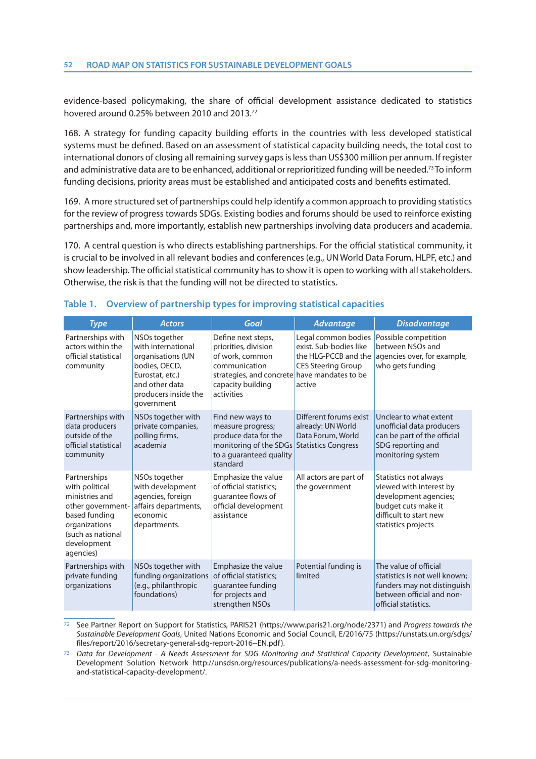evidence-based policymaking, the share of official development assistance dedicated to statistics hovered around 0.25% between 2010 and 2013.[72]

168. A strategy for funding capacity building efforts in the countries with less developed statistical systems must be defined. Based on an assessment of statistical capacity building needs, the total cost to international donors of closing all remaining survey gaps is less than US$300 million per annum. If register and administrative data are to be enhanced, additional or reprioritized funding will be needed.[73] To inform funding decisions, priority areas must be established and anticipated costs and benefits estimated.

169. A more structured set of partnerships could help identify a common approach to providing statistics for the review of progress towards SDGs. Existing bodies and forums should be used to reinforce existing partnerships and, more importantly, establish new partnerships involving data producers and academia.

170. A central question is who directs establishing partnerships. For the official statistical community, it is crucial to be involved in all relevant bodies and conferences (e.g., UN World Data Forum, HLPF, etc.) and show leadership. The official statistical community has to show it is open to working with all stakeholders. Otherwise, the risk is that the funding will not be directed to statistics.

## Table 1. Overview of partnership types for improving statistical capacities

| Type | Actors | Goal | Advantage | Disadvantage |
|---|---|---|---|---|
| Partnerships with actors within the official statistical community | NSOs together with international organisations (UN bodies, OECD, Eurostat, etc.) and other data producers inside the government | Define next steps, priorities, division of work, common communication strategies, and concrete capacity building activities | Legal common bodies exist. Sub-bodies like the HLG-PCCB and the CES Steering Group have mandates to be active | Possible competition between NSOs and agencies over, for example, who gets funding |
| Partnerships with data producers outside of the official statistical community | NSOs together with private companies, polling firms, academia | Find new ways to measure progress; produce data for the monitoring of the SDGs to a guaranteed quality standard | Different forums exist already: UN World Data Forum, World Statistics Congress | Unclear to what extent unofficial data producers can be part of the official SDG reporting and monitoring system |
| Partnerships with political ministries and other government-based funding organizations (such as national development agencies) | NSOs together with development agencies, foreign affairs departments, economic departments. | Emphasize the value of official statistics; guarantee flows of official development assistance | All actors are part of the government | Statistics not always viewed with interest by development agencies; budget cuts make it difficult to start new statistics projects |
| Partnerships with private funding organizations | NSOs together with funding organizations (e.g., philanthropic foundations) | Emphasize the value of official statistics; guarantee funding for projects and strengthen NSOs | Potential funding is limited | The value of official statistics is not well known; funders may not distinguish between official and non-official statistics. |

[72] See Partner Report on Support for Statistics, PARIS21 (https://www.paris21.org/node/2371) and *Progress towards the Sustainable Development Goals*, United Nations Economic and Social Council, E/2016/75 (https://unstats.un.org/sdgs/files/report/2016/secretary-general-sdg-report-2016--EN.pdf).

[73] *Data for Development - A Needs Assessment for SDG Monitoring and Statistical Capacity Development*, Sustainable Development Solution Network http://unsdsn.org/resources/publications/a-needs-assessment-for-sdg-monitoring-and-statistical-capacity-development/.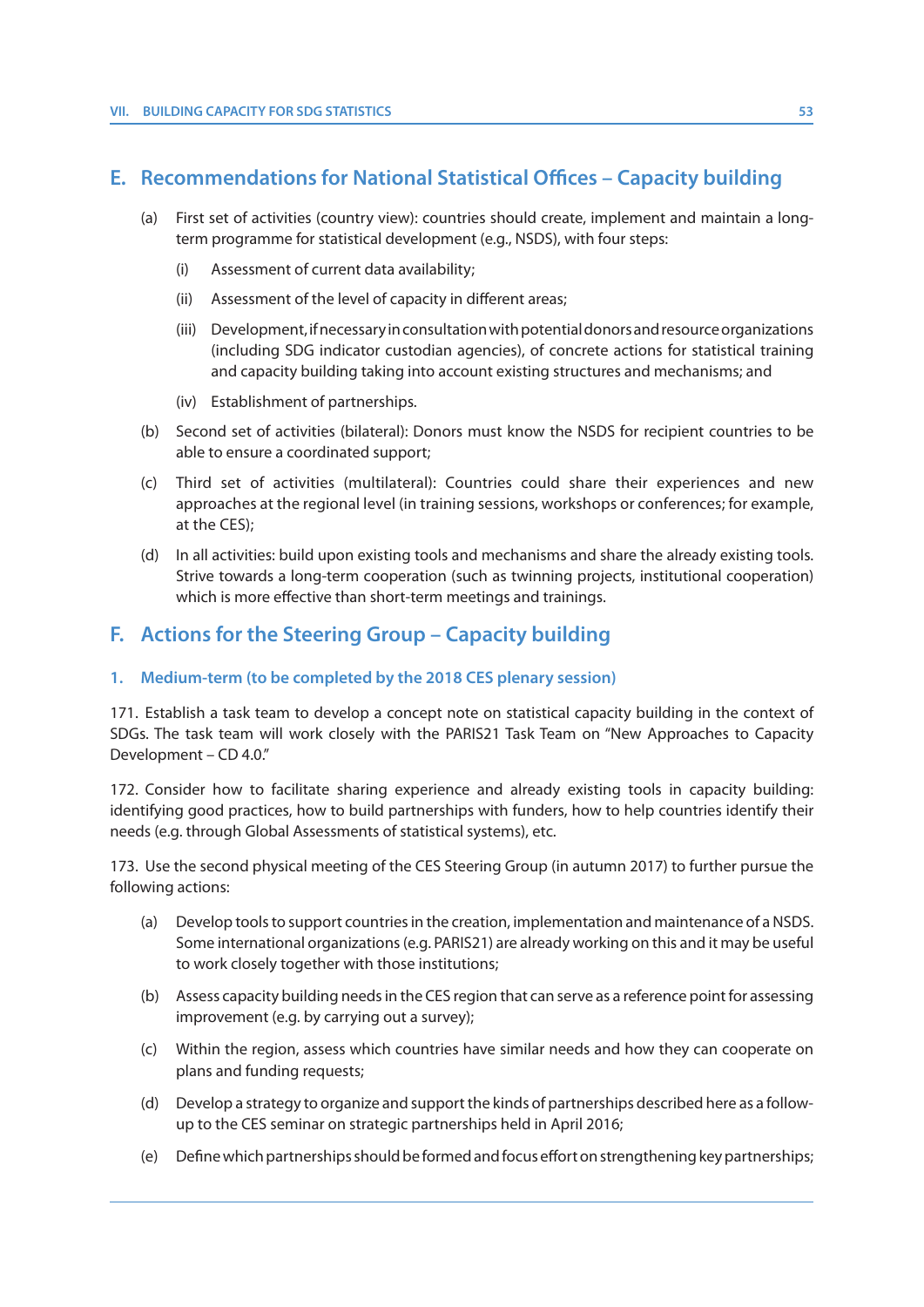## E. Recommendations for National Statistical Offices – Capacity building

(a) First set of activities (country view): countries should create, implement and maintain a long-term programme for statistical development (e.g., NSDS), with four steps:

   (i) Assessment of current data availability;

   (ii) Assessment of the level of capacity in different areas;

   (iii) Development, if necessary in consultation with potential donors and resource organizations (including SDG indicator custodian agencies), of concrete actions for statistical training and capacity building taking into account existing structures and mechanisms; and

   (iv) Establishment of partnerships.

(b) Second set of activities (bilateral): Donors must know the NSDS for recipient countries to be able to ensure a coordinated support;

(c) Third set of activities (multilateral): Countries could share their experiences and new approaches at the regional level (in training sessions, workshops or conferences; for example, at the CES);

(d) In all activities: build upon existing tools and mechanisms and share the already existing tools. Strive towards a long-term cooperation (such as twinning projects, institutional cooperation) which is more effective than short-term meetings and trainings.

## F. Actions for the Steering Group – Capacity building

### 1. Medium-term (to be completed by the 2018 CES plenary session)

171. Establish a task team to develop a concept note on statistical capacity building in the context of SDGs. The task team will work closely with the PARIS21 Task Team on "New Approaches to Capacity Development – CD 4.0."

172. Consider how to facilitate sharing experience and already existing tools in capacity building: identifying good practices, how to build partnerships with funders, how to help countries identify their needs (e.g. through Global Assessments of statistical systems), etc.

173. Use the second physical meeting of the CES Steering Group (in autumn 2017) to further pursue the following actions:

(a) Develop tools to support countries in the creation, implementation and maintenance of a NSDS. Some international organizations (e.g. PARIS21) are already working on this and it may be useful to work closely together with those institutions;

(b) Assess capacity building needs in the CES region that can serve as a reference point for assessing improvement (e.g. by carrying out a survey);

(c) Within the region, assess which countries have similar needs and how they can cooperate on plans and funding requests;

(d) Develop a strategy to organize and support the kinds of partnerships described here as a follow-up to the CES seminar on strategic partnerships held in April 2016;

(e) Define which partnerships should be formed and focus effort on strengthening key partnerships;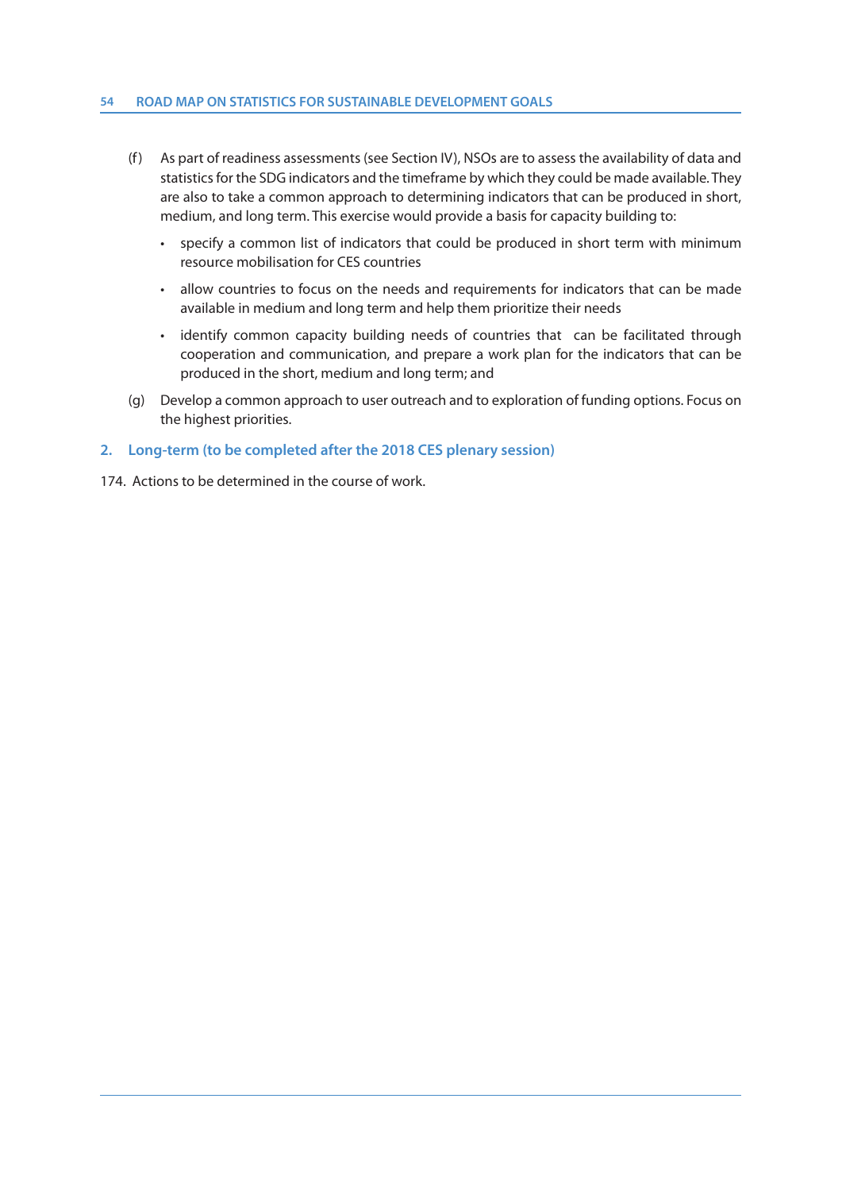(f) As part of readiness assessments (see Section IV), NSOs are to assess the availability of data and statistics for the SDG indicators and the timeframe by which they could be made available. They are also to take a common approach to determining indicators that can be produced in short, medium, and long term. This exercise would provide a basis for capacity building to:

   - specify a common list of indicators that could be produced in short term with minimum resource mobilisation for CES countries
   - allow countries to focus on the needs and requirements for indicators that can be made available in medium and long term and help them prioritize their needs
   - identify common capacity building needs of countries that can be facilitated through cooperation and communication, and prepare a work plan for the indicators that can be produced in the short, medium and long term; and

(g) Develop a common approach to user outreach and to exploration of funding options. Focus on the highest priorities.

## 2. Long-term (to be completed after the 2018 CES plenary session)

174. Actions to be determined in the course of work.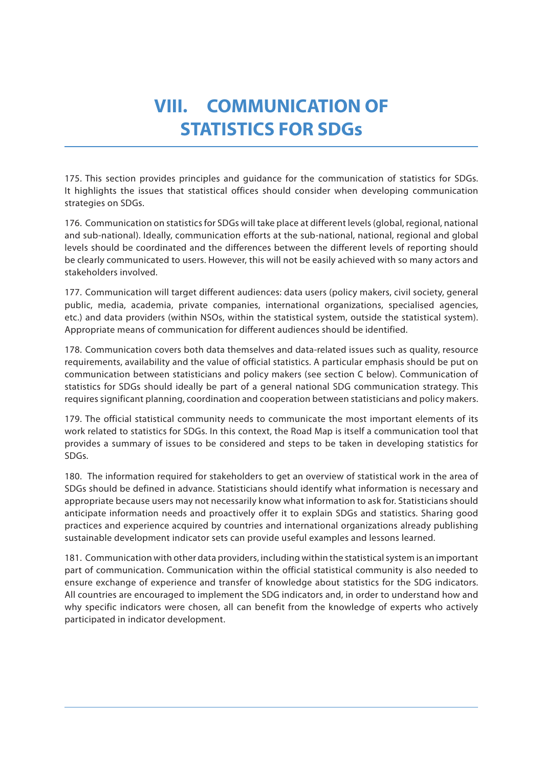# VIII. COMMUNICATION OF STATISTICS FOR SDGs

175. This section provides principles and guidance for the communication of statistics for SDGs. It highlights the issues that statistical offices should consider when developing communication strategies on SDGs.

176. Communication on statistics for SDGs will take place at different levels (global, regional, national and sub-national). Ideally, communication efforts at the sub-national, national, regional and global levels should be coordinated and the differences between the different levels of reporting should be clearly communicated to users. However, this will not be easily achieved with so many actors and stakeholders involved.

177. Communication will target different audiences: data users (policy makers, civil society, general public, media, academia, private companies, international organizations, specialised agencies, etc.) and data providers (within NSOs, within the statistical system, outside the statistical system). Appropriate means of communication for different audiences should be identified.

178. Communication covers both data themselves and data-related issues such as quality, resource requirements, availability and the value of official statistics. A particular emphasis should be put on communication between statisticians and policy makers (see section C below). Communication of statistics for SDGs should ideally be part of a general national SDG communication strategy. This requires significant planning, coordination and cooperation between statisticians and policy makers.

179. The official statistical community needs to communicate the most important elements of its work related to statistics for SDGs. In this context, the Road Map is itself a communication tool that provides a summary of issues to be considered and steps to be taken in developing statistics for SDGs.

180. The information required for stakeholders to get an overview of statistical work in the area of SDGs should be defined in advance. Statisticians should identify what information is necessary and appropriate because users may not necessarily know what information to ask for. Statisticians should anticipate information needs and proactively offer it to explain SDGs and statistics. Sharing good practices and experience acquired by countries and international organizations already publishing sustainable development indicator sets can provide useful examples and lessons learned.

181. Communication with other data providers, including within the statistical system is an important part of communication. Communication within the official statistical community is also needed to ensure exchange of experience and transfer of knowledge about statistics for the SDG indicators. All countries are encouraged to implement the SDG indicators and, in order to understand how and why specific indicators were chosen, all can benefit from the knowledge of experts who actively participated in indicator development.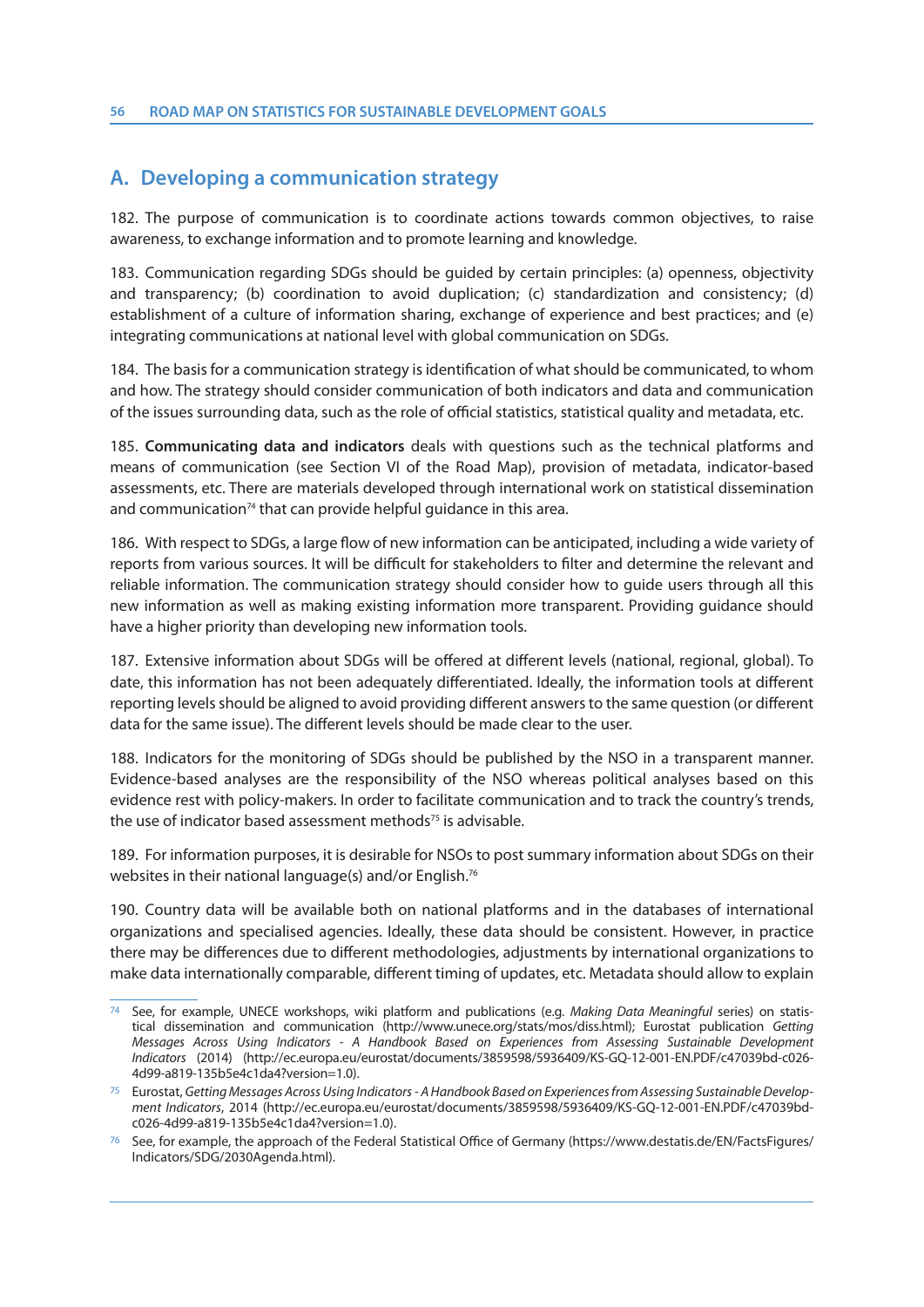## A. Developing a communication strategy

182. The purpose of communication is to coordinate actions towards common objectives, to raise awareness, to exchange information and to promote learning and knowledge.

183. Communication regarding SDGs should be guided by certain principles: (a) openness, objectivity and transparency; (b) coordination to avoid duplication; (c) standardization and consistency; (d) establishment of a culture of information sharing, exchange of experience and best practices; and (e) integrating communications at national level with global communication on SDGs.

184. The basis for a communication strategy is identification of what should be communicated, to whom and how. The strategy should consider communication of both indicators and data and communication of the issues surrounding data, such as the role of official statistics, statistical quality and metadata, etc.

185. **Communicating data and indicators** deals with questions such as the technical platforms and means of communication (see Section VI of the Road Map), provision of metadata, indicator-based assessments, etc. There are materials developed through international work on statistical dissemination and communication[74] that can provide helpful guidance in this area.

186. With respect to SDGs, a large flow of new information can be anticipated, including a wide variety of reports from various sources. It will be difficult for stakeholders to filter and determine the relevant and reliable information. The communication strategy should consider how to guide users through all this new information as well as making existing information more transparent. Providing guidance should have a higher priority than developing new information tools.

187. Extensive information about SDGs will be offered at different levels (national, regional, global). To date, this information has not been adequately differentiated. Ideally, the information tools at different reporting levels should be aligned to avoid providing different answers to the same question (or different data for the same issue). The different levels should be made clear to the user.

188. Indicators for the monitoring of SDGs should be published by the NSO in a transparent manner. Evidence-based analyses are the responsibility of the NSO whereas political analyses based on this evidence rest with policy-makers. In order to facilitate communication and to track the country's trends, the use of indicator based assessment methods[75] is advisable.

189. For information purposes, it is desirable for NSOs to post summary information about SDGs on their websites in their national language(s) and/or English.[76]

190. Country data will be available both on national platforms and in the databases of international organizations and specialised agencies. Ideally, these data should be consistent. However, in practice there may be differences due to different methodologies, adjustments by international organizations to make data internationally comparable, different timing of updates, etc. Metadata should allow to explain

---

[74] See, for example, UNECE workshops, wiki platform and publications (e.g. *Making Data Meaningful* series) on statistical dissemination and communication (http://www.unece.org/stats/mos/diss.html); Eurostat publication *Getting Messages Across Using Indicators - A Handbook Based on Experiences from Assessing Sustainable Development Indicators* (2014) (http://ec.europa.eu/eurostat/documents/3859598/5936409/KS-GQ-12-001-EN.PDF/c47039bd-c026-4d99-a819-135b5e4c1da4?version=1.0).

[75] Eurostat, *Getting Messages Across Using Indicators - A Handbook Based on Experiences from Assessing Sustainable Development Indicators*, 2014 (http://ec.europa.eu/eurostat/documents/3859598/5936409/KS-GQ-12-001-EN.PDF/c47039bd-c026-4d99-a819-135b5e4c1da4?version=1.0).

[76] See, for example, the approach of the Federal Statistical Office of Germany (https://www.destatis.de/EN/FactsFigures/Indicators/SDG/2030Agenda.html).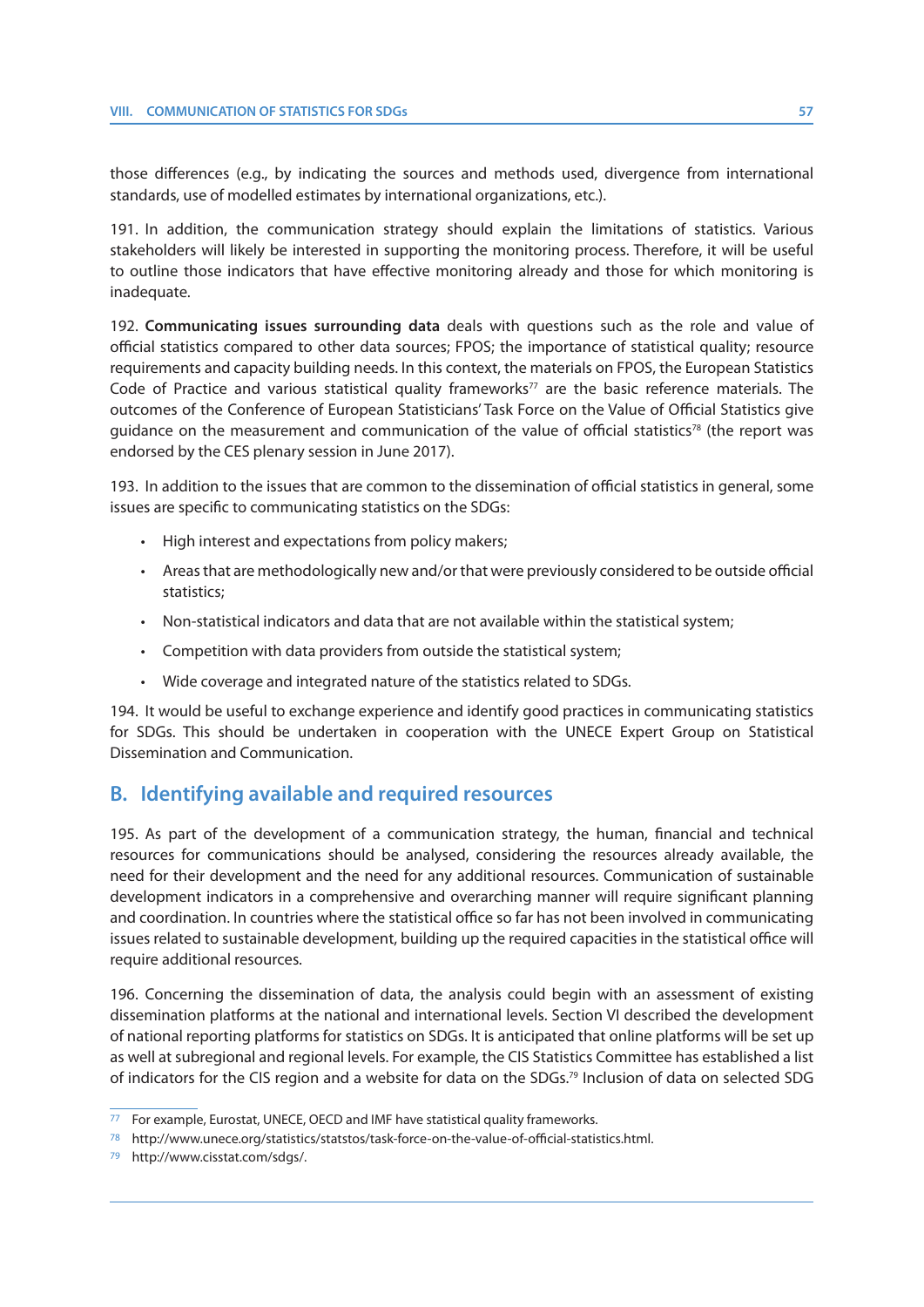those differences (e.g., by indicating the sources and methods used, divergence from international standards, use of modelled estimates by international organizations, etc.).

191. In addition, the communication strategy should explain the limitations of statistics. Various stakeholders will likely be interested in supporting the monitoring process. Therefore, it will be useful to outline those indicators that have effective monitoring already and those for which monitoring is inadequate.

192. **Communicating issues surrounding data** deals with questions such as the role and value of official statistics compared to other data sources; FPOS; the importance of statistical quality; resource requirements and capacity building needs. In this context, the materials on FPOS, the European Statistics Code of Practice and various statistical quality frameworks[77] are the basic reference materials. The outcomes of the Conference of European Statisticians' Task Force on the Value of Official Statistics give guidance on the measurement and communication of the value of official statistics[78] (the report was endorsed by the CES plenary session in June 2017).

193. In addition to the issues that are common to the dissemination of official statistics in general, some issues are specific to communicating statistics on the SDGs:

- High interest and expectations from policy makers;
- Areas that are methodologically new and/or that were previously considered to be outside official statistics;
- Non-statistical indicators and data that are not available within the statistical system;
- Competition with data providers from outside the statistical system;
- Wide coverage and integrated nature of the statistics related to SDGs.

194. It would be useful to exchange experience and identify good practices in communicating statistics for SDGs. This should be undertaken in cooperation with the UNECE Expert Group on Statistical Dissemination and Communication.

## B. Identifying available and required resources

195. As part of the development of a communication strategy, the human, financial and technical resources for communications should be analysed, considering the resources already available, the need for their development and the need for any additional resources. Communication of sustainable development indicators in a comprehensive and overarching manner will require significant planning and coordination. In countries where the statistical office so far has not been involved in communicating issues related to sustainable development, building up the required capacities in the statistical office will require additional resources.

196. Concerning the dissemination of data, the analysis could begin with an assessment of existing dissemination platforms at the national and international levels. Section VI described the development of national reporting platforms for statistics on SDGs. It is anticipated that online platforms will be set up as well at subregional and regional levels. For example, the CIS Statistics Committee has established a list of indicators for the CIS region and a website for data on the SDGs.[79] Inclusion of data on selected SDG

---

[77] For example, Eurostat, UNECE, OECD and IMF have statistical quality frameworks.

[78] http://www.unece.org/statistics/statstos/task-force-on-the-value-of-official-statistics.html.

[79] http://www.cisstat.com/sdgs/.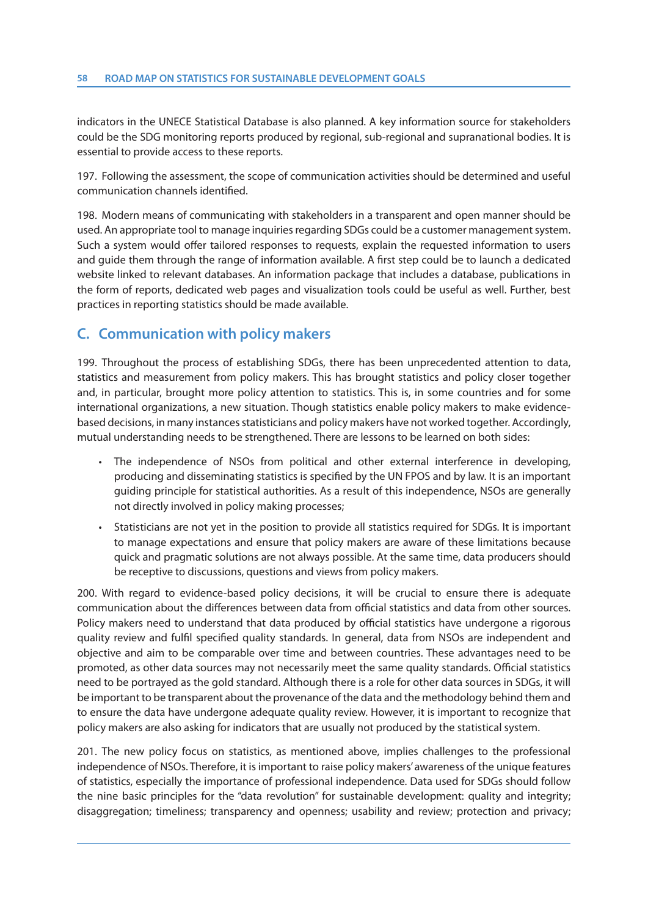indicators in the UNECE Statistical Database is also planned. A key information source for stakeholders could be the SDG monitoring reports produced by regional, sub-regional and supranational bodies. It is essential to provide access to these reports.

197. Following the assessment, the scope of communication activities should be determined and useful communication channels identified.

198. Modern means of communicating with stakeholders in a transparent and open manner should be used. An appropriate tool to manage inquiries regarding SDGs could be a customer management system. Such a system would offer tailored responses to requests, explain the requested information to users and guide them through the range of information available. A first step could be to launch a dedicated website linked to relevant databases. An information package that includes a database, publications in the form of reports, dedicated web pages and visualization tools could be useful as well. Further, best practices in reporting statistics should be made available.

## C. Communication with policy makers

199. Throughout the process of establishing SDGs, there has been unprecedented attention to data, statistics and measurement from policy makers. This has brought statistics and policy closer together and, in particular, brought more policy attention to statistics. This is, in some countries and for some international organizations, a new situation. Though statistics enable policy makers to make evidence-based decisions, in many instances statisticians and policy makers have not worked together. Accordingly, mutual understanding needs to be strengthened. There are lessons to be learned on both sides:

- The independence of NSOs from political and other external interference in developing, producing and disseminating statistics is specified by the UN FPOS and by law. It is an important guiding principle for statistical authorities. As a result of this independence, NSOs are generally not directly involved in policy making processes;
- Statisticians are not yet in the position to provide all statistics required for SDGs. It is important to manage expectations and ensure that policy makers are aware of these limitations because quick and pragmatic solutions are not always possible. At the same time, data producers should be receptive to discussions, questions and views from policy makers.

200. With regard to evidence-based policy decisions, it will be crucial to ensure there is adequate communication about the differences between data from official statistics and data from other sources. Policy makers need to understand that data produced by official statistics have undergone a rigorous quality review and fulfil specified quality standards. In general, data from NSOs are independent and objective and aim to be comparable over time and between countries. These advantages need to be promoted, as other data sources may not necessarily meet the same quality standards. Official statistics need to be portrayed as the gold standard. Although there is a role for other data sources in SDGs, it will be important to be transparent about the provenance of the data and the methodology behind them and to ensure the data have undergone adequate quality review. However, it is important to recognize that policy makers are also asking for indicators that are usually not produced by the statistical system.

201. The new policy focus on statistics, as mentioned above, implies challenges to the professional independence of NSOs. Therefore, it is important to raise policy makers' awareness of the unique features of statistics, especially the importance of professional independence. Data used for SDGs should follow the nine basic principles for the "data revolution" for sustainable development: quality and integrity; disaggregation; timeliness; transparency and openness; usability and review; protection and privacy;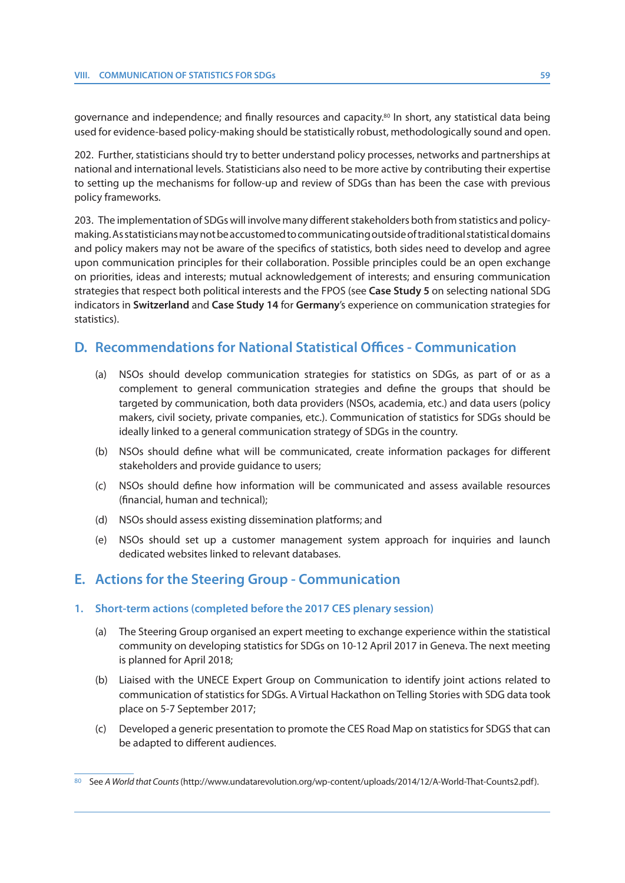governance and independence; and finally resources and capacity.[80] In short, any statistical data being used for evidence-based policy-making should be statistically robust, methodologically sound and open.

202. Further, statisticians should try to better understand policy processes, networks and partnerships at national and international levels. Statisticians also need to be more active by contributing their expertise to setting up the mechanisms for follow-up and review of SDGs than has been the case with previous policy frameworks.

203. The implementation of SDGs will involve many different stakeholders both from statistics and policy-making. As statisticians may not be accustomed to communicating outside of traditional statistical domains and policy makers may not be aware of the specifics of statistics, both sides need to develop and agree upon communication principles for their collaboration. Possible principles could be an open exchange on priorities, ideas and interests; mutual acknowledgement of interests; and ensuring communication strategies that respect both political interests and the FPOS (see **Case Study 5** on selecting national SDG indicators in **Switzerland** and **Case Study 14** for **Germany**'s experience on communication strategies for statistics).

## D. Recommendations for National Statistical Offices - Communication

(a) NSOs should develop communication strategies for statistics on SDGs, as part of or as a complement to general communication strategies and define the groups that should be targeted by communication, both data providers (NSOs, academia, etc.) and data users (policy makers, civil society, private companies, etc.). Communication of statistics for SDGs should be ideally linked to a general communication strategy of SDGs in the country.

(b) NSOs should define what will be communicated, create information packages for different stakeholders and provide guidance to users;

(c) NSOs should define how information will be communicated and assess available resources (financial, human and technical);

(d) NSOs should assess existing dissemination platforms; and

(e) NSOs should set up a customer management system approach for inquiries and launch dedicated websites linked to relevant databases.

## E. Actions for the Steering Group - Communication

### 1. Short-term actions (completed before the 2017 CES plenary session)

(a) The Steering Group organised an expert meeting to exchange experience within the statistical community on developing statistics for SDGs on 10-12 April 2017 in Geneva. The next meeting is planned for April 2018;

(b) Liaised with the UNECE Expert Group on Communication to identify joint actions related to communication of statistics for SDGs. A Virtual Hackathon on Telling Stories with SDG data took place on 5-7 September 2017;

(c) Developed a generic presentation to promote the CES Road Map on statistics for SDGS that can be adapted to different audiences.

---

[80] See *A World that Counts* (http://www.undatarevolution.org/wp-content/uploads/2014/12/A-World-That-Counts2.pdf).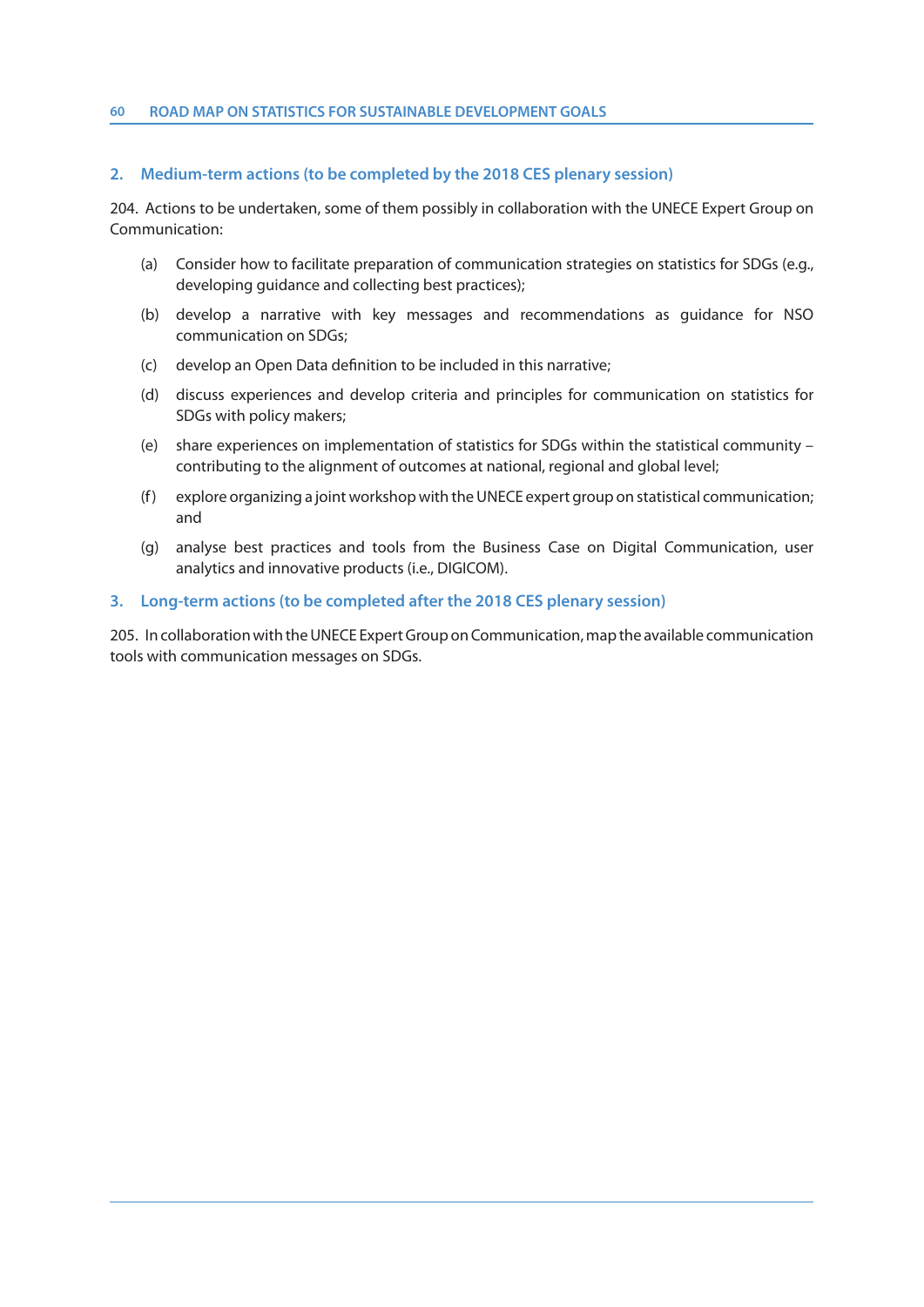## 2. Medium-term actions (to be completed by the 2018 CES plenary session)

204. Actions to be undertaken, some of them possibly in collaboration with the UNECE Expert Group on Communication:

(a) Consider how to facilitate preparation of communication strategies on statistics for SDGs (e.g., developing guidance and collecting best practices);

(b) develop a narrative with key messages and recommendations as guidance for NSO communication on SDGs;

(c) develop an Open Data definition to be included in this narrative;

(d) discuss experiences and develop criteria and principles for communication on statistics for SDGs with policy makers;

(e) share experiences on implementation of statistics for SDGs within the statistical community – contributing to the alignment of outcomes at national, regional and global level;

(f) explore organizing a joint workshop with the UNECE expert group on statistical communication; and

(g) analyse best practices and tools from the Business Case on Digital Communication, user analytics and innovative products (i.e., DIGICOM).

## 3. Long-term actions (to be completed after the 2018 CES plenary session)

205. In collaboration with the UNECE Expert Group on Communication, map the available communication tools with communication messages on SDGs.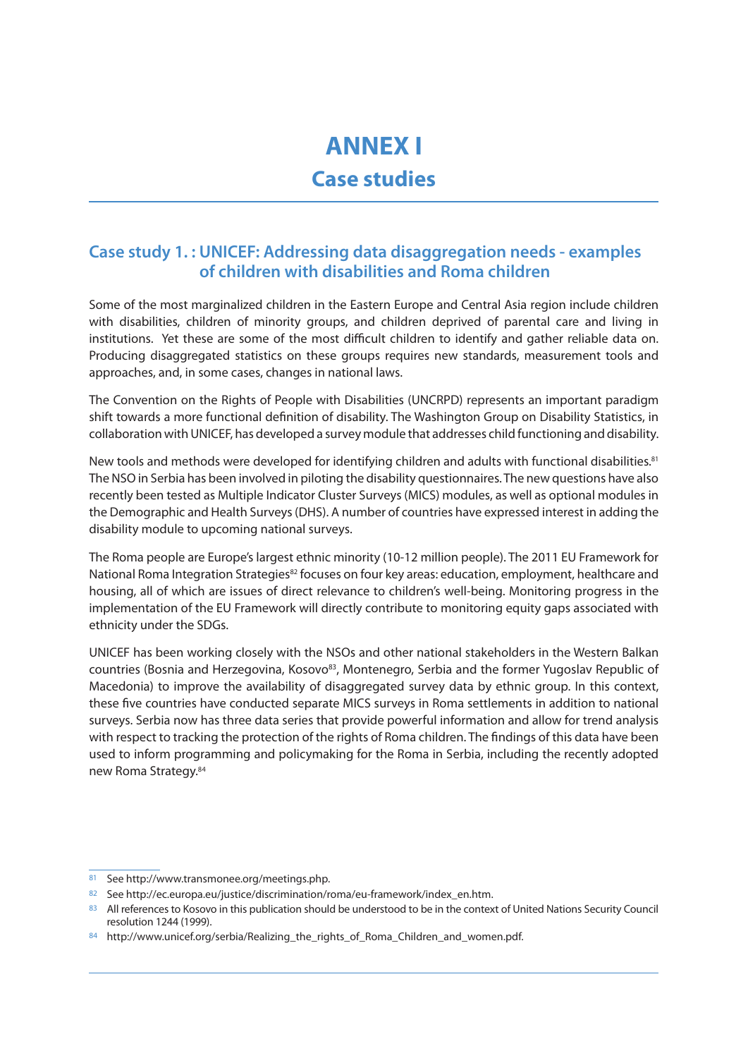# ANNEX I

## Case studies

### Case study 1. : UNICEF: Addressing data disaggregation needs - examples of children with disabilities and Roma children

Some of the most marginalized children in the Eastern Europe and Central Asia region include children with disabilities, children of minority groups, and children deprived of parental care and living in institutions. Yet these are some of the most difficult children to identify and gather reliable data on. Producing disaggregated statistics on these groups requires new standards, measurement tools and approaches, and, in some cases, changes in national laws.

The Convention on the Rights of People with Disabilities (UNCRPD) represents an important paradigm shift towards a more functional definition of disability. The Washington Group on Disability Statistics, in collaboration with UNICEF, has developed a survey module that addresses child functioning and disability.

New tools and methods were developed for identifying children and adults with functional disabilities.[81] The NSO in Serbia has been involved in piloting the disability questionnaires. The new questions have also recently been tested as Multiple Indicator Cluster Surveys (MICS) modules, as well as optional modules in the Demographic and Health Surveys (DHS). A number of countries have expressed interest in adding the disability module to upcoming national surveys.

The Roma people are Europe's largest ethnic minority (10-12 million people). The 2011 EU Framework for National Roma Integration Strategies[82] focuses on four key areas: education, employment, healthcare and housing, all of which are issues of direct relevance to children's well-being. Monitoring progress in the implementation of the EU Framework will directly contribute to monitoring equity gaps associated with ethnicity under the SDGs.

UNICEF has been working closely with the NSOs and other national stakeholders in the Western Balkan countries (Bosnia and Herzegovina, Kosovo[83], Montenegro, Serbia and the former Yugoslav Republic of Macedonia) to improve the availability of disaggregated survey data by ethnic group. In this context, these five countries have conducted separate MICS surveys in Roma settlements in addition to national surveys. Serbia now has three data series that provide powerful information and allow for trend analysis with respect to tracking the protection of the rights of Roma children. The findings of this data have been used to inform programming and policymaking for the Roma in Serbia, including the recently adopted new Roma Strategy.[84]

---

[81] See http://www.transmonee.org/meetings.php.

[82] See http://ec.europa.eu/justice/discrimination/roma/eu-framework/index_en.htm.

[83] All references to Kosovo in this publication should be understood to be in the context of United Nations Security Council resolution 1244 (1999).

[84] http://www.unicef.org/serbia/Realizing_the_rights_of_Roma_Children_and_women.pdf.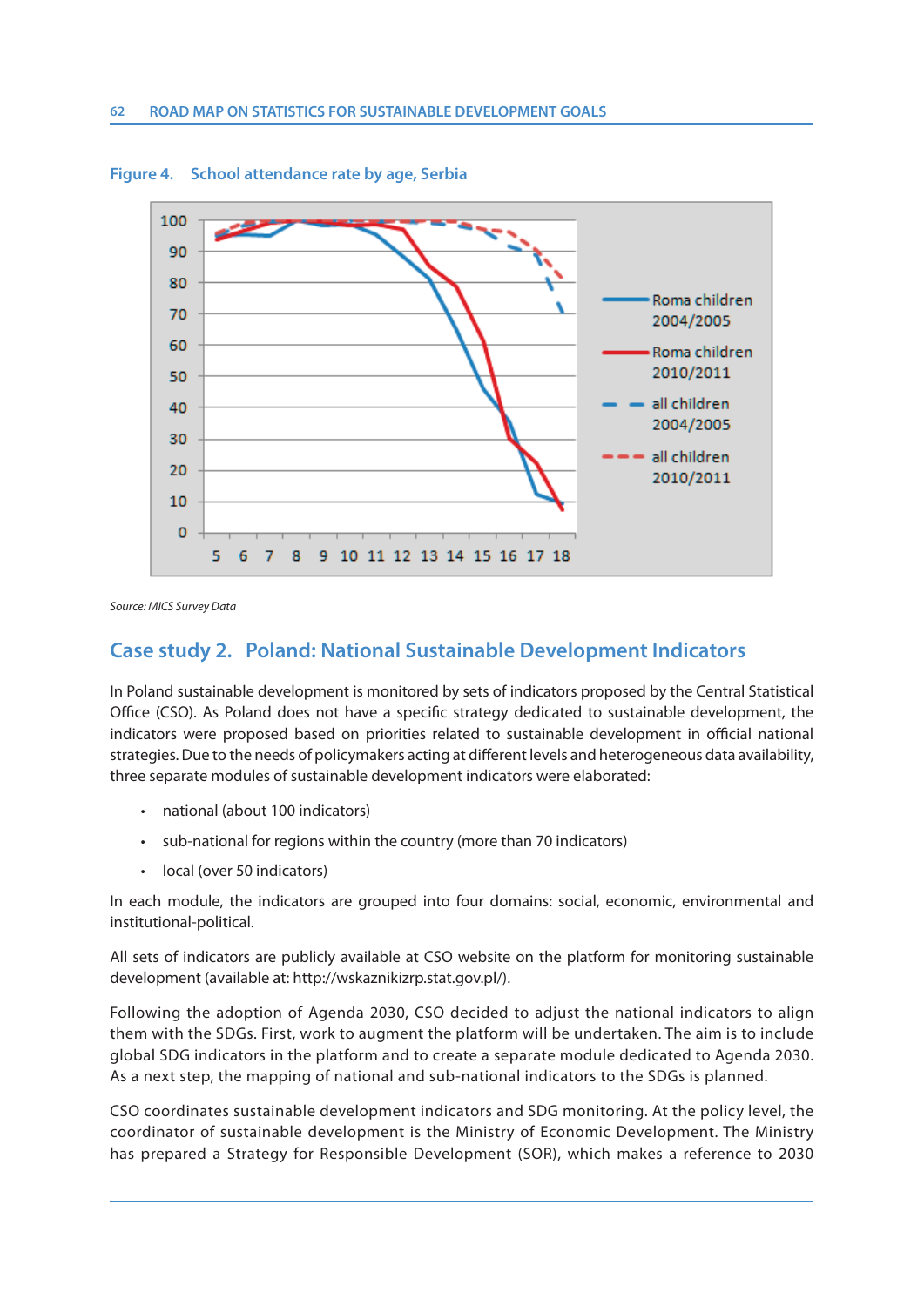Figure 4. School attendance rate by age, Serbia

Source: MICS Survey Data

## Case study 2. Poland: National Sustainable Development Indicators

In Poland sustainable development is monitored by sets of indicators proposed by the Central Statistical Office (CSO). As Poland does not have a specific strategy dedicated to sustainable development, the indicators were proposed based on priorities related to sustainable development in official national strategies. Due to the needs of policymakers acting at different levels and heterogeneous data availability, three separate modules of sustainable development indicators were elaborated:

- national (about 100 indicators)
- sub-national for regions within the country (more than 70 indicators)
- local (over 50 indicators)

In each module, the indicators are grouped into four domains: social, economic, environmental and institutional-political.

All sets of indicators are publicly available at CSO website on the platform for monitoring sustainable development (available at: http://wskaznikizrp.stat.gov.pl/).

Following the adoption of Agenda 2030, CSO decided to adjust the national indicators to align them with the SDGs. First, work to augment the platform will be undertaken. The aim is to include global SDG indicators in the platform and to create a separate module dedicated to Agenda 2030. As a next step, the mapping of national and sub-national indicators to the SDGs is planned.

CSO coordinates sustainable development indicators and SDG monitoring. At the policy level, the coordinator of sustainable development is the Ministry of Economic Development. The Ministry has prepared a Strategy for Responsible Development (SOR), which makes a reference to 2030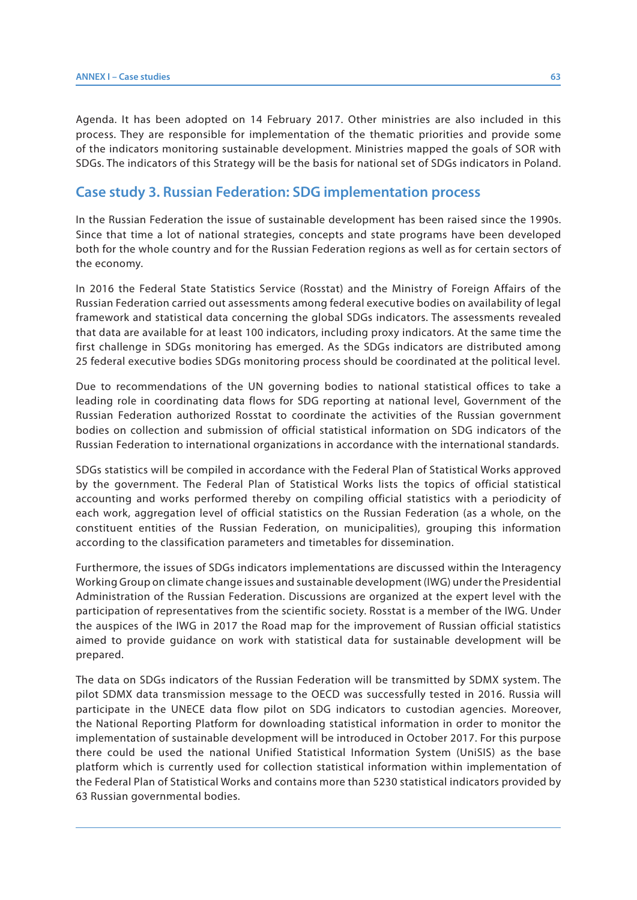Agenda. It has been adopted on 14 February 2017. Other ministries are also included in this process. They are responsible for implementation of the thematic priorities and provide some of the indicators monitoring sustainable development. Ministries mapped the goals of SOR with SDGs. The indicators of this Strategy will be the basis for national set of SDGs indicators in Poland.

## Case study 3. Russian Federation: SDG implementation process

In the Russian Federation the issue of sustainable development has been raised since the 1990s. Since that time a lot of national strategies, concepts and state programs have been developed both for the whole country and for the Russian Federation regions as well as for certain sectors of the economy.

In 2016 the Federal State Statistics Service (Rosstat) and the Ministry of Foreign Affairs of the Russian Federation carried out assessments among federal executive bodies on availability of legal framework and statistical data concerning the global SDGs indicators. The assessments revealed that data are available for at least 100 indicators, including proxy indicators. At the same time the first challenge in SDGs monitoring has emerged. As the SDGs indicators are distributed among 25 federal executive bodies SDGs monitoring process should be coordinated at the political level.

Due to recommendations of the UN governing bodies to national statistical offices to take a leading role in coordinating data flows for SDG reporting at national level, Government of the Russian Federation authorized Rosstat to coordinate the activities of the Russian government bodies on collection and submission of official statistical information on SDG indicators of the Russian Federation to international organizations in accordance with the international standards.

SDGs statistics will be compiled in accordance with the Federal Plan of Statistical Works approved by the government. The Federal Plan of Statistical Works lists the topics of official statistical accounting and works performed thereby on compiling official statistics with a periodicity of each work, aggregation level of official statistics on the Russian Federation (as a whole, on the constituent entities of the Russian Federation, on municipalities), grouping this information according to the classification parameters and timetables for dissemination.

Furthermore, the issues of SDGs indicators implementations are discussed within the Interagency Working Group on climate change issues and sustainable development (IWG) under the Presidential Administration of the Russian Federation. Discussions are organized at the expert level with the participation of representatives from the scientific society. Rosstat is a member of the IWG. Under the auspices of the IWG in 2017 the Road map for the improvement of Russian official statistics aimed to provide guidance on work with statistical data for sustainable development will be prepared.

The data on SDGs indicators of the Russian Federation will be transmitted by SDMX system. The pilot SDMX data transmission message to the OECD was successfully tested in 2016. Russia will participate in the UNECE data flow pilot on SDG indicators to custodian agencies. Moreover, the National Reporting Platform for downloading statistical information in order to monitor the implementation of sustainable development will be introduced in October 2017. For this purpose there could be used the national Unified Statistical Information System (UniSIS) as the base platform which is currently used for collection statistical information within implementation of the Federal Plan of Statistical Works and contains more than 5230 statistical indicators provided by 63 Russian governmental bodies.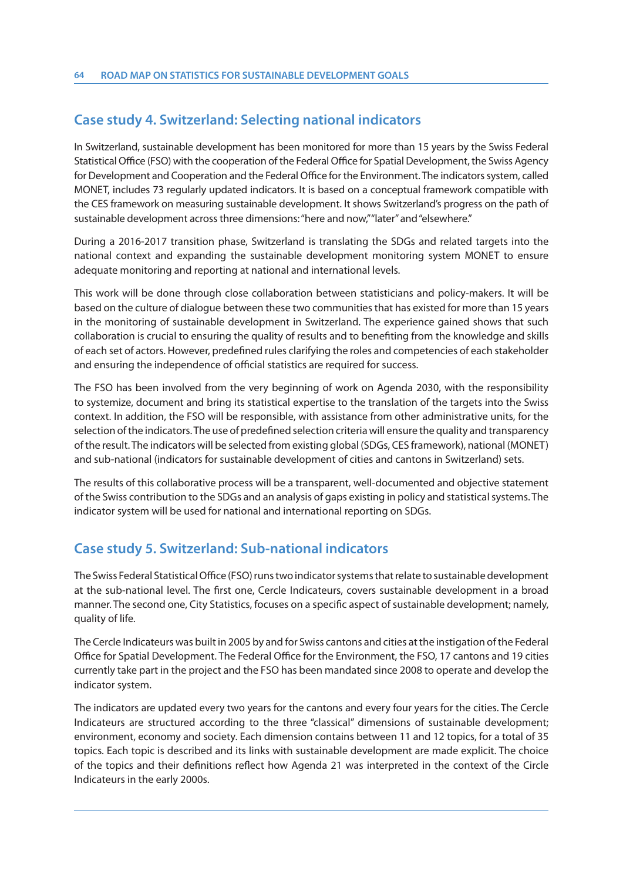## Case study 4. Switzerland: Selecting national indicators

In Switzerland, sustainable development has been monitored for more than 15 years by the Swiss Federal Statistical Office (FSO) with the cooperation of the Federal Office for Spatial Development, the Swiss Agency for Development and Cooperation and the Federal Office for the Environment. The indicators system, called MONET, includes 73 regularly updated indicators. It is based on a conceptual framework compatible with the CES framework on measuring sustainable development. It shows Switzerland's progress on the path of sustainable development across three dimensions: "here and now," "later" and "elsewhere."

During a 2016-2017 transition phase, Switzerland is translating the SDGs and related targets into the national context and expanding the sustainable development monitoring system MONET to ensure adequate monitoring and reporting at national and international levels.

This work will be done through close collaboration between statisticians and policy-makers. It will be based on the culture of dialogue between these two communities that has existed for more than 15 years in the monitoring of sustainable development in Switzerland. The experience gained shows that such collaboration is crucial to ensuring the quality of results and to benefiting from the knowledge and skills of each set of actors. However, predefined rules clarifying the roles and competencies of each stakeholder and ensuring the independence of official statistics are required for success.

The FSO has been involved from the very beginning of work on Agenda 2030, with the responsibility to systemize, document and bring its statistical expertise to the translation of the targets into the Swiss context. In addition, the FSO will be responsible, with assistance from other administrative units, for the selection of the indicators. The use of predefined selection criteria will ensure the quality and transparency of the result. The indicators will be selected from existing global (SDGs, CES framework), national (MONET) and sub-national (indicators for sustainable development of cities and cantons in Switzerland) sets.

The results of this collaborative process will be a transparent, well-documented and objective statement of the Swiss contribution to the SDGs and an analysis of gaps existing in policy and statistical systems. The indicator system will be used for national and international reporting on SDGs.

## Case study 5. Switzerland: Sub-national indicators

The Swiss Federal Statistical Office (FSO) runs two indicator systems that relate to sustainable development at the sub-national level. The first one, Cercle Indicateurs, covers sustainable development in a broad manner. The second one, City Statistics, focuses on a specific aspect of sustainable development; namely, quality of life.

The Cercle Indicateurs was built in 2005 by and for Swiss cantons and cities at the instigation of the Federal Office for Spatial Development. The Federal Office for the Environment, the FSO, 17 cantons and 19 cities currently take part in the project and the FSO has been mandated since 2008 to operate and develop the indicator system.

The indicators are updated every two years for the cantons and every four years for the cities. The Cercle Indicateurs are structured according to the three "classical" dimensions of sustainable development; environment, economy and society. Each dimension contains between 11 and 12 topics, for a total of 35 topics. Each topic is described and its links with sustainable development are made explicit. The choice of the topics and their definitions reflect how Agenda 21 was interpreted in the context of the Circle Indicateurs in the early 2000s.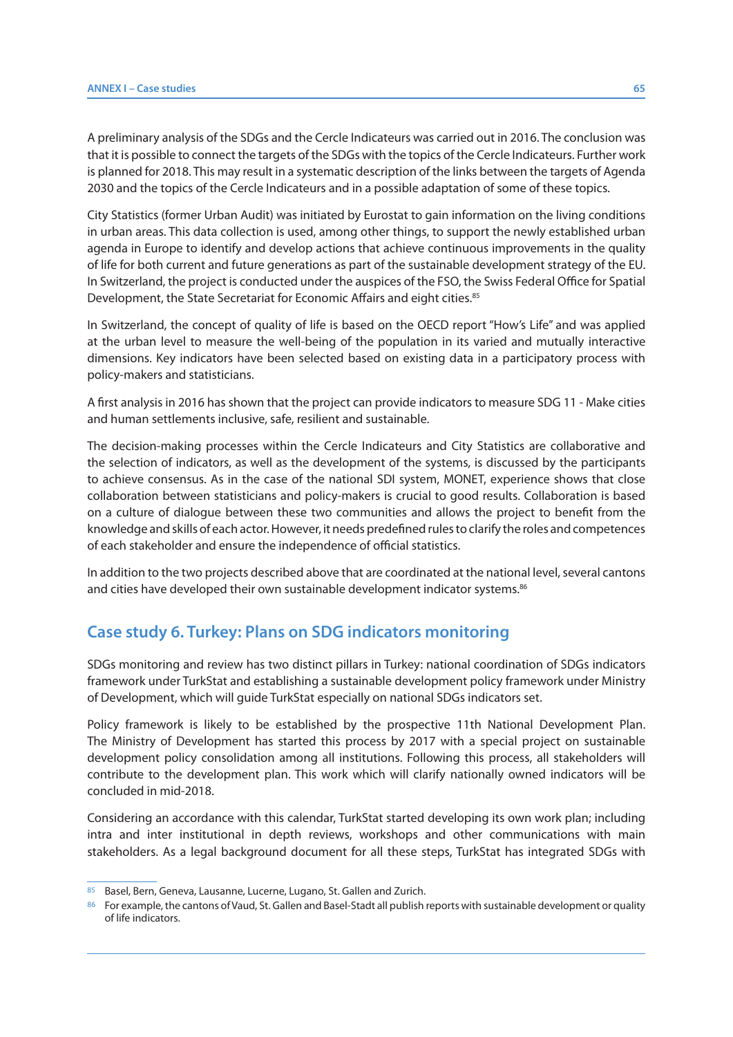A preliminary analysis of the SDGs and the Cercle Indicateurs was carried out in 2016. The conclusion was that it is possible to connect the targets of the SDGs with the topics of the Cercle Indicateurs. Further work is planned for 2018. This may result in a systematic description of the links between the targets of Agenda 2030 and the topics of the Cercle Indicateurs and in a possible adaptation of some of these topics.

City Statistics (former Urban Audit) was initiated by Eurostat to gain information on the living conditions in urban areas. This data collection is used, among other things, to support the newly established urban agenda in Europe to identify and develop actions that achieve continuous improvements in the quality of life for both current and future generations as part of the sustainable development strategy of the EU. In Switzerland, the project is conducted under the auspices of the FSO, the Swiss Federal Office for Spatial Development, the State Secretariat for Economic Affairs and eight cities.[85]

In Switzerland, the concept of quality of life is based on the OECD report "How's Life" and was applied at the urban level to measure the well-being of the population in its varied and mutually interactive dimensions. Key indicators have been selected based on existing data in a participatory process with policy-makers and statisticians.

A first analysis in 2016 has shown that the project can provide indicators to measure SDG 11 - Make cities and human settlements inclusive, safe, resilient and sustainable.

The decision-making processes within the Cercle Indicateurs and City Statistics are collaborative and the selection of indicators, as well as the development of the systems, is discussed by the participants to achieve consensus. As in the case of the national SDI system, MONET, experience shows that close collaboration between statisticians and policy-makers is crucial to good results. Collaboration is based on a culture of dialogue between these two communities and allows the project to benefit from the knowledge and skills of each actor. However, it needs predefined rules to clarify the roles and competences of each stakeholder and ensure the independence of official statistics.

In addition to the two projects described above that are coordinated at the national level, several cantons and cities have developed their own sustainable development indicator systems.[86]

## Case study 6. Turkey: Plans on SDG indicators monitoring

SDGs monitoring and review has two distinct pillars in Turkey: national coordination of SDGs indicators framework under TurkStat and establishing a sustainable development policy framework under Ministry of Development, which will guide TurkStat especially on national SDGs indicators set.

Policy framework is likely to be established by the prospective 11th National Development Plan. The Ministry of Development has started this process by 2017 with a special project on sustainable development policy consolidation among all institutions. Following this process, all stakeholders will contribute to the development plan. This work which will clarify nationally owned indicators will be concluded in mid-2018.

Considering an accordance with this calendar, TurkStat started developing its own work plan; including intra and inter institutional in depth reviews, workshops and other communications with main stakeholders. As a legal background document for all these steps, TurkStat has integrated SDGs with

---

[85] Basel, Bern, Geneva, Lausanne, Lucerne, Lugano, St. Gallen and Zurich.

[86] For example, the cantons of Vaud, St. Gallen and Basel-Stadt all publish reports with sustainable development or quality of life indicators.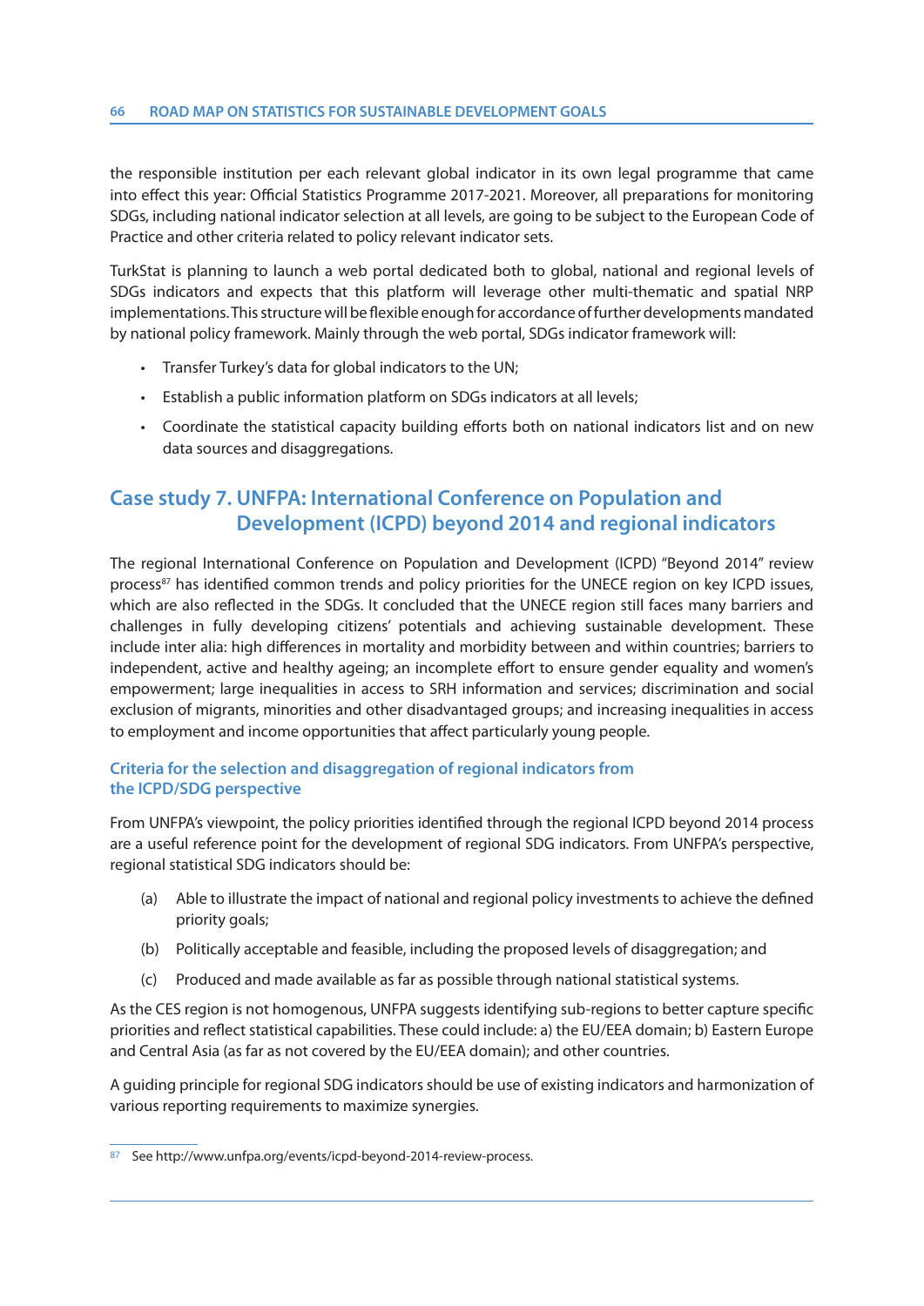the responsible institution per each relevant global indicator in its own legal programme that came into effect this year: Official Statistics Programme 2017-2021. Moreover, all preparations for monitoring SDGs, including national indicator selection at all levels, are going to be subject to the European Code of Practice and other criteria related to policy relevant indicator sets.

TurkStat is planning to launch a web portal dedicated both to global, national and regional levels of SDGs indicators and expects that this platform will leverage other multi-thematic and spatial NRP implementations. This structure will be flexible enough for accordance of further developments mandated by national policy framework. Mainly through the web portal, SDGs indicator framework will:

- Transfer Turkey's data for global indicators to the UN;
- Establish a public information platform on SDGs indicators at all levels;
- Coordinate the statistical capacity building efforts both on national indicators list and on new data sources and disaggregations.

## Case study 7. UNFPA: International Conference on Population and Development (ICPD) beyond 2014 and regional indicators

The regional International Conference on Population and Development (ICPD) "Beyond 2014" review process[87] has identified common trends and policy priorities for the UNECE region on key ICPD issues, which are also reflected in the SDGs. It concluded that the UNECE region still faces many barriers and challenges in fully developing citizens' potentials and achieving sustainable development. These include inter alia: high differences in mortality and morbidity between and within countries; barriers to independent, active and healthy ageing; an incomplete effort to ensure gender equality and women's empowerment; large inequalities in access to SRH information and services; discrimination and social exclusion of migrants, minorities and other disadvantaged groups; and increasing inequalities in access to employment and income opportunities that affect particularly young people.

### Criteria for the selection and disaggregation of regional indicators from the ICPD/SDG perspective

From UNFPA's viewpoint, the policy priorities identified through the regional ICPD beyond 2014 process are a useful reference point for the development of regional SDG indicators. From UNFPA's perspective, regional statistical SDG indicators should be:

(a) Able to illustrate the impact of national and regional policy investments to achieve the defined priority goals;

(b) Politically acceptable and feasible, including the proposed levels of disaggregation; and

(c) Produced and made available as far as possible through national statistical systems.

As the CES region is not homogenous, UNFPA suggests identifying sub-regions to better capture specific priorities and reflect statistical capabilities. These could include: a) the EU/EEA domain; b) Eastern Europe and Central Asia (as far as not covered by the EU/EEA domain); and other countries.

A guiding principle for regional SDG indicators should be use of existing indicators and harmonization of various reporting requirements to maximize synergies.

[87] See http://www.unfpa.org/events/icpd-beyond-2014-review-process.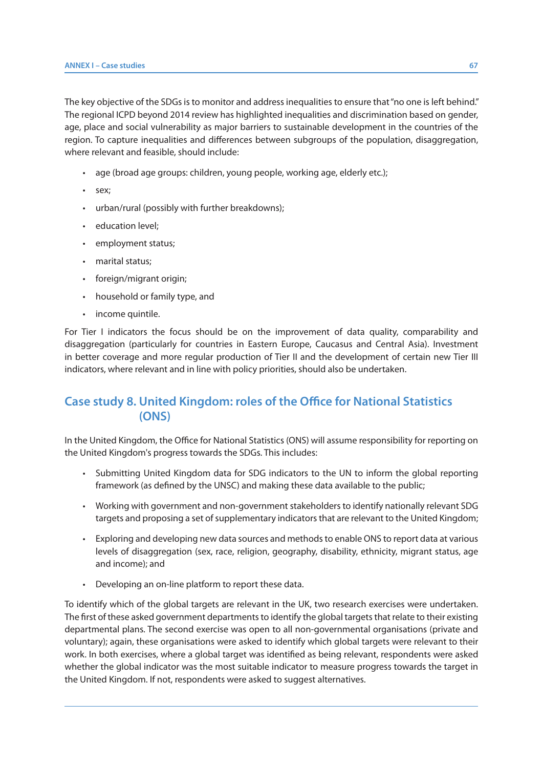The key objective of the SDGs is to monitor and address inequalities to ensure that "no one is left behind." The regional ICPD beyond 2014 review has highlighted inequalities and discrimination based on gender, age, place and social vulnerability as major barriers to sustainable development in the countries of the region. To capture inequalities and differences between subgroups of the population, disaggregation, where relevant and feasible, should include:

- age (broad age groups: children, young people, working age, elderly etc.);
- sex;
- urban/rural (possibly with further breakdowns);
- education level;
- employment status;
- marital status;
- foreign/migrant origin;
- household or family type, and
- income quintile.

For Tier I indicators the focus should be on the improvement of data quality, comparability and disaggregation (particularly for countries in Eastern Europe, Caucasus and Central Asia). Investment in better coverage and more regular production of Tier II and the development of certain new Tier III indicators, where relevant and in line with policy priorities, should also be undertaken.

## Case study 8. United Kingdom: roles of the Office for National Statistics (ONS)

In the United Kingdom, the Office for National Statistics (ONS) will assume responsibility for reporting on the United Kingdom's progress towards the SDGs. This includes:

- Submitting United Kingdom data for SDG indicators to the UN to inform the global reporting framework (as defined by the UNSC) and making these data available to the public;
- Working with government and non-government stakeholders to identify nationally relevant SDG targets and proposing a set of supplementary indicators that are relevant to the United Kingdom;
- Exploring and developing new data sources and methods to enable ONS to report data at various levels of disaggregation (sex, race, religion, geography, disability, ethnicity, migrant status, age and income); and
- Developing an on-line platform to report these data.

To identify which of the global targets are relevant in the UK, two research exercises were undertaken. The first of these asked government departments to identify the global targets that relate to their existing departmental plans. The second exercise was open to all non-governmental organisations (private and voluntary); again, these organisations were asked to identify which global targets were relevant to their work. In both exercises, where a global target was identified as being relevant, respondents were asked whether the global indicator was the most suitable indicator to measure progress towards the target in the United Kingdom. If not, respondents were asked to suggest alternatives.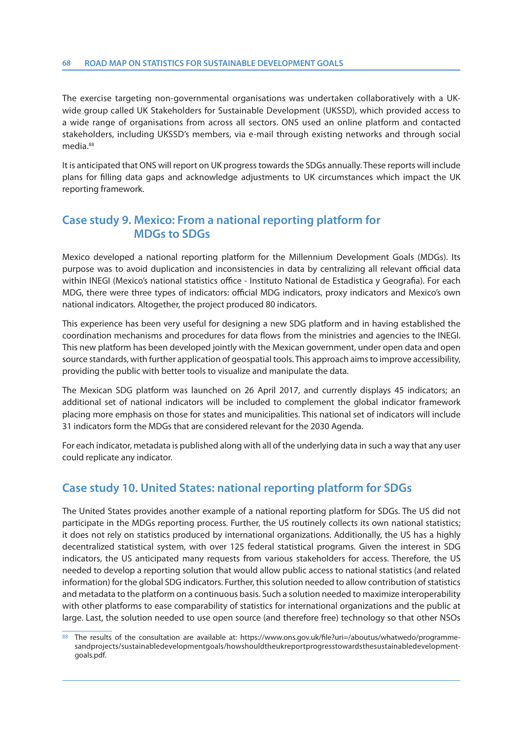The exercise targeting non-governmental organisations was undertaken collaboratively with a UK-wide group called UK Stakeholders for Sustainable Development (UKSSD), which provided access to a wide range of organisations from across all sectors. ONS used an online platform and contacted stakeholders, including UKSSD's members, via e-mail through existing networks and through social media.[88]

It is anticipated that ONS will report on UK progress towards the SDGs annually. These reports will include plans for filling data gaps and acknowledge adjustments to UK circumstances which impact the UK reporting framework.

## Case study 9. Mexico: From a national reporting platform for MDGs to SDGs

Mexico developed a national reporting platform for the Millennium Development Goals (MDGs). Its purpose was to avoid duplication and inconsistencies in data by centralizing all relevant official data within INEGI (Mexico's national statistics office - Instituto National de Estadistica y Geografia). For each MDG, there were three types of indicators: official MDG indicators, proxy indicators and Mexico's own national indicators. Altogether, the project produced 80 indicators.

This experience has been very useful for designing a new SDG platform and in having established the coordination mechanisms and procedures for data flows from the ministries and agencies to the INEGI. This new platform has been developed jointly with the Mexican government, under open data and open source standards, with further application of geospatial tools. This approach aims to improve accessibility, providing the public with better tools to visualize and manipulate the data.

The Mexican SDG platform was launched on 26 April 2017, and currently displays 45 indicators; an additional set of national indicators will be included to complement the global indicator framework placing more emphasis on those for states and municipalities. This national set of indicators will include 31 indicators form the MDGs that are considered relevant for the 2030 Agenda.

For each indicator, metadata is published along with all of the underlying data in such a way that any user could replicate any indicator.

## Case study 10. United States: national reporting platform for SDGs

The United States provides another example of a national reporting platform for SDGs. The US did not participate in the MDGs reporting process. Further, the US routinely collects its own national statistics; it does not rely on statistics produced by international organizations. Additionally, the US has a highly decentralized statistical system, with over 125 federal statistical programs. Given the interest in SDG indicators, the US anticipated many requests from various stakeholders for access. Therefore, the US needed to develop a reporting solution that would allow public access to national statistics (and related information) for the global SDG indicators. Further, this solution needed to allow contribution of statistics and metadata to the platform on a continuous basis. Such a solution needed to maximize interoperability with other platforms to ease comparability of statistics for international organizations and the public at large. Last, the solution needed to use open source (and therefore free) technology so that other NSOs

[88] The results of the consultation are available at: https://www.ons.gov.uk/file?uri=/aboutus/whatwedo/programmesandprojects/sustainabledevelopmentgoals/howshouldtheukreportprogresstowardsthesustainabledevelopmentgoals.pdf.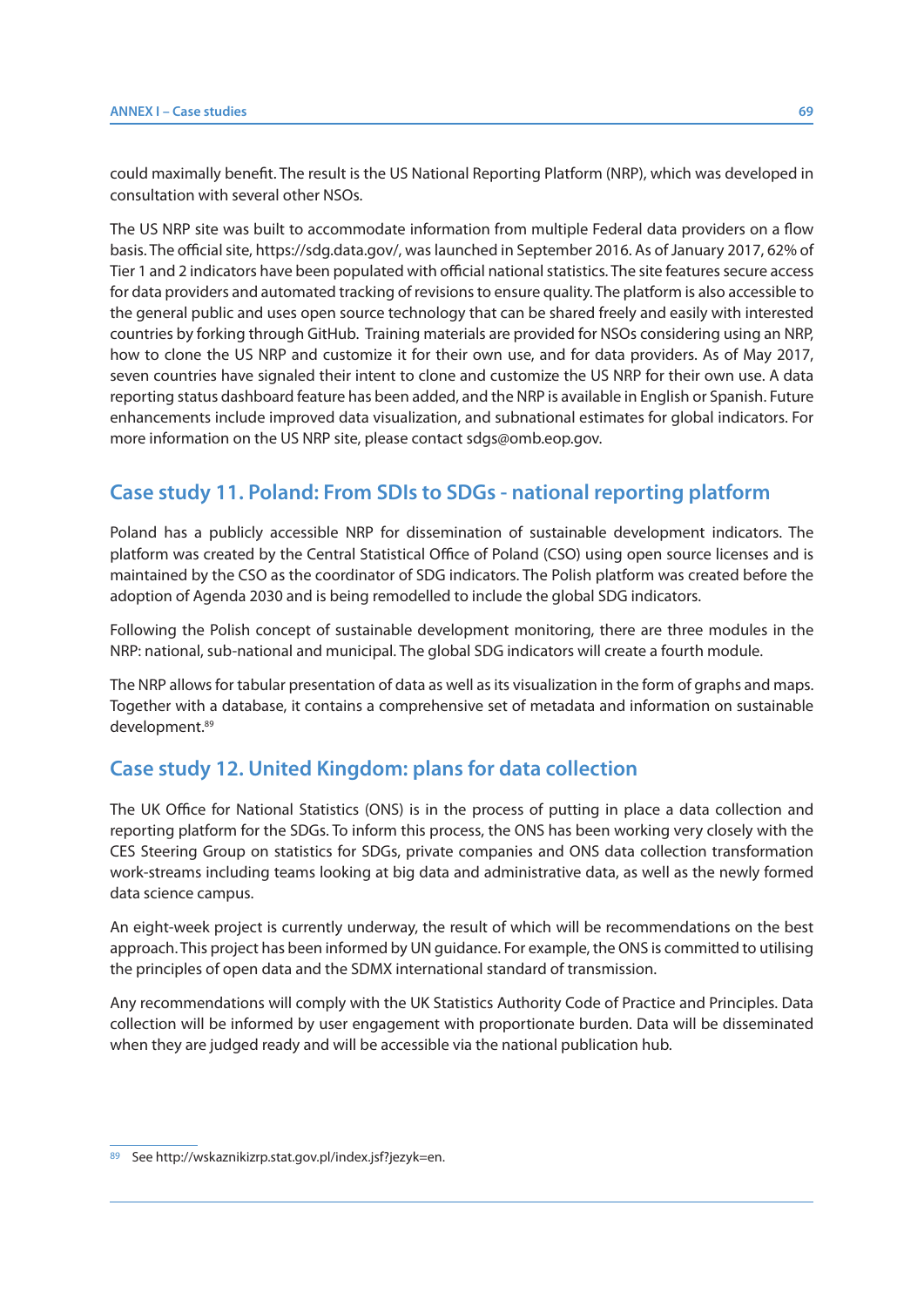could maximally benefit. The result is the US National Reporting Platform (NRP), which was developed in consultation with several other NSOs.

The US NRP site was built to accommodate information from multiple Federal data providers on a flow basis. The official site, https://sdg.data.gov/, was launched in September 2016. As of January 2017, 62% of Tier 1 and 2 indicators have been populated with official national statistics. The site features secure access for data providers and automated tracking of revisions to ensure quality. The platform is also accessible to the general public and uses open source technology that can be shared freely and easily with interested countries by forking through GitHub. Training materials are provided for NSOs considering using an NRP, how to clone the US NRP and customize it for their own use, and for data providers. As of May 2017, seven countries have signaled their intent to clone and customize the US NRP for their own use. A data reporting status dashboard feature has been added, and the NRP is available in English or Spanish. Future enhancements include improved data visualization, and subnational estimates for global indicators. For more information on the US NRP site, please contact sdgs@omb.eop.gov.

## Case study 11. Poland: From SDIs to SDGs - national reporting platform

Poland has a publicly accessible NRP for dissemination of sustainable development indicators. The platform was created by the Central Statistical Office of Poland (CSO) using open source licenses and is maintained by the CSO as the coordinator of SDG indicators. The Polish platform was created before the adoption of Agenda 2030 and is being remodelled to include the global SDG indicators.

Following the Polish concept of sustainable development monitoring, there are three modules in the NRP: national, sub-national and municipal. The global SDG indicators will create a fourth module.

The NRP allows for tabular presentation of data as well as its visualization in the form of graphs and maps. Together with a database, it contains a comprehensive set of metadata and information on sustainable development.[89]

## Case study 12. United Kingdom: plans for data collection

The UK Office for National Statistics (ONS) is in the process of putting in place a data collection and reporting platform for the SDGs. To inform this process, the ONS has been working very closely with the CES Steering Group on statistics for SDGs, private companies and ONS data collection transformation work-streams including teams looking at big data and administrative data, as well as the newly formed data science campus.

An eight-week project is currently underway, the result of which will be recommendations on the best approach. This project has been informed by UN guidance. For example, the ONS is committed to utilising the principles of open data and the SDMX international standard of transmission.

Any recommendations will comply with the UK Statistics Authority Code of Practice and Principles. Data collection will be informed by user engagement with proportionate burden. Data will be disseminated when they are judged ready and will be accessible via the national publication hub.

[89] See http://wskaznikizrp.stat.gov.pl/index.jsf?jezyk=en.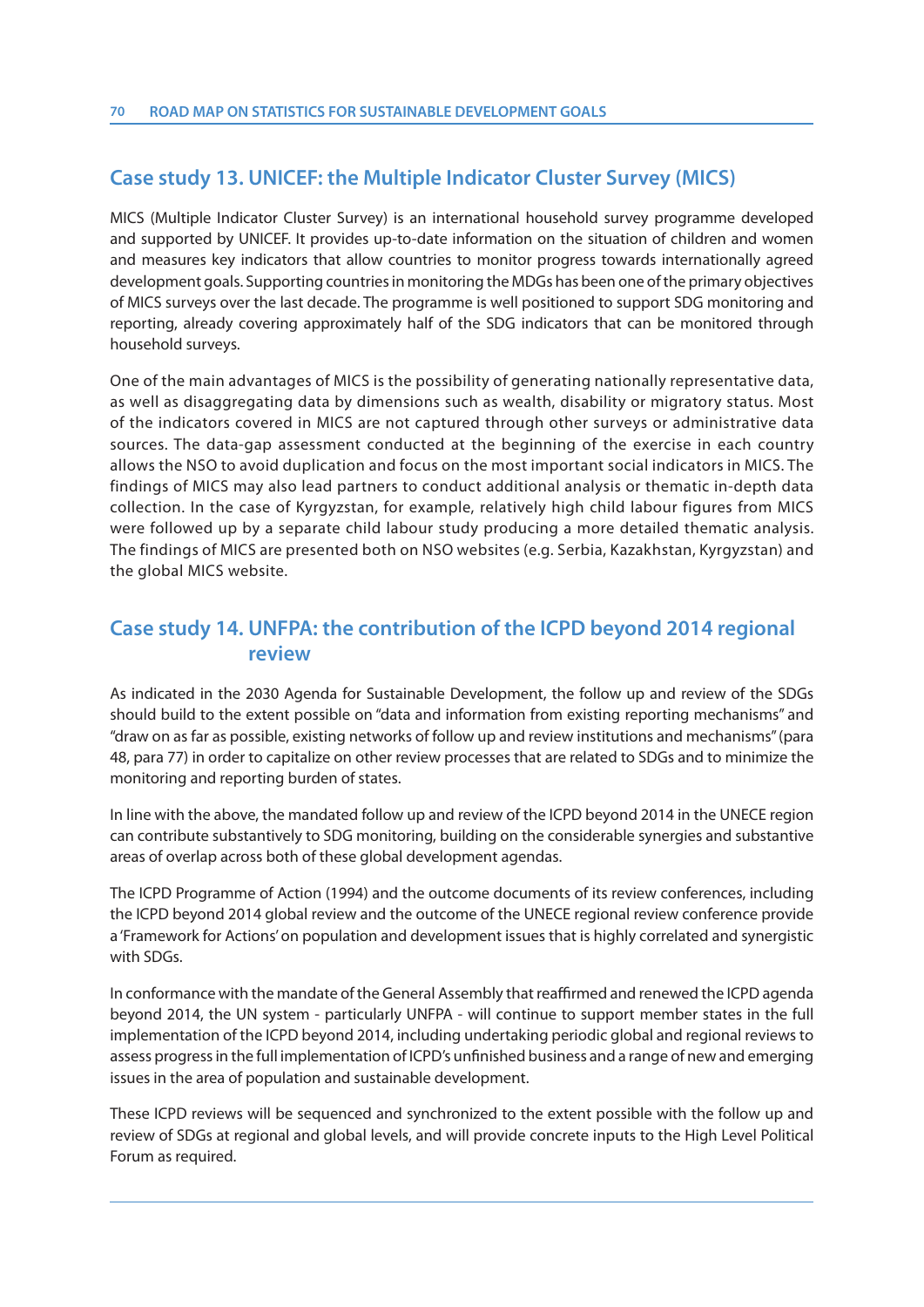## Case study 13. UNICEF: the Multiple Indicator Cluster Survey (MICS)

MICS (Multiple Indicator Cluster Survey) is an international household survey programme developed and supported by UNICEF. It provides up-to-date information on the situation of children and women and measures key indicators that allow countries to monitor progress towards internationally agreed development goals. Supporting countries in monitoring the MDGs has been one of the primary objectives of MICS surveys over the last decade. The programme is well positioned to support SDG monitoring and reporting, already covering approximately half of the SDG indicators that can be monitored through household surveys.

One of the main advantages of MICS is the possibility of generating nationally representative data, as well as disaggregating data by dimensions such as wealth, disability or migratory status. Most of the indicators covered in MICS are not captured through other surveys or administrative data sources. The data-gap assessment conducted at the beginning of the exercise in each country allows the NSO to avoid duplication and focus on the most important social indicators in MICS. The findings of MICS may also lead partners to conduct additional analysis or thematic in-depth data collection. In the case of Kyrgyzstan, for example, relatively high child labour figures from MICS were followed up by a separate child labour study producing a more detailed thematic analysis. The findings of MICS are presented both on NSO websites (e.g. Serbia, Kazakhstan, Kyrgyzstan) and the global MICS website.

## Case study 14. UNFPA: the contribution of the ICPD beyond 2014 regional review

As indicated in the 2030 Agenda for Sustainable Development, the follow up and review of the SDGs should build to the extent possible on "data and information from existing reporting mechanisms" and "draw on as far as possible, existing networks of follow up and review institutions and mechanisms" (para 48, para 77) in order to capitalize on other review processes that are related to SDGs and to minimize the monitoring and reporting burden of states.

In line with the above, the mandated follow up and review of the ICPD beyond 2014 in the UNECE region can contribute substantively to SDG monitoring, building on the considerable synergies and substantive areas of overlap across both of these global development agendas.

The ICPD Programme of Action (1994) and the outcome documents of its review conferences, including the ICPD beyond 2014 global review and the outcome of the UNECE regional review conference provide a 'Framework for Actions' on population and development issues that is highly correlated and synergistic with SDGs.

In conformance with the mandate of the General Assembly that reaffirmed and renewed the ICPD agenda beyond 2014, the UN system - particularly UNFPA - will continue to support member states in the full implementation of the ICPD beyond 2014, including undertaking periodic global and regional reviews to assess progress in the full implementation of ICPD's unfinished business and a range of new and emerging issues in the area of population and sustainable development.

These ICPD reviews will be sequenced and synchronized to the extent possible with the follow up and review of SDGs at regional and global levels, and will provide concrete inputs to the High Level Political Forum as required.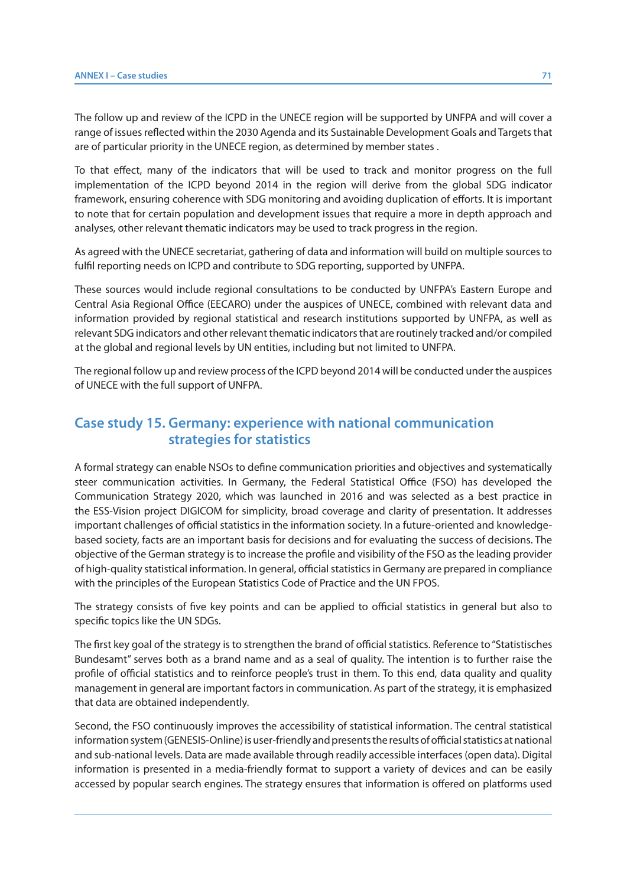The follow up and review of the ICPD in the UNECE region will be supported by UNFPA and will cover a range of issues reflected within the 2030 Agenda and its Sustainable Development Goals and Targets that are of particular priority in the UNECE region, as determined by member states .

To that effect, many of the indicators that will be used to track and monitor progress on the full implementation of the ICPD beyond 2014 in the region will derive from the global SDG indicator framework, ensuring coherence with SDG monitoring and avoiding duplication of efforts. It is important to note that for certain population and development issues that require a more in depth approach and analyses, other relevant thematic indicators may be used to track progress in the region.

As agreed with the UNECE secretariat, gathering of data and information will build on multiple sources to fulfil reporting needs on ICPD and contribute to SDG reporting, supported by UNFPA.

These sources would include regional consultations to be conducted by UNFPA's Eastern Europe and Central Asia Regional Office (EECARO) under the auspices of UNECE, combined with relevant data and information provided by regional statistical and research institutions supported by UNFPA, as well as relevant SDG indicators and other relevant thematic indicators that are routinely tracked and/or compiled at the global and regional levels by UN entities, including but not limited to UNFPA.

The regional follow up and review process of the ICPD beyond 2014 will be conducted under the auspices of UNECE with the full support of UNFPA.

## Case study 15. Germany: experience with national communication strategies for statistics

A formal strategy can enable NSOs to define communication priorities and objectives and systematically steer communication activities. In Germany, the Federal Statistical Office (FSO) has developed the Communication Strategy 2020, which was launched in 2016 and was selected as a best practice in the ESS-Vision project DIGICOM for simplicity, broad coverage and clarity of presentation. It addresses important challenges of official statistics in the information society. In a future-oriented and knowledge-based society, facts are an important basis for decisions and for evaluating the success of decisions. The objective of the German strategy is to increase the profile and visibility of the FSO as the leading provider of high-quality statistical information. In general, official statistics in Germany are prepared in compliance with the principles of the European Statistics Code of Practice and the UN FPOS.

The strategy consists of five key points and can be applied to official statistics in general but also to specific topics like the UN SDGs.

The first key goal of the strategy is to strengthen the brand of official statistics. Reference to "Statistisches Bundesamt" serves both as a brand name and as a seal of quality. The intention is to further raise the profile of official statistics and to reinforce people's trust in them. To this end, data quality and quality management in general are important factors in communication. As part of the strategy, it is emphasized that data are obtained independently.

Second, the FSO continuously improves the accessibility of statistical information. The central statistical information system (GENESIS-Online) is user-friendly and presents the results of official statistics at national and sub-national levels. Data are made available through readily accessible interfaces (open data). Digital information is presented in a media-friendly format to support a variety of devices and can be easily accessed by popular search engines. The strategy ensures that information is offered on platforms used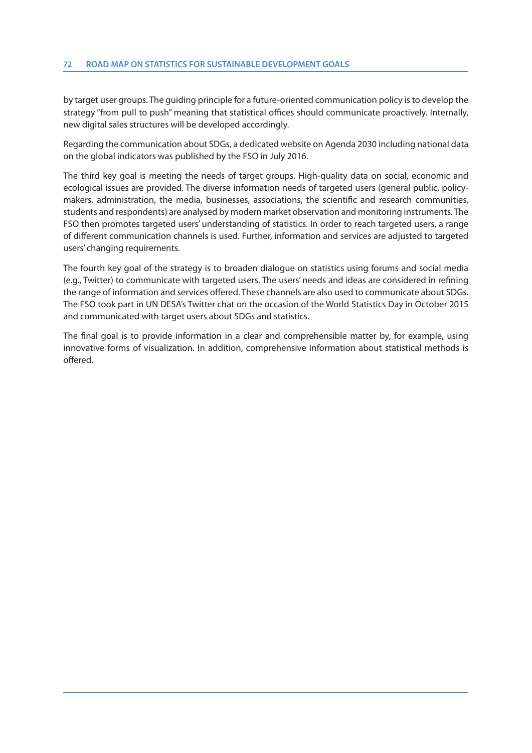by target user groups. The guiding principle for a future-oriented communication policy is to develop the strategy "from pull to push" meaning that statistical offices should communicate proactively. Internally, new digital sales structures will be developed accordingly.

Regarding the communication about SDGs, a dedicated website on Agenda 2030 including national data on the global indicators was published by the FSO in July 2016.

The third key goal is meeting the needs of target groups. High-quality data on social, economic and ecological issues are provided. The diverse information needs of targeted users (general public, policy-makers, administration, the media, businesses, associations, the scientific and research communities, students and respondents) are analysed by modern market observation and monitoring instruments. The FSO then promotes targeted users' understanding of statistics. In order to reach targeted users, a range of different communication channels is used. Further, information and services are adjusted to targeted users' changing requirements.

The fourth key goal of the strategy is to broaden dialogue on statistics using forums and social media (e.g., Twitter) to communicate with targeted users. The users' needs and ideas are considered in refining the range of information and services offered. These channels are also used to communicate about SDGs. The FSO took part in UN DESA's Twitter chat on the occasion of the World Statistics Day in October 2015 and communicated with target users about SDGs and statistics.

The final goal is to provide information in a clear and comprehensible matter by, for example, using innovative forms of visualization. In addition, comprehensive information about statistical methods is offered.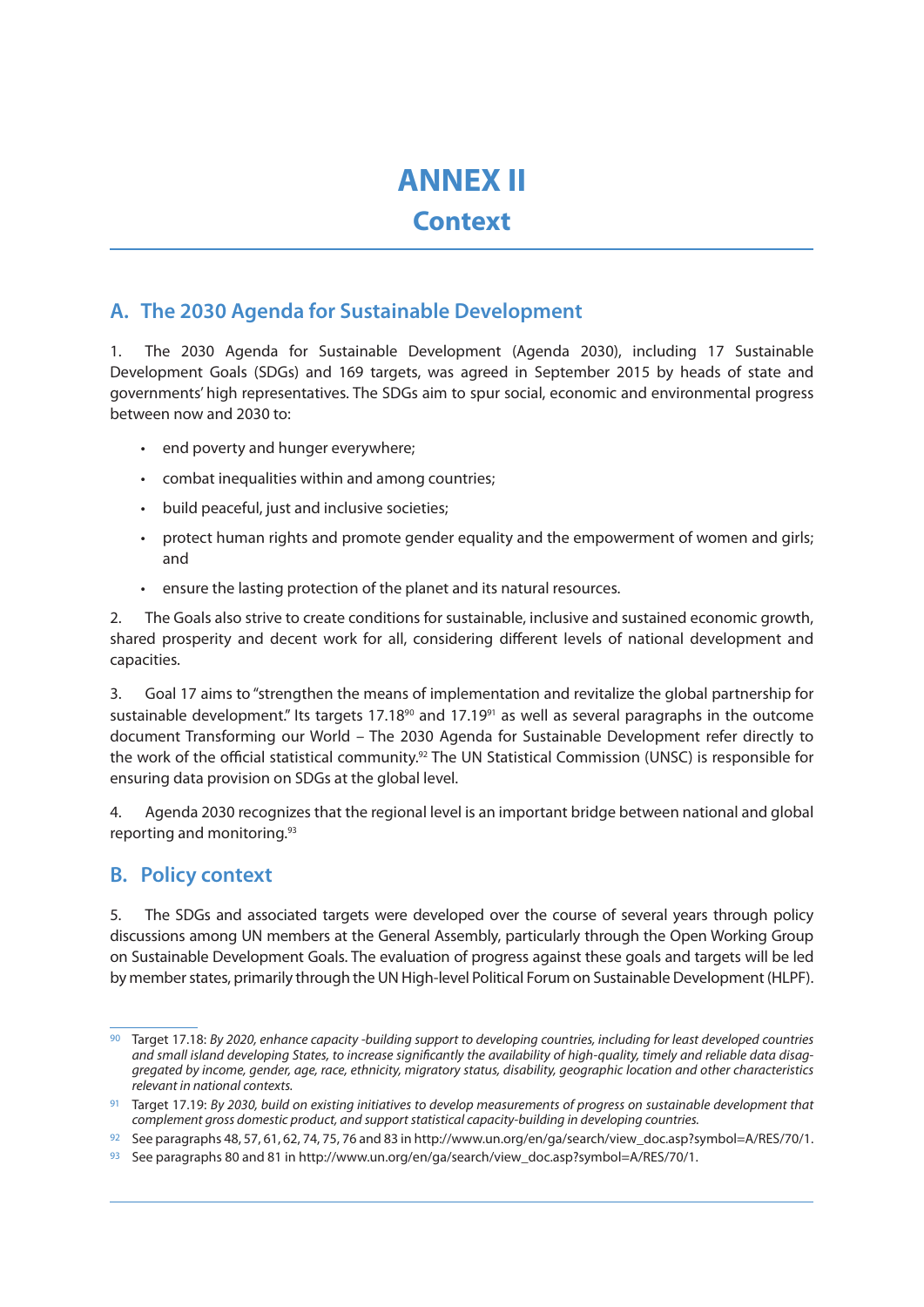# ANNEX II
## Context

## A. The 2030 Agenda for Sustainable Development

1. The 2030 Agenda for Sustainable Development (Agenda 2030), including 17 Sustainable Development Goals (SDGs) and 169 targets, was agreed in September 2015 by heads of state and governments' high representatives. The SDGs aim to spur social, economic and environmental progress between now and 2030 to:

- end poverty and hunger everywhere;
- combat inequalities within and among countries;
- build peaceful, just and inclusive societies;
- protect human rights and promote gender equality and the empowerment of women and girls; and
- ensure the lasting protection of the planet and its natural resources.

2. The Goals also strive to create conditions for sustainable, inclusive and sustained economic growth, shared prosperity and decent work for all, considering different levels of national development and capacities.

3. Goal 17 aims to "strengthen the means of implementation and revitalize the global partnership for sustainable development." Its targets 17.18[90] and 17.19[91] as well as several paragraphs in the outcome document Transforming our World – The 2030 Agenda for Sustainable Development refer directly to the work of the official statistical community.[92] The UN Statistical Commission (UNSC) is responsible for ensuring data provision on SDGs at the global level.

4. Agenda 2030 recognizes that the regional level is an important bridge between national and global reporting and monitoring.[93]

## B. Policy context

5. The SDGs and associated targets were developed over the course of several years through policy discussions among UN members at the General Assembly, particularly through the Open Working Group on Sustainable Development Goals. The evaluation of progress against these goals and targets will be led by member states, primarily through the UN High-level Political Forum on Sustainable Development (HLPF).

---

[90] Target 17.18: *By 2020, enhance capacity -building support to developing countries, including for least developed countries and small island developing States, to increase significantly the availability of high-quality, timely and reliable data disaggregated by income, gender, age, race, ethnicity, migratory status, disability, geographic location and other characteristics relevant in national contexts.*

[91] Target 17.19: *By 2030, build on existing initiatives to develop measurements of progress on sustainable development that complement gross domestic product, and support statistical capacity-building in developing countries.*

[92] See paragraphs 48, 57, 61, 62, 74, 75, 76 and 83 in http://www.un.org/en/ga/search/view_doc.asp?symbol=A/RES/70/1.

[93] See paragraphs 80 and 81 in http://www.un.org/en/ga/search/view_doc.asp?symbol=A/RES/70/1.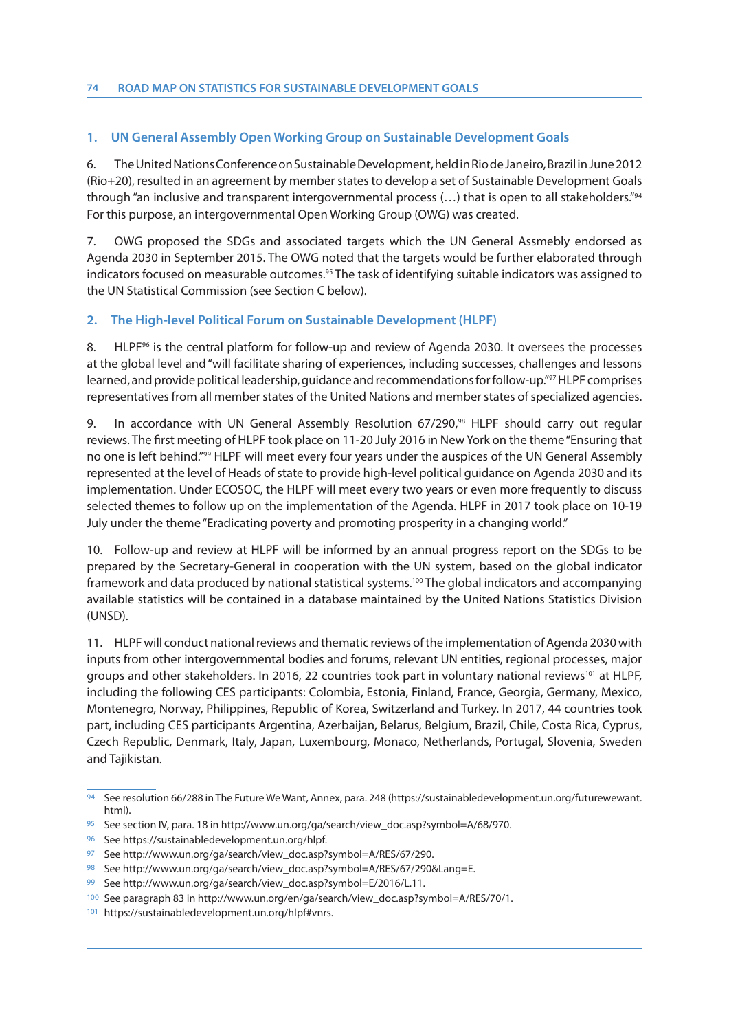## 1. UN General Assembly Open Working Group on Sustainable Development Goals

6. The United Nations Conference on Sustainable Development, held in Rio de Janeiro, Brazil in June 2012 (Rio+20), resulted in an agreement by member states to develop a set of Sustainable Development Goals through "an inclusive and transparent intergovernmental process (…) that is open to all stakeholders."[94] For this purpose, an intergovernmental Open Working Group (OWG) was created.

7. OWG proposed the SDGs and associated targets which the UN General Assmebly endorsed as Agenda 2030 in September 2015. The OWG noted that the targets would be further elaborated through indicators focused on measurable outcomes.[95] The task of identifying suitable indicators was assigned to the UN Statistical Commission (see Section C below).

## 2. The High-level Political Forum on Sustainable Development (HLPF)

8. HLPF[96] is the central platform for follow-up and review of Agenda 2030. It oversees the processes at the global level and "will facilitate sharing of experiences, including successes, challenges and lessons learned, and provide political leadership, guidance and recommendations for follow-up."[97] HLPF comprises representatives from all member states of the United Nations and member states of specialized agencies.

9. In accordance with UN General Assembly Resolution 67/290,[98] HLPF should carry out regular reviews. The first meeting of HLPF took place on 11-20 July 2016 in New York on the theme "Ensuring that no one is left behind."[99] HLPF will meet every four years under the auspices of the UN General Assembly represented at the level of Heads of state to provide high-level political guidance on Agenda 2030 and its implementation. Under ECOSOC, the HLPF will meet every two years or even more frequently to discuss selected themes to follow up on the implementation of the Agenda. HLPF in 2017 took place on 10-19 July under the theme "Eradicating poverty and promoting prosperity in a changing world."

10. Follow-up and review at HLPF will be informed by an annual progress report on the SDGs to be prepared by the Secretary-General in cooperation with the UN system, based on the global indicator framework and data produced by national statistical systems.[100] The global indicators and accompanying available statistics will be contained in a database maintained by the United Nations Statistics Division (UNSD).

11. HLPF will conduct national reviews and thematic reviews of the implementation of Agenda 2030 with inputs from other intergovernmental bodies and forums, relevant UN entities, regional processes, major groups and other stakeholders. In 2016, 22 countries took part in voluntary national reviews[101] at HLPF, including the following CES participants: Colombia, Estonia, Finland, France, Georgia, Germany, Mexico, Montenegro, Norway, Philippines, Republic of Korea, Switzerland and Turkey. In 2017, 44 countries took part, including CES participants Argentina, Azerbaijan, Belarus, Belgium, Brazil, Chile, Costa Rica, Cyprus, Czech Republic, Denmark, Italy, Japan, Luxembourg, Monaco, Netherlands, Portugal, Slovenia, Sweden and Tajikistan.

---

94 See resolution 66/288 in The Future We Want, Annex, para. 248 (https://sustainabledevelopment.un.org/futurewewant.html).

95 See section IV, para. 18 in http://www.un.org/ga/search/view_doc.asp?symbol=A/68/970.

96 See https://sustainabledevelopment.un.org/hlpf.

97 See http://www.un.org/ga/search/view_doc.asp?symbol=A/RES/67/290.

98 See http://www.un.org/ga/search/view_doc.asp?symbol=A/RES/67/290&Lang=E.

99 See http://www.un.org/ga/search/view_doc.asp?symbol=E/2016/L.11.

100 See paragraph 83 in http://www.un.org/en/ga/search/view_doc.asp?symbol=A/RES/70/1.

101 https://sustainabledevelopment.un.org/hlpf#vnrs.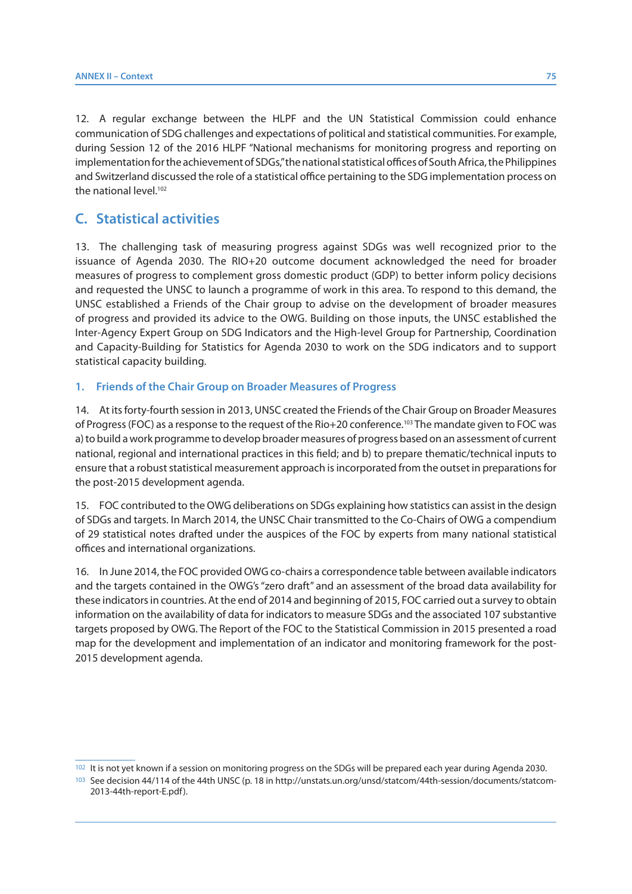12. A regular exchange between the HLPF and the UN Statistical Commission could enhance communication of SDG challenges and expectations of political and statistical communities. For example, during Session 12 of the 2016 HLPF "National mechanisms for monitoring progress and reporting on implementation for the achievement of SDGs," the national statistical offices of South Africa, the Philippines and Switzerland discussed the role of a statistical office pertaining to the SDG implementation process on the national level.[102]

## C. Statistical activities

13. The challenging task of measuring progress against SDGs was well recognized prior to the issuance of Agenda 2030. The RIO+20 outcome document acknowledged the need for broader measures of progress to complement gross domestic product (GDP) to better inform policy decisions and requested the UNSC to launch a programme of work in this area. To respond to this demand, the UNSC established a Friends of the Chair group to advise on the development of broader measures of progress and provided its advice to the OWG. Building on those inputs, the UNSC established the Inter-Agency Expert Group on SDG Indicators and the High-level Group for Partnership, Coordination and Capacity-Building for Statistics for Agenda 2030 to work on the SDG indicators and to support statistical capacity building.

### 1. Friends of the Chair Group on Broader Measures of Progress

14. At its forty-fourth session in 2013, UNSC created the Friends of the Chair Group on Broader Measures of Progress (FOC) as a response to the request of the Rio+20 conference.[103] The mandate given to FOC was a) to build a work programme to develop broader measures of progress based on an assessment of current national, regional and international practices in this field; and b) to prepare thematic/technical inputs to ensure that a robust statistical measurement approach is incorporated from the outset in preparations for the post-2015 development agenda.

15. FOC contributed to the OWG deliberations on SDGs explaining how statistics can assist in the design of SDGs and targets. In March 2014, the UNSC Chair transmitted to the Co-Chairs of OWG a compendium of 29 statistical notes drafted under the auspices of the FOC by experts from many national statistical offices and international organizations.

16. In June 2014, the FOC provided OWG co-chairs a correspondence table between available indicators and the targets contained in the OWG's "zero draft" and an assessment of the broad data availability for these indicators in countries. At the end of 2014 and beginning of 2015, FOC carried out a survey to obtain information on the availability of data for indicators to measure SDGs and the associated 107 substantive targets proposed by OWG. The Report of the FOC to the Statistical Commission in 2015 presented a road map for the development and implementation of an indicator and monitoring framework for the post-2015 development agenda.

---

[102] It is not yet known if a session on monitoring progress on the SDGs will be prepared each year during Agenda 2030.

[103] See decision 44/114 of the 44th UNSC (p. 18 in http://unstats.un.org/unsd/statcom/44th-session/documents/statcom-2013-44th-report-E.pdf).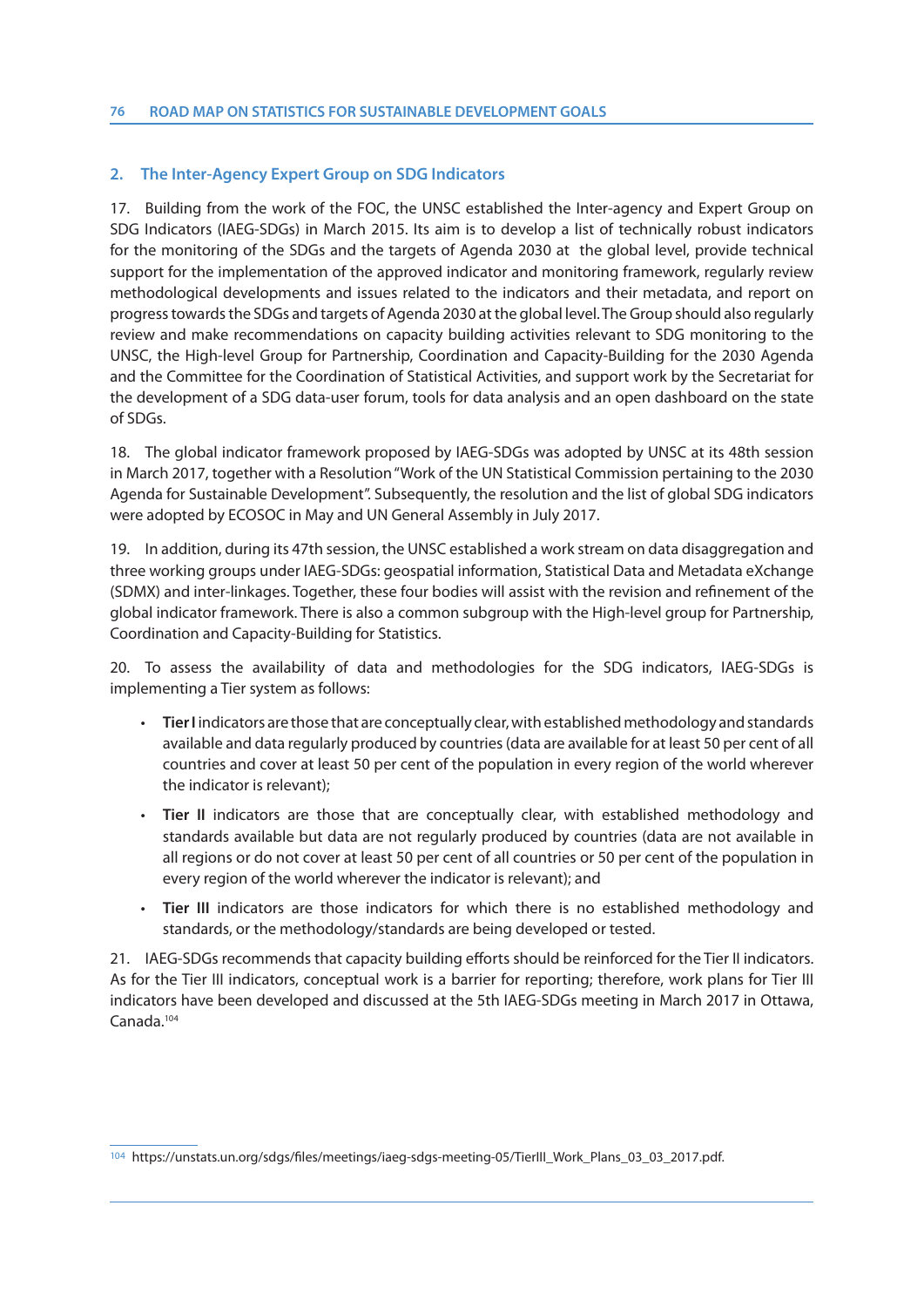## 2. The Inter-Agency Expert Group on SDG Indicators

17. Building from the work of the FOC, the UNSC established the Inter-agency and Expert Group on SDG Indicators (IAEG-SDGs) in March 2015. Its aim is to develop a list of technically robust indicators for the monitoring of the SDGs and the targets of Agenda 2030 at the global level, provide technical support for the implementation of the approved indicator and monitoring framework, regularly review methodological developments and issues related to the indicators and their metadata, and report on progress towards the SDGs and targets of Agenda 2030 at the global level. The Group should also regularly review and make recommendations on capacity building activities relevant to SDG monitoring to the UNSC, the High-level Group for Partnership, Coordination and Capacity-Building for the 2030 Agenda and the Committee for the Coordination of Statistical Activities, and support work by the Secretariat for the development of a SDG data-user forum, tools for data analysis and an open dashboard on the state of SDGs.

18. The global indicator framework proposed by IAEG-SDGs was adopted by UNSC at its 48th session in March 2017, together with a Resolution "Work of the UN Statistical Commission pertaining to the 2030 Agenda for Sustainable Development". Subsequently, the resolution and the list of global SDG indicators were adopted by ECOSOC in May and UN General Assembly in July 2017.

19. In addition, during its 47th session, the UNSC established a work stream on data disaggregation and three working groups under IAEG-SDGs: geospatial information, Statistical Data and Metadata eXchange (SDMX) and inter-linkages. Together, these four bodies will assist with the revision and refinement of the global indicator framework. There is also a common subgroup with the High-level group for Partnership, Coordination and Capacity-Building for Statistics.

20. To assess the availability of data and methodologies for the SDG indicators, IAEG-SDGs is implementing a Tier system as follows:

- **Tier I** indicators are those that are conceptually clear, with established methodology and standards available and data regularly produced by countries (data are available for at least 50 per cent of all countries and cover at least 50 per cent of the population in every region of the world wherever the indicator is relevant);
- **Tier II** indicators are those that are conceptually clear, with established methodology and standards available but data are not regularly produced by countries (data are not available in all regions or do not cover at least 50 per cent of all countries or 50 per cent of the population in every region of the world wherever the indicator is relevant); and
- **Tier III** indicators are those indicators for which there is no established methodology and standards, or the methodology/standards are being developed or tested.

21. IAEG-SDGs recommends that capacity building efforts should be reinforced for the Tier II indicators. As for the Tier III indicators, conceptual work is a barrier for reporting; therefore, work plans for Tier III indicators have been developed and discussed at the 5th IAEG-SDGs meeting in March 2017 in Ottawa, Canada.[104]

[104] https://unstats.un.org/sdgs/files/meetings/iaeg-sdgs-meeting-05/TierIII_Work_Plans_03_03_2017.pdf.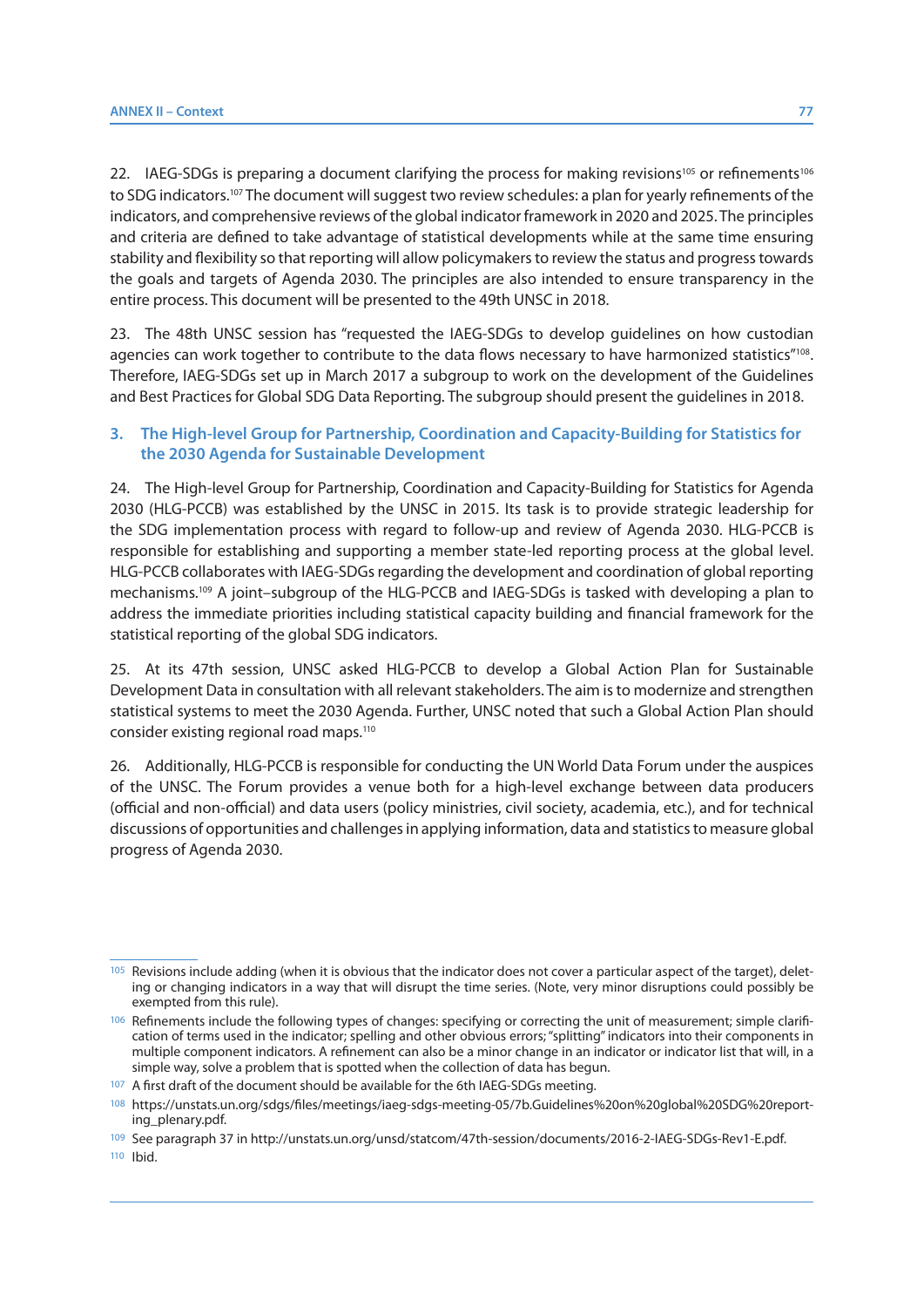22. IAEG-SDGs is preparing a document clarifying the process for making revisions[105] or refinements[106] to SDG indicators.[107] The document will suggest two review schedules: a plan for yearly refinements of the indicators, and comprehensive reviews of the global indicator framework in 2020 and 2025. The principles and criteria are defined to take advantage of statistical developments while at the same time ensuring stability and flexibility so that reporting will allow policymakers to review the status and progress towards the goals and targets of Agenda 2030. The principles are also intended to ensure transparency in the entire process. This document will be presented to the 49th UNSC in 2018.

23. The 48th UNSC session has "requested the IAEG-SDGs to develop guidelines on how custodian agencies can work together to contribute to the data flows necessary to have harmonized statistics"[108]. Therefore, IAEG-SDGs set up in March 2017 a subgroup to work on the development of the Guidelines and Best Practices for Global SDG Data Reporting. The subgroup should present the guidelines in 2018.

### 3. The High-level Group for Partnership, Coordination and Capacity-Building for Statistics for the 2030 Agenda for Sustainable Development

24. The High-level Group for Partnership, Coordination and Capacity-Building for Statistics for Agenda 2030 (HLG-PCCB) was established by the UNSC in 2015. Its task is to provide strategic leadership for the SDG implementation process with regard to follow-up and review of Agenda 2030. HLG-PCCB is responsible for establishing and supporting a member state-led reporting process at the global level. HLG-PCCB collaborates with IAEG-SDGs regarding the development and coordination of global reporting mechanisms.[109] A joint–subgroup of the HLG-PCCB and IAEG-SDGs is tasked with developing a plan to address the immediate priorities including statistical capacity building and financial framework for the statistical reporting of the global SDG indicators.

25. At its 47th session, UNSC asked HLG-PCCB to develop a Global Action Plan for Sustainable Development Data in consultation with all relevant stakeholders. The aim is to modernize and strengthen statistical systems to meet the 2030 Agenda. Further, UNSC noted that such a Global Action Plan should consider existing regional road maps.[110]

26. Additionally, HLG-PCCB is responsible for conducting the UN World Data Forum under the auspices of the UNSC. The Forum provides a venue both for a high-level exchange between data producers (official and non-official) and data users (policy ministries, civil society, academia, etc.), and for technical discussions of opportunities and challenges in applying information, data and statistics to measure global progress of Agenda 2030.

---

[105] Revisions include adding (when it is obvious that the indicator does not cover a particular aspect of the target), deleting or changing indicators in a way that will disrupt the time series. (Note, very minor disruptions could possibly be exempted from this rule).

[106] Refinements include the following types of changes: specifying or correcting the unit of measurement; simple clarification of terms used in the indicator; spelling and other obvious errors; "splitting" indicators into their components in multiple component indicators. A refinement can also be a minor change in an indicator or indicator list that will, in a simple way, solve a problem that is spotted when the collection of data has begun.

[107] A first draft of the document should be available for the 6th IAEG-SDGs meeting.

[108] https://unstats.un.org/sdgs/files/meetings/iaeg-sdgs-meeting-05/7b.Guidelines%20on%20global%20SDG%20reporting_plenary.pdf.

[109] See paragraph 37 in http://unstats.un.org/unsd/statcom/47th-session/documents/2016-2-IAEG-SDGs-Rev1-E.pdf.

[110] Ibid.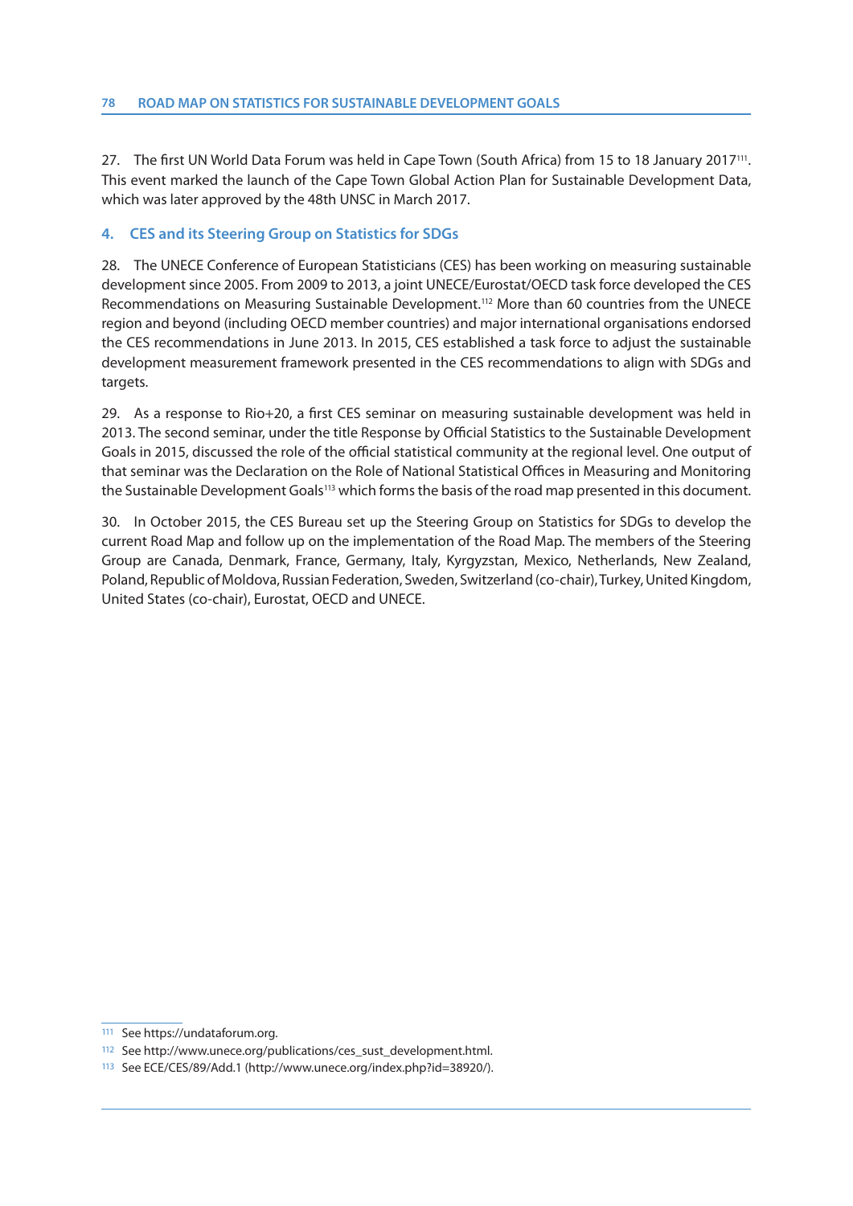27. The first UN World Data Forum was held in Cape Town (South Africa) from 15 to 18 January 2017[111]. This event marked the launch of the Cape Town Global Action Plan for Sustainable Development Data, which was later approved by the 48th UNSC in March 2017.

## 4. CES and its Steering Group on Statistics for SDGs

28. The UNECE Conference of European Statisticians (CES) has been working on measuring sustainable development since 2005. From 2009 to 2013, a joint UNECE/Eurostat/OECD task force developed the CES Recommendations on Measuring Sustainable Development.[112] More than 60 countries from the UNECE region and beyond (including OECD member countries) and major international organisations endorsed the CES recommendations in June 2013. In 2015, CES established a task force to adjust the sustainable development measurement framework presented in the CES recommendations to align with SDGs and targets.

29. As a response to Rio+20, a first CES seminar on measuring sustainable development was held in 2013. The second seminar, under the title Response by Official Statistics to the Sustainable Development Goals in 2015, discussed the role of the official statistical community at the regional level. One output of that seminar was the Declaration on the Role of National Statistical Offices in Measuring and Monitoring the Sustainable Development Goals[113] which forms the basis of the road map presented in this document.

30. In October 2015, the CES Bureau set up the Steering Group on Statistics for SDGs to develop the current Road Map and follow up on the implementation of the Road Map. The members of the Steering Group are Canada, Denmark, France, Germany, Italy, Kyrgyzstan, Mexico, Netherlands, New Zealand, Poland, Republic of Moldova, Russian Federation, Sweden, Switzerland (co-chair), Turkey, United Kingdom, United States (co-chair), Eurostat, OECD and UNECE.

---

[111] See https://undataforum.org.

[112] See http://www.unece.org/publications/ces_sust_development.html.

[113] See ECE/CES/89/Add.1 (http://www.unece.org/index.php?id=38920/).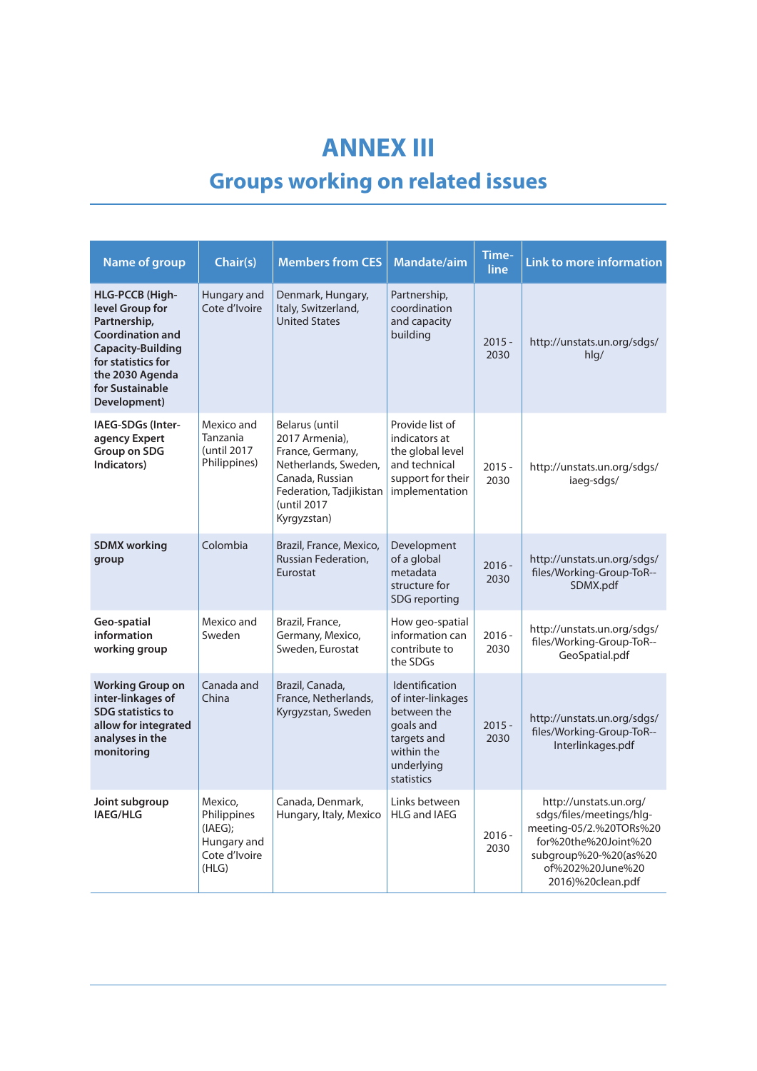# ANNEX III

## Groups working on related issues

| Name of group | Chair(s) | Members from CES | Mandate/aim | Time-line | Link to more information |
|---|---|---|---|---|---|
| **HLG-PCCB (High-level Group for Partnership, Coordination and Capacity-Building for statistics for the 2030 Agenda for Sustainable Development)** | Hungary and Cote d'Ivoire | Denmark, Hungary, Italy, Switzerland, United States | Partnership, coordination and capacity building | 2015 - 2030 | http://unstats.un.org/sdgs/hlg/ |
| **IAEG-SDGs (Inter-agency Expert Group on SDG Indicators)** | Mexico and Tanzania (until 2017 Philippines) | Belarus (until 2017 Armenia), France, Germany, Netherlands, Sweden, Canada, Russian Federation, Tadjikistan (until 2017 Kyrgyzstan) | Provide list of indicators at the global level and technical support for their implementation | 2015 - 2030 | http://unstats.un.org/sdgs/iaeg-sdgs/ |
| **SDMX working group** | Colombia | Brazil, France, Mexico, Russian Federation, Eurostat | Development of a global metadata structure for SDG reporting | 2016 - 2030 | http://unstats.un.org/sdgs/files/Working-Group-ToR--SDMX.pdf |
| **Geo-spatial information working group** | Mexico and Sweden | Brazil, France, Germany, Mexico, Sweden, Eurostat | How geo-spatial information can contribute to the SDGs | 2016 - 2030 | http://unstats.un.org/sdgs/files/Working-Group-ToR--GeoSpatial.pdf |
| **Working Group on inter-linkages of SDG statistics to allow for integrated analyses in the monitoring** | Canada and China | Brazil, Canada, France, Netherlands, Kyrgyzstan, Sweden | Identification of inter-linkages between the goals and targets and within the underlying statistics | 2015 - 2030 | http://unstats.un.org/sdgs/files/Working-Group-ToR--Interlinkages.pdf |
| **Joint subgroup IAEG/HLG** | Mexico, Philippines (IAEG); Hungary and Cote d'Ivoire (HLG) | Canada, Denmark, Hungary, Italy, Mexico | Links between HLG and IAEG | 2016 - 2030 | http://unstats.un.org/sdgs/files/meetings/hlg-meeting-05/2.%20TORs%20for%20the%20Joint%20subgroup%20-%20(as%20of%202%20June%202016)%20clean.pdf |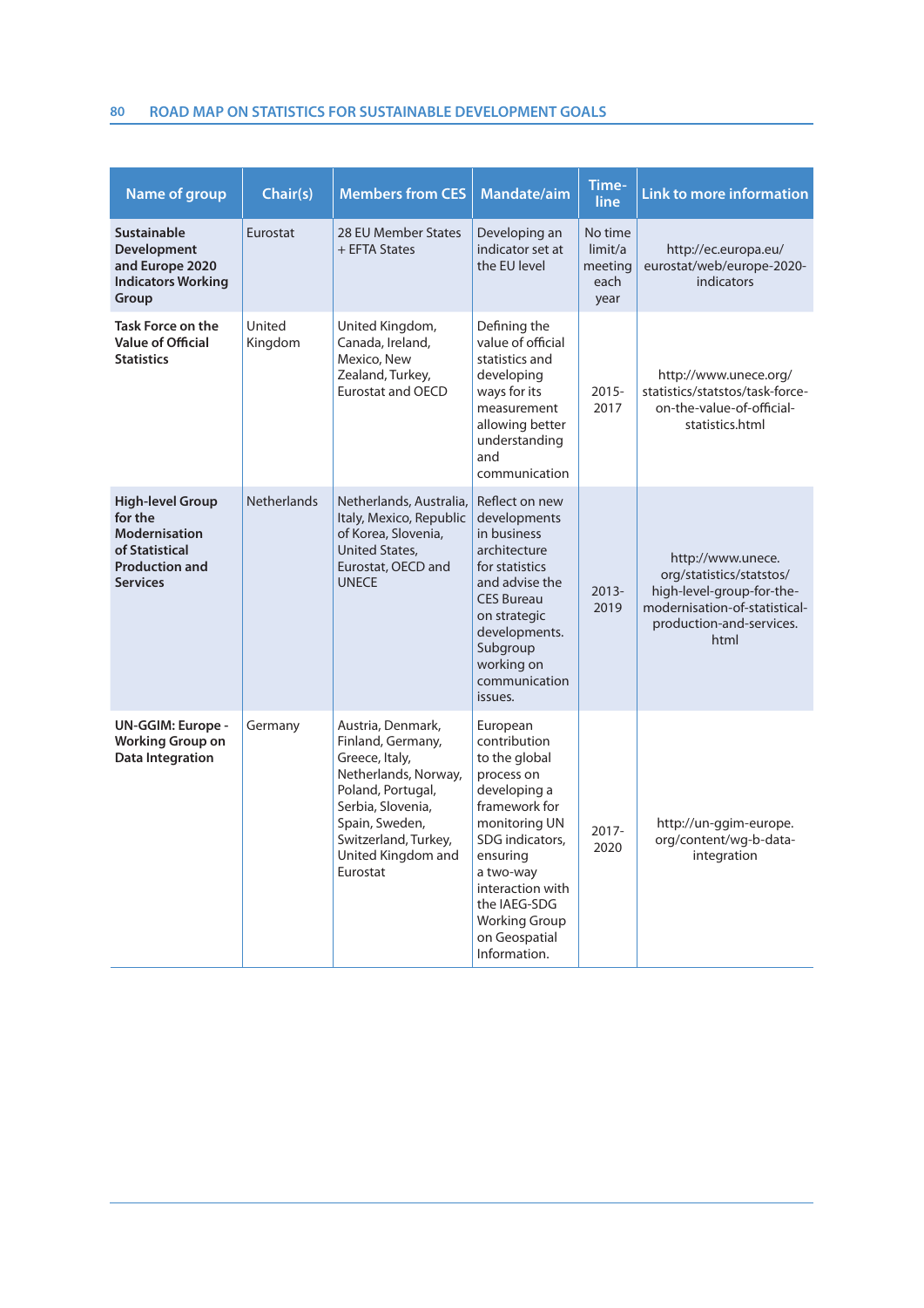| Name of group | Chair(s) | Members from CES | Mandate/aim | Time-line | Link to more information |
|---|---|---|---|---|---|
| **Sustainable Development and Europe 2020 Indicators Working Group** | Eurostat | 28 EU Member States + EFTA States | Developing an indicator set at the EU level | No time limit/a meeting each year | http://ec.europa.eu/eurostat/web/europe-2020-indicators |
| **Task Force on the Value of Official Statistics** | United Kingdom | United Kingdom, Canada, Ireland, Mexico, New Zealand, Turkey, Eurostat and OECD | Defining the value of official statistics and developing ways for its measurement allowing better understanding and communication | 2015-2017 | http://www.unece.org/statistics/statstos/task-force-on-the-value-of-official-statistics.html |
| **High-level Group for the Modernisation of Statistical Production and Services** | Netherlands | Netherlands, Australia, Italy, Mexico, Republic of Korea, Slovenia, United States, Eurostat, OECD and UNECE | Reflect on new developments in business architecture for statistics and advise the CES Bureau on strategic developments. Subgroup working on communication issues. | 2013-2019 | http://www.unece.org/statistics/statstos/high-level-group-for-the-modernisation-of-statistical-production-and-services.html |
| **UN-GGIM: Europe - Working Group on Data Integration** | Germany | Austria, Denmark, Finland, Germany, Greece, Italy, Netherlands, Norway, Poland, Portugal, Serbia, Slovenia, Spain, Sweden, Switzerland, Turkey, United Kingdom and Eurostat | European contribution to the global process on developing a framework for monitoring UN SDG indicators, ensuring a two-way interaction with the IAEG-SDG Working Group on Geospatial Information. | 2017-2020 | http://un-ggim-europe.org/content/wg-b-data-integration |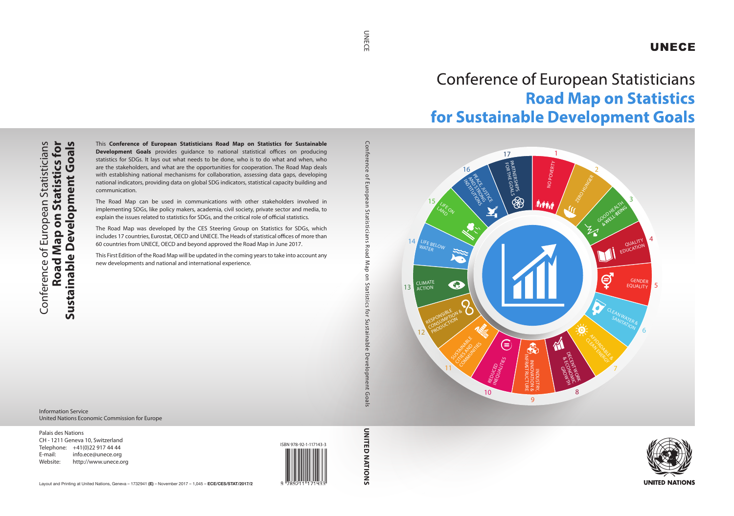# Conference of European Statisticians Road Map on Statistics for Sustainable Development Goals

This **Conference of European Statisticians Road Map on Statistics for Sustainable Development Goals** provides guidance to national statistical offices on producing statistics for SDGs. It lays out what needs to be done, who is to do what and when, who are the stakeholders, and what are the opportunities for cooperation. The Road Map deals with establishing national mechanisms for collaboration, assessing data gaps, developing national indicators, providing data on global SDG indicators, statistical capacity building and communication.

The Road Map can be used in communications with other stakeholders involved in implementing SDGs, like policy makers, academia, civil society, private sector and media, to explain the issues related to statistics for SDGs, and the critical role of official statistics.

The Road Map was developed by the CES Steering Group on Statistics for SDGs, which includes 17 countries, Eurostat, OECD and UNECE. The Heads of statistical offices of more than 60 countries from UNECE, OECD and beyond approved the Road Map in June 2017.

This First Edition of the Road Map will be updated in the coming years to take into account any new developments and national and international experience.

Information Service
United Nations Economic Commission for Europe

Palais des Nations
CH - 1211 Geneva 10, Switzerland
Telephone: +41(0)22 917 44 44
E-mail: info.ece@unece.org
Website: http://www.unece.org

ISBN 978-92-1-117143-3

Layout and Printing at United Nations, Geneva – 1732941 (E) – November 2017 – 1,045 – **ECE/CES/STAT/2017/2**

UNECE

UNITED NATIONS